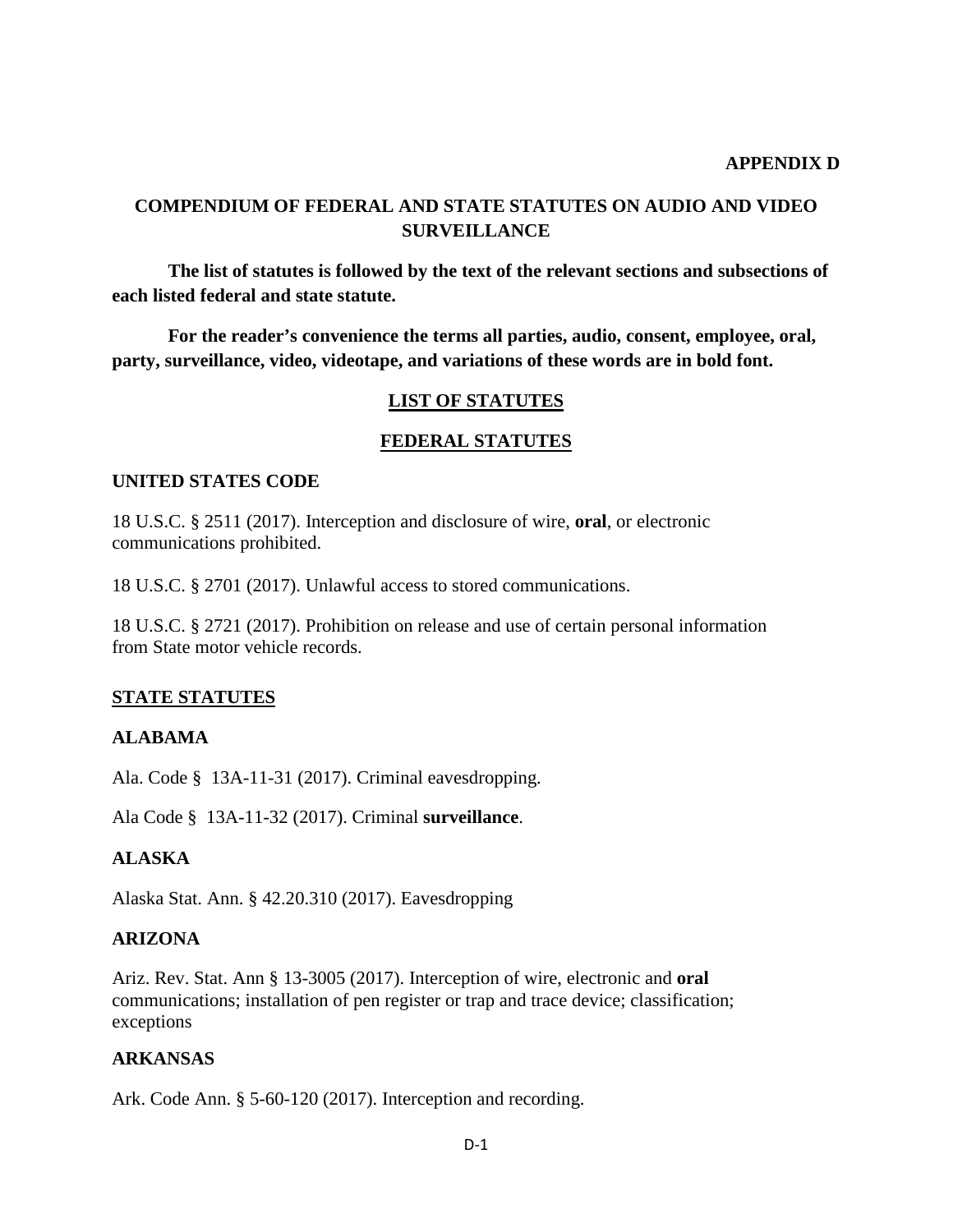**APPENDIX D**

# COMPENDIUM OF FEDERAL AND STATE STATUTES ON AUDIO AND VIDEO SURVEILLANCE

**The list of statutes is followed by the text of the relevant sections and subsections of each listed federal and state statute.**

**For the reader's convenience the terms all parties, audio, consent, employee, oral, party, surveillance, video, videotape, and variations of these words are in bold font.**

## LIST OF STATUTES

## FEDERAL STATUTES

### UNITED STATES CODE

18 U.S.C. § 2511 (2017). Interception and disclosure of wire, **oral**, or electronic communications prohibited.

18 U.S.C. § 2701 (2017). Unlawful access to stored communications.

18 U.S.C. § 2721 (2017). Prohibition on release and use of certain personal information from State motor vehicle records.

## STATE STATUTES

### ALABAMA

Ala. Code § 13A-11-31 (2017). Criminal eavesdropping.

Ala Code § 13A-11-32 (2017). Criminal **surveillance**.

### ALASKA

Alaska Stat. Ann. § 42.20.310 (2017). Eavesdropping

### ARIZONA

Ariz. Rev. Stat. Ann § 13-3005 (2017). Interception of wire, electronic and **oral** communications; installation of pen register or trap and trace device; classification; exceptions

### ARKANSAS

Ark. Code Ann. § 5-60-120 (2017). Interception and recording.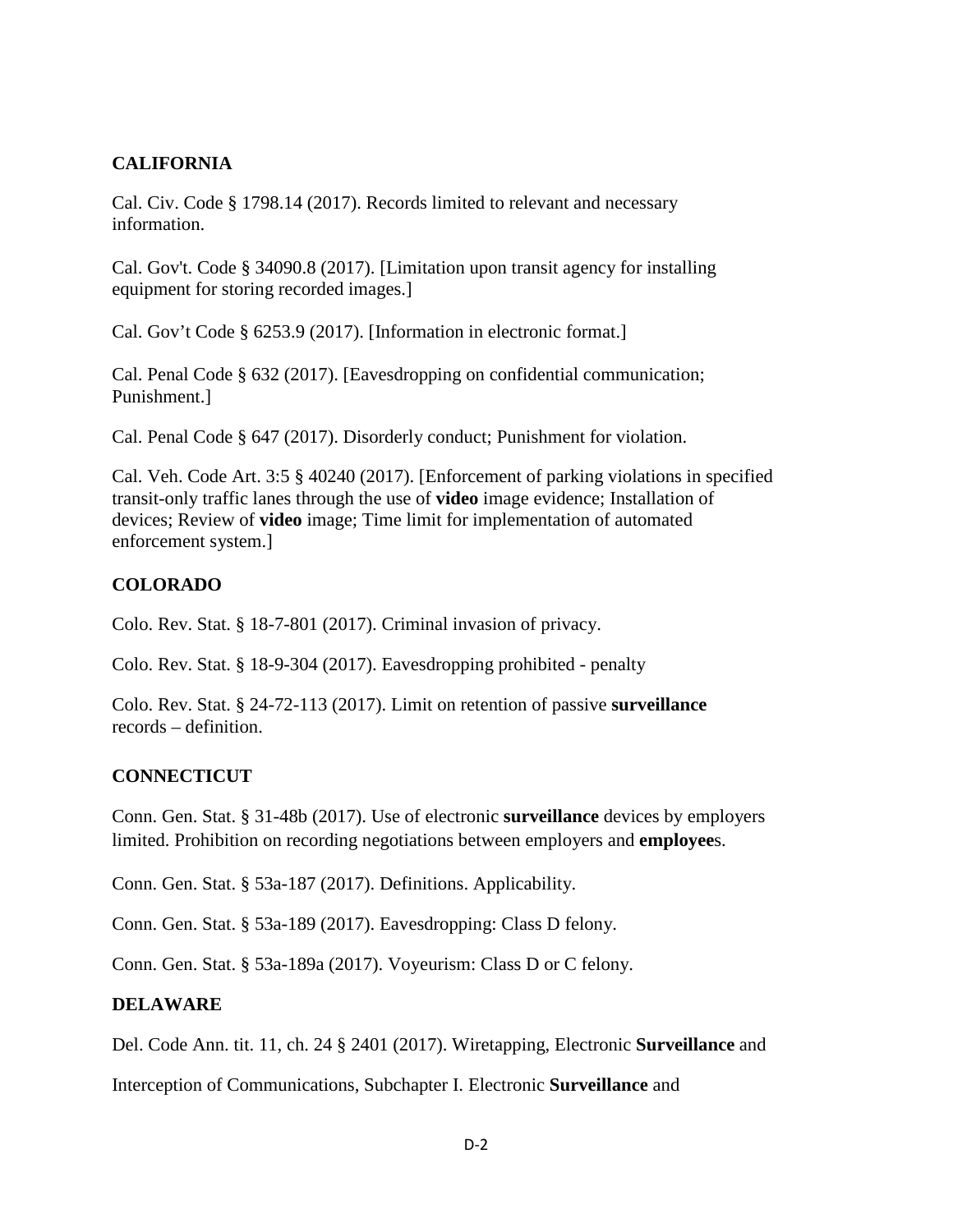**CALIFORNIA**

Cal. Civ. Code § 1798.14 (2017). Records limited to relevant and necessary information.

Cal. Gov't. Code § 34090.8 (2017). [Limitation upon transit agency for installing equipment for storing recorded images.]

Cal. Gov't Code § 6253.9 (2017). [Information in electronic format.]

Cal. Penal Code § 632 (2017). [Eavesdropping on confidential communication; Punishment.]

Cal. Penal Code § 647 (2017). Disorderly conduct; Punishment for violation.

Cal. Veh. Code Art. 3:5 § 40240 (2017). [Enforcement of parking violations in specified transit-only traffic lanes through the use of **video** image evidence; Installation of devices; Review of **video** image; Time limit for implementation of automated enforcement system.]

**COLORADO**

Colo. Rev. Stat. § 18-7-801 (2017). Criminal invasion of privacy.

Colo. Rev. Stat. § 18-9-304 (2017). Eavesdropping prohibited - penalty

Colo. Rev. Stat. § 24-72-113 (2017). Limit on retention of passive **surveillance** records – definition.

**CONNECTICUT**

Conn. Gen. Stat. § 31-48b (2017). Use of electronic **surveillance** devices by employers limited. Prohibition on recording negotiations between employers and **employee**s.

Conn. Gen. Stat. § 53a-187 (2017). Definitions. Applicability.

Conn. Gen. Stat. § 53a-189 (2017). Eavesdropping: Class D felony.

Conn. Gen. Stat. § 53a-189a (2017). Voyeurism: Class D or C felony.

**DELAWARE**

Del. Code Ann. tit. 11, ch. 24 § 2401 (2017). Wiretapping, Electronic **Surveillance** and Interception of Communications, Subchapter I. Electronic **Surveillance** and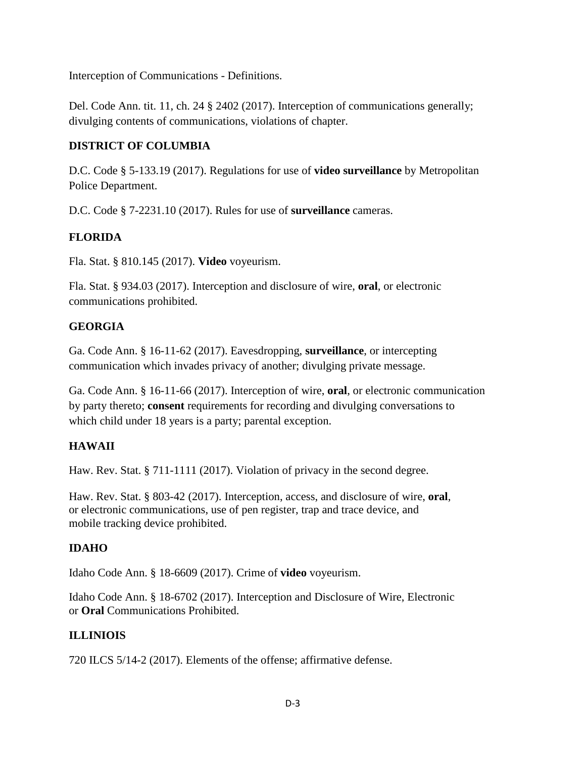Interception of Communications - Definitions.

Del. Code Ann. tit. 11, ch. 24 § 2402 (2017). Interception of communications generally; divulging contents of communications, violations of chapter.

**DISTRICT OF COLUMBIA**

D.C. Code § 5-133.19 (2017). Regulations for use of **video surveillance** by Metropolitan Police Department.

D.C. Code § 7-2231.10 (2017). Rules for use of **surveillance** cameras.

**FLORIDA**

Fla. Stat. § 810.145 (2017). **Video** voyeurism.

Fla. Stat. § 934.03 (2017). Interception and disclosure of wire, **oral**, or electronic communications prohibited.

**GEORGIA**

Ga. Code Ann. § 16-11-62 (2017). Eavesdropping, **surveillance**, or intercepting communication which invades privacy of another; divulging private message.

Ga. Code Ann. § 16-11-66 (2017). Interception of wire, **oral**, or electronic communication by party thereto; **consent** requirements for recording and divulging conversations to which child under 18 years is a party; parental exception.

**HAWAII**

Haw. Rev. Stat. § 711-1111 (2017). Violation of privacy in the second degree.

Haw. Rev. Stat. § 803-42 (2017). Interception, access, and disclosure of wire, **oral**, or electronic communications, use of pen register, trap and trace device, and mobile tracking device prohibited.

**IDAHO**

Idaho Code Ann. § 18-6609 (2017). Crime of **video** voyeurism.

Idaho Code Ann. § 18-6702 (2017). Interception and Disclosure of Wire, Electronic or **Oral** Communications Prohibited.

**ILLINIOIS**

720 ILCS 5/14-2 (2017). Elements of the offense; affirmative defense.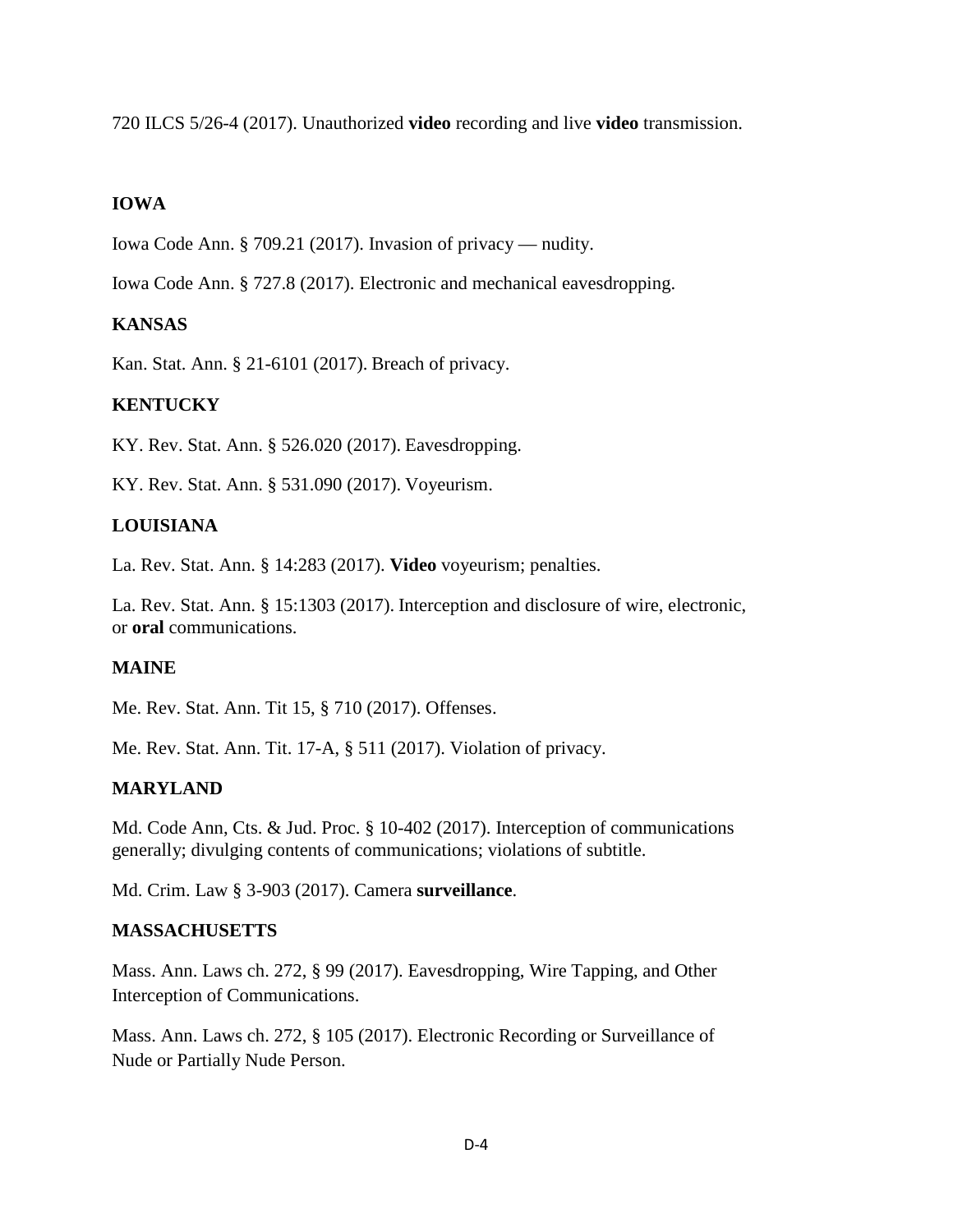720 ILCS 5/26-4 (2017). Unauthorized **video** recording and live **video** transmission.

**IOWA**

Iowa Code Ann. § 709.21 (2017). Invasion of privacy — nudity.

Iowa Code Ann. § 727.8 (2017). Electronic and mechanical eavesdropping.

**KANSAS**

Kan. Stat. Ann. § 21-6101 (2017). Breach of privacy.

**KENTUCKY**

KY. Rev. Stat. Ann. § 526.020 (2017). Eavesdropping.

KY. Rev. Stat. Ann. § 531.090 (2017). Voyeurism.

**LOUISIANA**

La. Rev. Stat. Ann. § 14:283 (2017). **Video** voyeurism; penalties.

La. Rev. Stat. Ann. § 15:1303 (2017). Interception and disclosure of wire, electronic, or **oral** communications.

**MAINE**

Me. Rev. Stat. Ann. Tit 15, § 710 (2017). Offenses.

Me. Rev. Stat. Ann. Tit. 17-A, § 511 (2017). Violation of privacy.

**MARYLAND**

Md. Code Ann, Cts. & Jud. Proc. § 10-402 (2017). Interception of communications generally; divulging contents of communications; violations of subtitle.

Md. Crim. Law § 3-903 (2017). Camera **surveillance**.

**MASSACHUSETTS**

Mass. Ann. Laws ch. 272, § 99 (2017). Eavesdropping, Wire Tapping, and Other Interception of Communications.

Mass. Ann. Laws ch. 272, § 105 (2017). Electronic Recording or Surveillance of Nude or Partially Nude Person.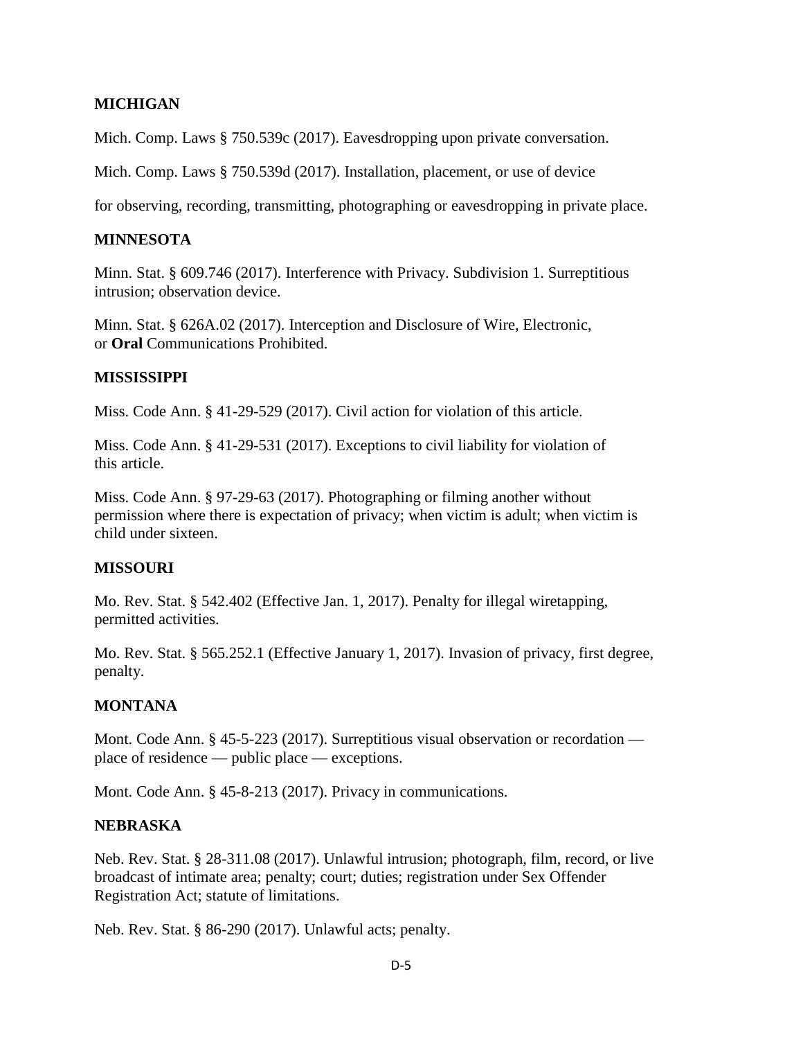**MICHIGAN**

Mich. Comp. Laws § 750.539c (2017). Eavesdropping upon private conversation.

Mich. Comp. Laws § 750.539d (2017). Installation, placement, or use of device

for observing, recording, transmitting, photographing or eavesdropping in private place.

**MINNESOTA**

Minn. Stat. § 609.746 (2017). Interference with Privacy. Subdivision 1. Surreptitious intrusion; observation device.

Minn. Stat. § 626A.02 (2017). Interception and Disclosure of Wire, Electronic, or **Oral** Communications Prohibited.

**MISSISSIPPI**

Miss. Code Ann. § 41-29-529 (2017). Civil action for violation of this article.

Miss. Code Ann. § 41-29-531 (2017). Exceptions to civil liability for violation of this article.

Miss. Code Ann. § 97-29-63 (2017). Photographing or filming another without permission where there is expectation of privacy; when victim is adult; when victim is child under sixteen.

**MISSOURI**

Mo. Rev. Stat. § 542.402 (Effective Jan. 1, 2017). Penalty for illegal wiretapping, permitted activities.

Mo. Rev. Stat. § 565.252.1 (Effective January 1, 2017). Invasion of privacy, first degree, penalty.

**MONTANA**

Mont. Code Ann. § 45-5-223 (2017). Surreptitious visual observation or recordation — place of residence — public place — exceptions.

Mont. Code Ann. § 45-8-213 (2017). Privacy in communications.

**NEBRASKA**

Neb. Rev. Stat. § 28-311.08 (2017). Unlawful intrusion; photograph, film, record, or live broadcast of intimate area; penalty; court; duties; registration under Sex Offender Registration Act; statute of limitations.

Neb. Rev. Stat. § 86-290 (2017). Unlawful acts; penalty.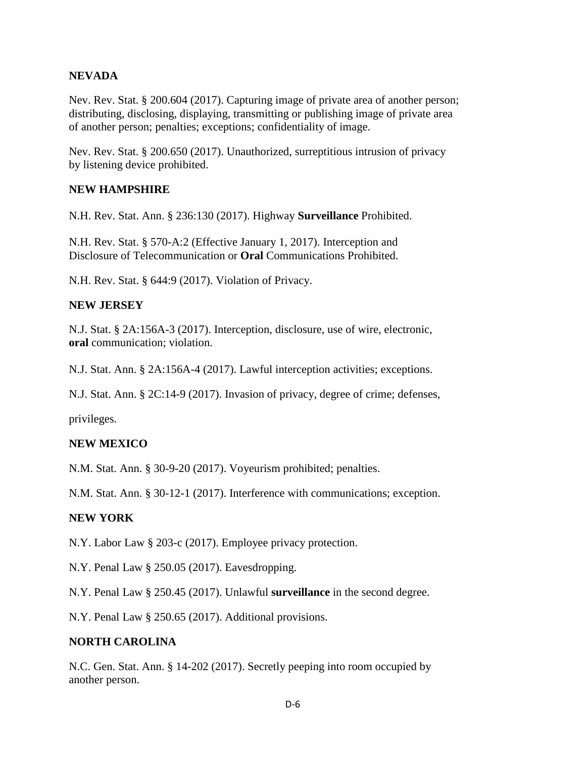**NEVADA**

Nev. Rev. Stat. § 200.604 (2017). Capturing image of private area of another person; distributing, disclosing, displaying, transmitting or publishing image of private area of another person; penalties; exceptions; confidentiality of image.

Nev. Rev. Stat. § 200.650 (2017). Unauthorized, surreptitious intrusion of privacy by listening device prohibited.

**NEW HAMPSHIRE**

N.H. Rev. Stat. Ann. § 236:130 (2017). Highway **Surveillance** Prohibited.

N.H. Rev. Stat. § 570-A:2 (Effective January 1, 2017). Interception and Disclosure of Telecommunication or **Oral** Communications Prohibited.

N.H. Rev. Stat. § 644:9 (2017). Violation of Privacy.

**NEW JERSEY**

N.J. Stat. § 2A:156A-3 (2017). Interception, disclosure, use of wire, electronic, **oral** communication; violation.

N.J. Stat. Ann. § 2A:156A-4 (2017). Lawful interception activities; exceptions.

N.J. Stat. Ann. § 2C:14-9 (2017). Invasion of privacy, degree of crime; defenses,

privileges.

**NEW MEXICO**

N.M. Stat. Ann. § 30-9-20 (2017). Voyeurism prohibited; penalties.

N.M. Stat. Ann. § 30-12-1 (2017). Interference with communications; exception.

**NEW YORK**

N.Y. Labor Law § 203-c (2017). Employee privacy protection.

N.Y. Penal Law § 250.05 (2017). Eavesdropping.

N.Y. Penal Law § 250.45 (2017). Unlawful **surveillance** in the second degree.

N.Y. Penal Law § 250.65 (2017). Additional provisions.

**NORTH CAROLINA**

N.C. Gen. Stat. Ann. § 14-202 (2017). Secretly peeping into room occupied by another person.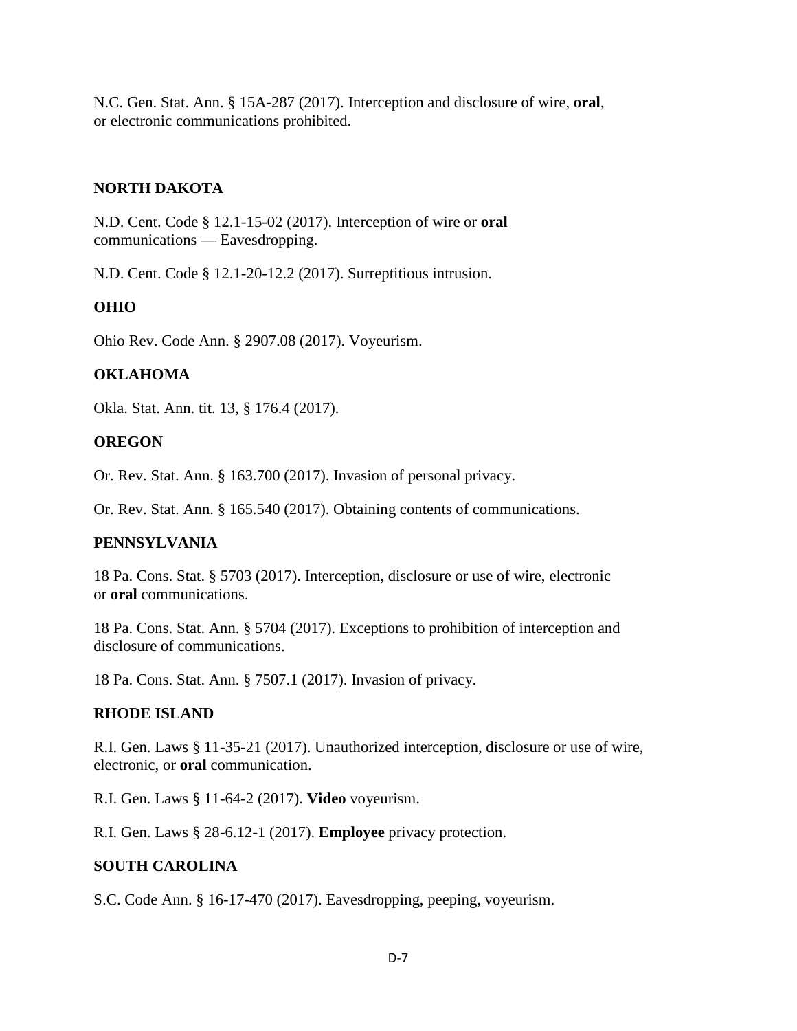N.C. Gen. Stat. Ann. § 15A-287 (2017). Interception and disclosure of wire, **oral**, or electronic communications prohibited.

**NORTH DAKOTA**

N.D. Cent. Code § 12.1-15-02 (2017). Interception of wire or **oral** communications — Eavesdropping.

N.D. Cent. Code § 12.1-20-12.2 (2017). Surreptitious intrusion.

**OHIO**

Ohio Rev. Code Ann. § 2907.08 (2017). Voyeurism.

**OKLAHOMA**

Okla. Stat. Ann. tit. 13, § 176.4 (2017).

**OREGON**

Or. Rev. Stat. Ann. § 163.700 (2017). Invasion of personal privacy.

Or. Rev. Stat. Ann. § 165.540 (2017). Obtaining contents of communications.

**PENNSYLVANIA**

18 Pa. Cons. Stat. § 5703 (2017). Interception, disclosure or use of wire, electronic or **oral** communications.

18 Pa. Cons. Stat. Ann. § 5704 (2017). Exceptions to prohibition of interception and disclosure of communications.

18 Pa. Cons. Stat. Ann. § 7507.1 (2017). Invasion of privacy.

**RHODE ISLAND**

R.I. Gen. Laws § 11-35-21 (2017). Unauthorized interception, disclosure or use of wire, electronic, or **oral** communication.

R.I. Gen. Laws § 11-64-2 (2017). **Video** voyeurism.

R.I. Gen. Laws § 28-6.12-1 (2017). **Employee** privacy protection.

**SOUTH CAROLINA**

S.C. Code Ann. § 16-17-470 (2017). Eavesdropping, peeping, voyeurism.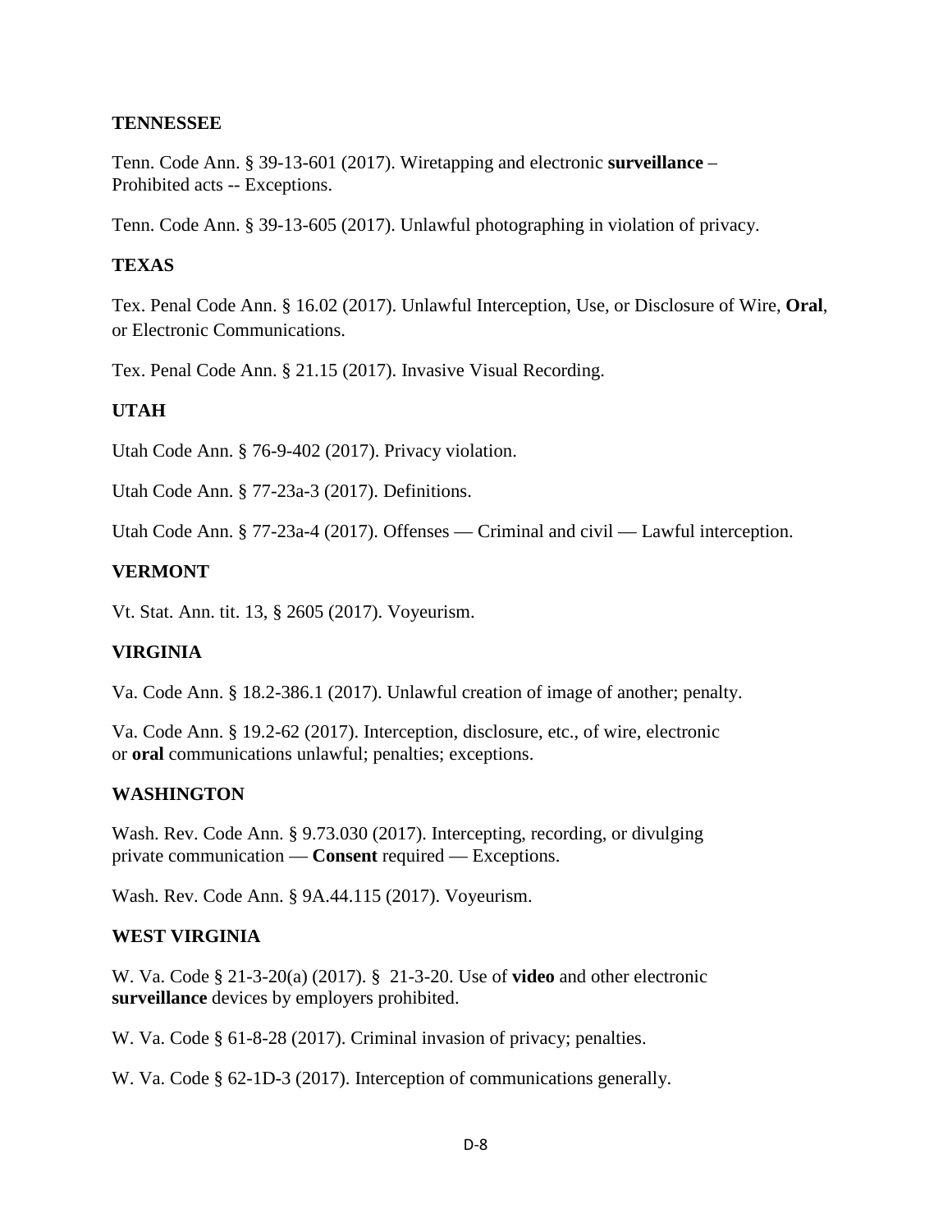**TENNESSEE**

Tenn. Code Ann. § 39-13-601 (2017). Wiretapping and electronic **surveillance** – Prohibited acts -- Exceptions.

Tenn. Code Ann. § 39-13-605 (2017). Unlawful photographing in violation of privacy.

**TEXAS**

Tex. Penal Code Ann. § 16.02 (2017). Unlawful Interception, Use, or Disclosure of Wire, **Oral**, or Electronic Communications.

Tex. Penal Code Ann. § 21.15 (2017). Invasive Visual Recording.

**UTAH**

Utah Code Ann. § 76-9-402 (2017). Privacy violation.

Utah Code Ann. § 77-23a-3 (2017). Definitions.

Utah Code Ann. § 77-23a-4 (2017). Offenses — Criminal and civil — Lawful interception.

**VERMONT**

Vt. Stat. Ann. tit. 13, § 2605 (2017). Voyeurism.

**VIRGINIA**

Va. Code Ann. § 18.2-386.1 (2017). Unlawful creation of image of another; penalty.

Va. Code Ann. § 19.2-62 (2017). Interception, disclosure, etc., of wire, electronic or **oral** communications unlawful; penalties; exceptions.

**WASHINGTON**

Wash. Rev. Code Ann. § 9.73.030 (2017). Intercepting, recording, or divulging private communication — **Consent** required — Exceptions.

Wash. Rev. Code Ann. § 9A.44.115 (2017). Voyeurism.

**WEST VIRGINIA**

W. Va. Code § 21-3-20(a) (2017). § 21-3-20. Use of **video** and other electronic **surveillance** devices by employers prohibited.

W. Va. Code § 61-8-28 (2017). Criminal invasion of privacy; penalties.

W. Va. Code § 62-1D-3 (2017). Interception of communications generally.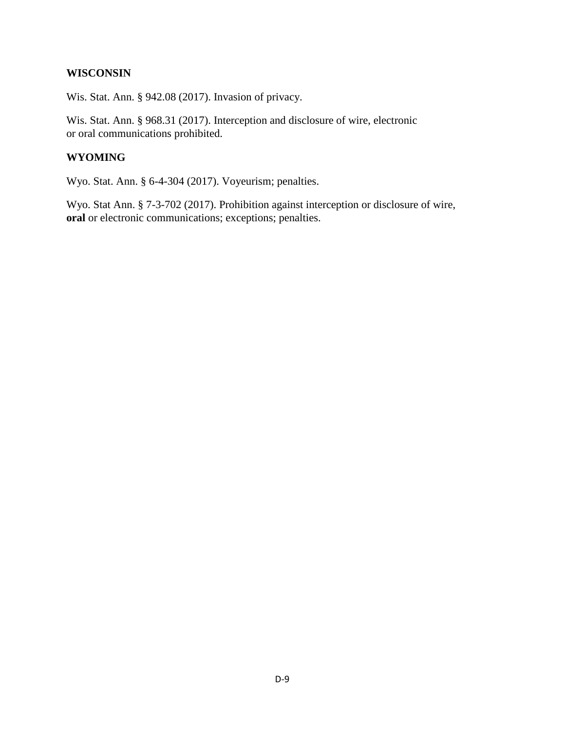**WISCONSIN**

Wis. Stat. Ann. § 942.08 (2017). Invasion of privacy.

Wis. Stat. Ann. § 968.31 (2017). Interception and disclosure of wire, electronic or oral communications prohibited.

**WYOMING**

Wyo. Stat. Ann. § 6-4-304 (2017). Voyeurism; penalties.

Wyo. Stat Ann. § 7-3-702 (2017). Prohibition against interception or disclosure of wire, **oral** or electronic communications; exceptions; penalties.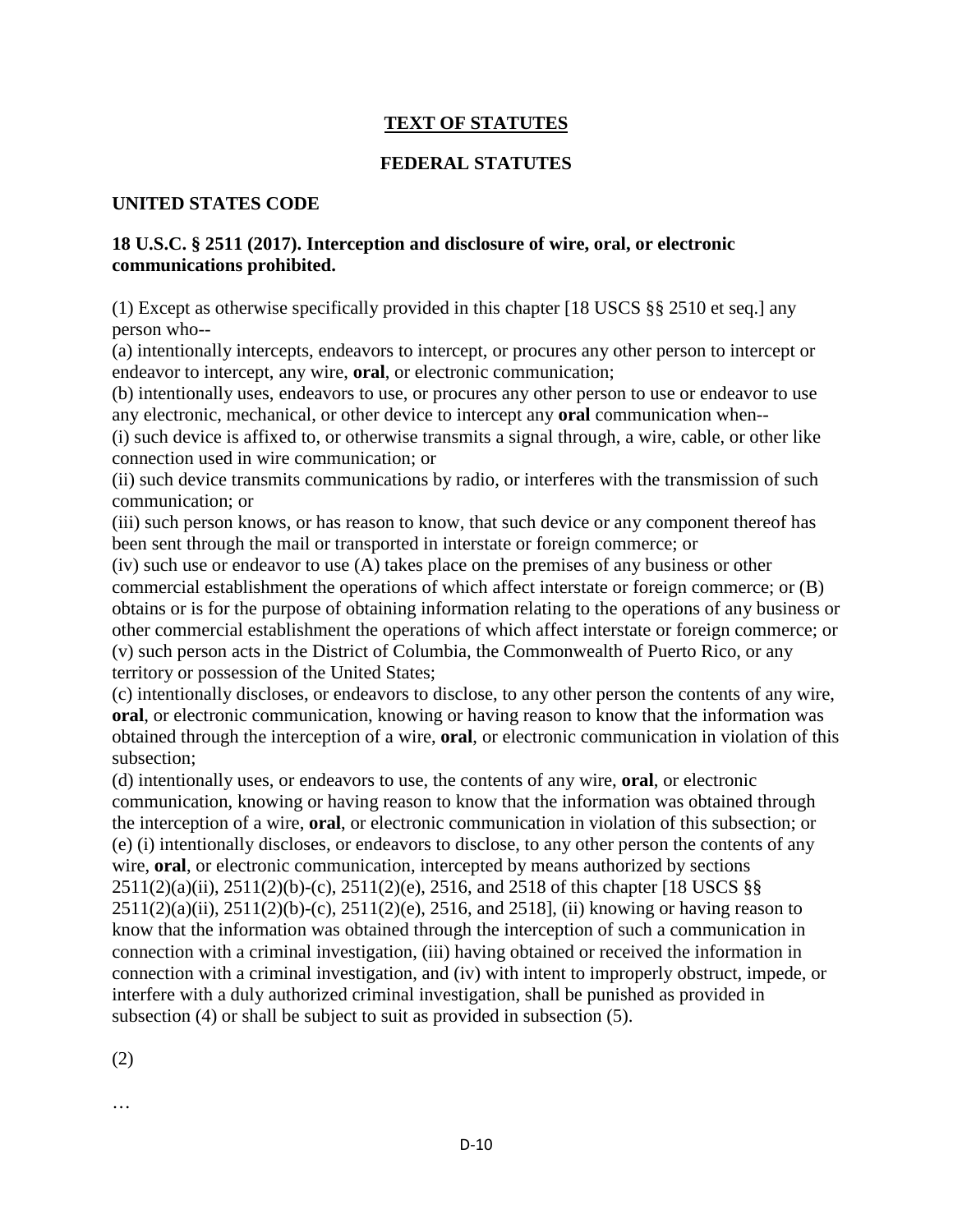**TEXT OF STATUTES**

**FEDERAL STATUTES**

**UNITED STATES CODE**

**18 U.S.C. § 2511 (2017). Interception and disclosure of wire, oral, or electronic communications prohibited.**

(1) Except as otherwise specifically provided in this chapter [18 USCS §§ 2510 et seq.] any person who--
(a) intentionally intercepts, endeavors to intercept, or procures any other person to intercept or endeavor to intercept, any wire, **oral**, or electronic communication;
(b) intentionally uses, endeavors to use, or procures any other person to use or endeavor to use any electronic, mechanical, or other device to intercept any **oral** communication when--
(i) such device is affixed to, or otherwise transmits a signal through, a wire, cable, or other like connection used in wire communication; or
(ii) such device transmits communications by radio, or interferes with the transmission of such communication; or
(iii) such person knows, or has reason to know, that such device or any component thereof has been sent through the mail or transported in interstate or foreign commerce; or
(iv) such use or endeavor to use (A) takes place on the premises of any business or other commercial establishment the operations of which affect interstate or foreign commerce; or (B) obtains or is for the purpose of obtaining information relating to the operations of any business or other commercial establishment the operations of which affect interstate or foreign commerce; or
(v) such person acts in the District of Columbia, the Commonwealth of Puerto Rico, or any territory or possession of the United States;
(c) intentionally discloses, or endeavors to disclose, to any other person the contents of any wire, **oral**, or electronic communication, knowing or having reason to know that the information was obtained through the interception of a wire, **oral**, or electronic communication in violation of this subsection;
(d) intentionally uses, or endeavors to use, the contents of any wire, **oral**, or electronic communication, knowing or having reason to know that the information was obtained through the interception of a wire, **oral**, or electronic communication in violation of this subsection; or
(e) (i) intentionally discloses, or endeavors to disclose, to any other person the contents of any wire, **oral**, or electronic communication, intercepted by means authorized by sections 2511(2)(a)(ii), 2511(2)(b)-(c), 2511(2)(e), 2516, and 2518 of this chapter [18 USCS §§ 2511(2)(a)(ii), 2511(2)(b)-(c), 2511(2)(e), 2516, and 2518], (ii) knowing or having reason to know that the information was obtained through the interception of such a communication in connection with a criminal investigation, (iii) having obtained or received the information in connection with a criminal investigation, and (iv) with intent to improperly obstruct, impede, or interfere with a duly authorized criminal investigation, shall be punished as provided in subsection (4) or shall be subject to suit as provided in subsection (5).

(2)

…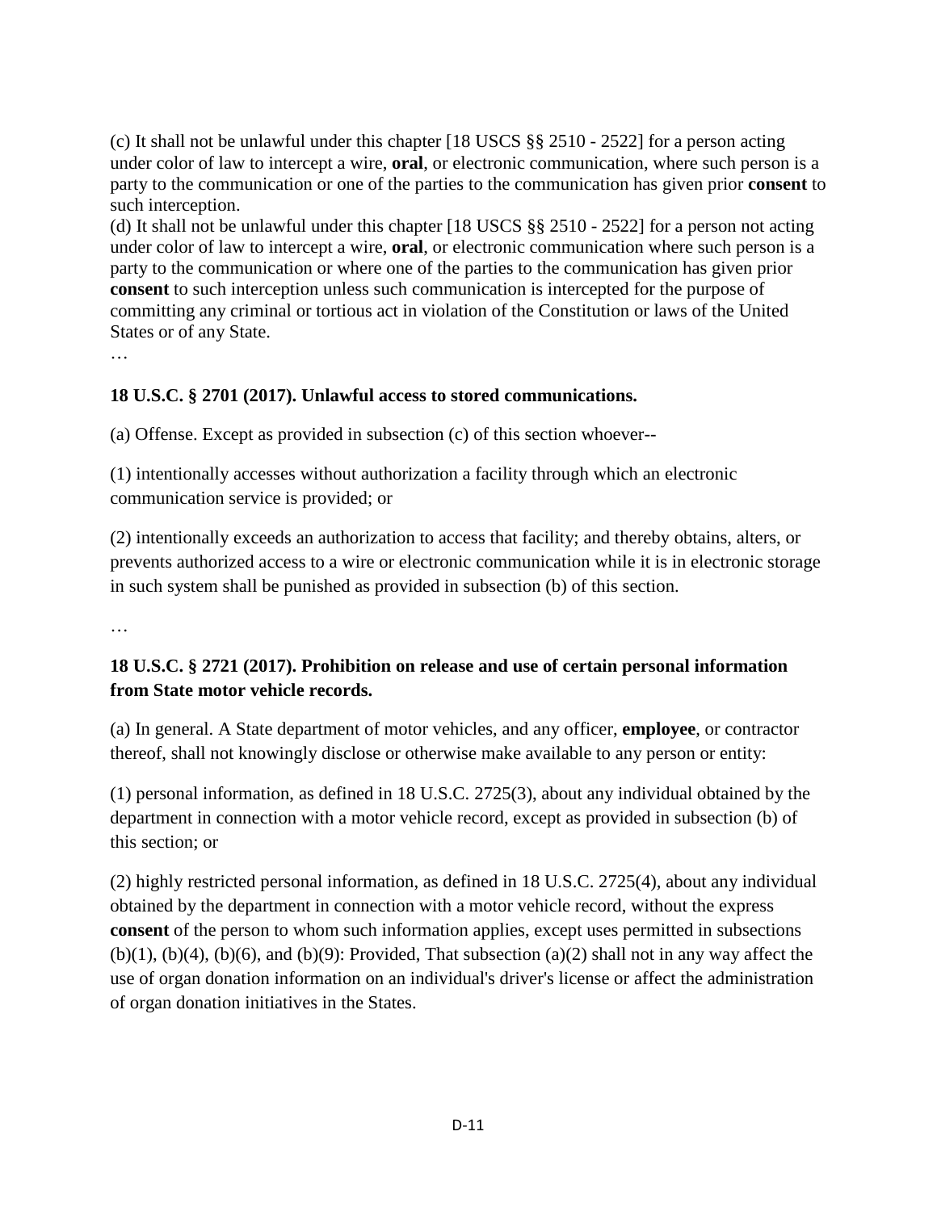(c) It shall not be unlawful under this chapter [18 USCS §§ 2510 - 2522] for a person acting under color of law to intercept a wire, **oral**, or electronic communication, where such person is a party to the communication or one of the parties to the communication has given prior **consent** to such interception.
(d) It shall not be unlawful under this chapter [18 USCS §§ 2510 - 2522] for a person not acting under color of law to intercept a wire, **oral**, or electronic communication where such person is a party to the communication or where one of the parties to the communication has given prior **consent** to such interception unless such communication is intercepted for the purpose of committing any criminal or tortious act in violation of the Constitution or laws of the United States or of any State.
…

**18 U.S.C. § 2701 (2017). Unlawful access to stored communications.**

(a) Offense. Except as provided in subsection (c) of this section whoever--

(1) intentionally accesses without authorization a facility through which an electronic communication service is provided; or

(2) intentionally exceeds an authorization to access that facility; and thereby obtains, alters, or prevents authorized access to a wire or electronic communication while it is in electronic storage in such system shall be punished as provided in subsection (b) of this section.

…

**18 U.S.C. § 2721 (2017). Prohibition on release and use of certain personal information from State motor vehicle records.**

(a) In general. A State department of motor vehicles, and any officer, **employee**, or contractor thereof, shall not knowingly disclose or otherwise make available to any person or entity:

(1) personal information, as defined in 18 U.S.C. 2725(3), about any individual obtained by the department in connection with a motor vehicle record, except as provided in subsection (b) of this section; or

(2) highly restricted personal information, as defined in 18 U.S.C. 2725(4), about any individual obtained by the department in connection with a motor vehicle record, without the express **consent** of the person to whom such information applies, except uses permitted in subsections (b)(1), (b)(4), (b)(6), and (b)(9): Provided, That subsection (a)(2) shall not in any way affect the use of organ donation information on an individual's driver's license or affect the administration of organ donation initiatives in the States.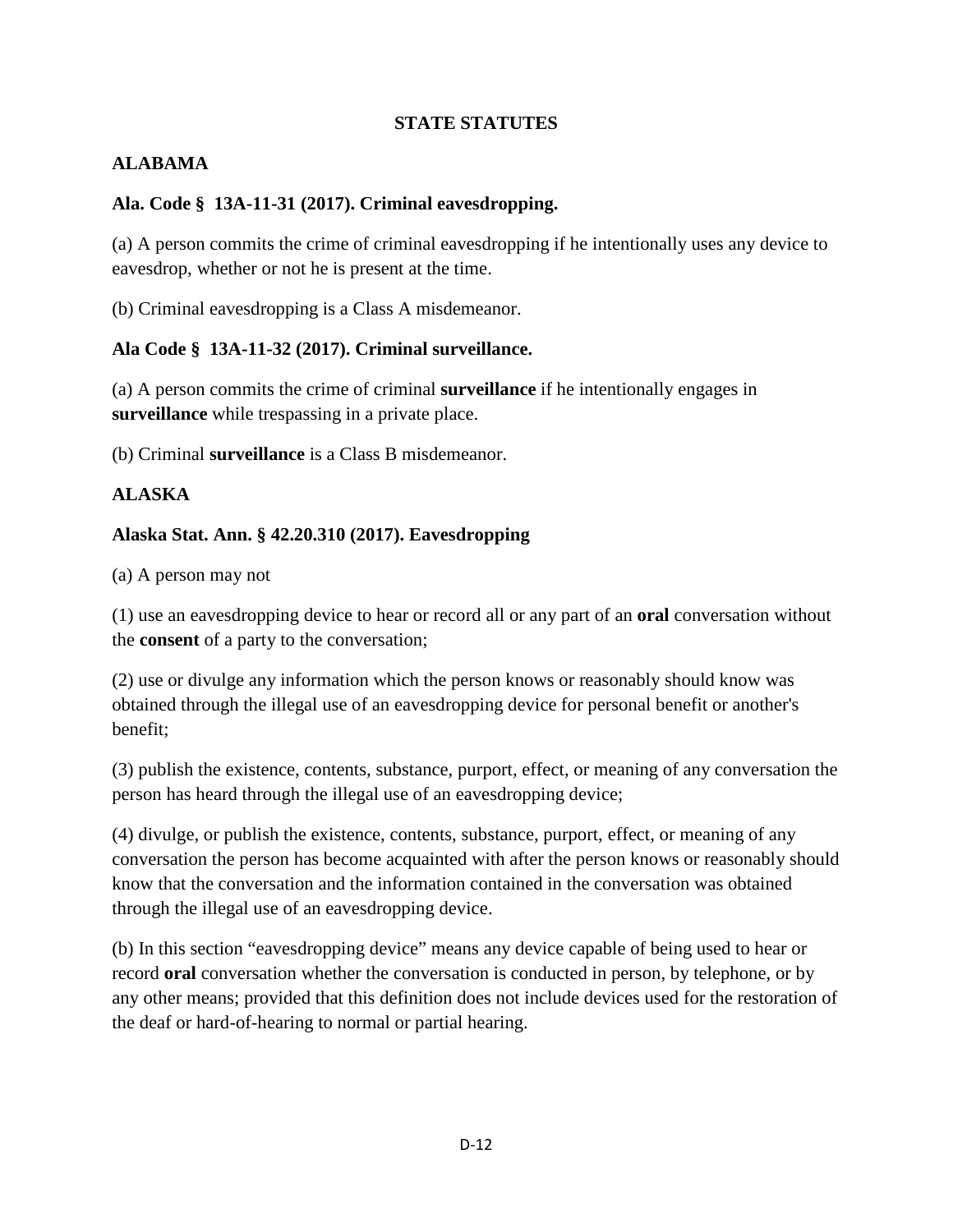## STATE STATUTES

### ALABAMA

**Ala. Code § 13A-11-31 (2017). Criminal eavesdropping.**

(a) A person commits the crime of criminal eavesdropping if he intentionally uses any device to eavesdrop, whether or not he is present at the time.

(b) Criminal eavesdropping is a Class A misdemeanor.

**Ala Code § 13A-11-32 (2017). Criminal surveillance.**

(a) A person commits the crime of criminal **surveillance** if he intentionally engages in **surveillance** while trespassing in a private place.

(b) Criminal **surveillance** is a Class B misdemeanor.

### ALASKA

**Alaska Stat. Ann. § 42.20.310 (2017). Eavesdropping**

(a) A person may not

(1) use an eavesdropping device to hear or record all or any part of an **oral** conversation without the **consent** of a party to the conversation;

(2) use or divulge any information which the person knows or reasonably should know was obtained through the illegal use of an eavesdropping device for personal benefit or another's benefit;

(3) publish the existence, contents, substance, purport, effect, or meaning of any conversation the person has heard through the illegal use of an eavesdropping device;

(4) divulge, or publish the existence, contents, substance, purport, effect, or meaning of any conversation the person has become acquainted with after the person knows or reasonably should know that the conversation and the information contained in the conversation was obtained through the illegal use of an eavesdropping device.

(b) In this section "eavesdropping device" means any device capable of being used to hear or record **oral** conversation whether the conversation is conducted in person, by telephone, or by any other means; provided that this definition does not include devices used for the restoration of the deaf or hard-of-hearing to normal or partial hearing.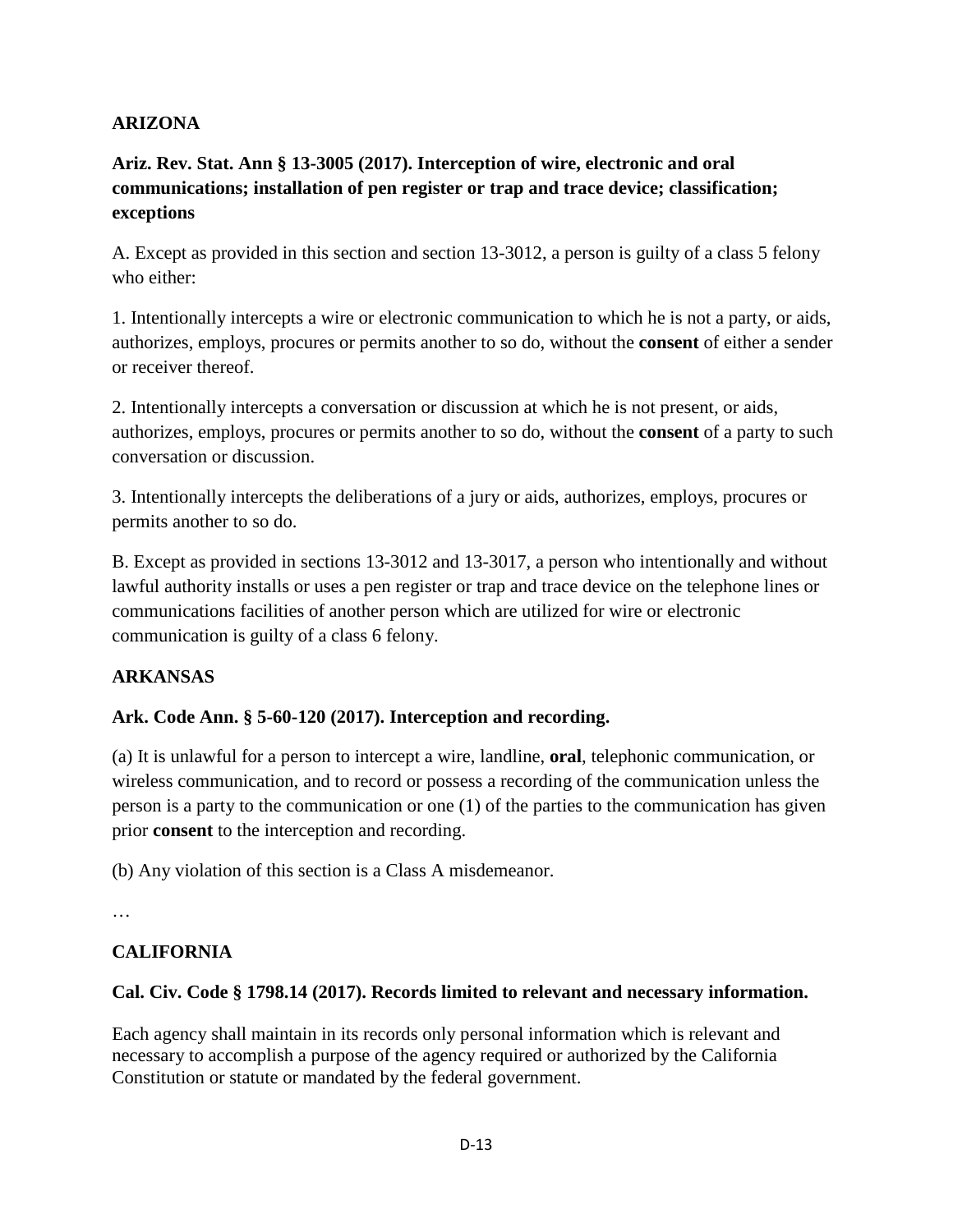**ARIZONA**

**Ariz. Rev. Stat. Ann § 13-3005 (2017). Interception of wire, electronic and oral communications; installation of pen register or trap and trace device; classification; exceptions**

A. Except as provided in this section and section 13-3012, a person is guilty of a class 5 felony who either:

1. Intentionally intercepts a wire or electronic communication to which he is not a party, or aids, authorizes, employs, procures or permits another to so do, without the **consent** of either a sender or receiver thereof.

2. Intentionally intercepts a conversation or discussion at which he is not present, or aids, authorizes, employs, procures or permits another to so do, without the **consent** of a party to such conversation or discussion.

3. Intentionally intercepts the deliberations of a jury or aids, authorizes, employs, procures or permits another to so do.

B. Except as provided in sections 13-3012 and 13-3017, a person who intentionally and without lawful authority installs or uses a pen register or trap and trace device on the telephone lines or communications facilities of another person which are utilized for wire or electronic communication is guilty of a class 6 felony.

**ARKANSAS**

**Ark. Code Ann. § 5-60-120 (2017). Interception and recording.**

(a) It is unlawful for a person to intercept a wire, landline, **oral**, telephonic communication, or wireless communication, and to record or possess a recording of the communication unless the person is a party to the communication or one (1) of the parties to the communication has given prior **consent** to the interception and recording.

(b) Any violation of this section is a Class A misdemeanor.

…

**CALIFORNIA**

**Cal. Civ. Code § 1798.14 (2017). Records limited to relevant and necessary information.**

Each agency shall maintain in its records only personal information which is relevant and necessary to accomplish a purpose of the agency required or authorized by the California Constitution or statute or mandated by the federal government.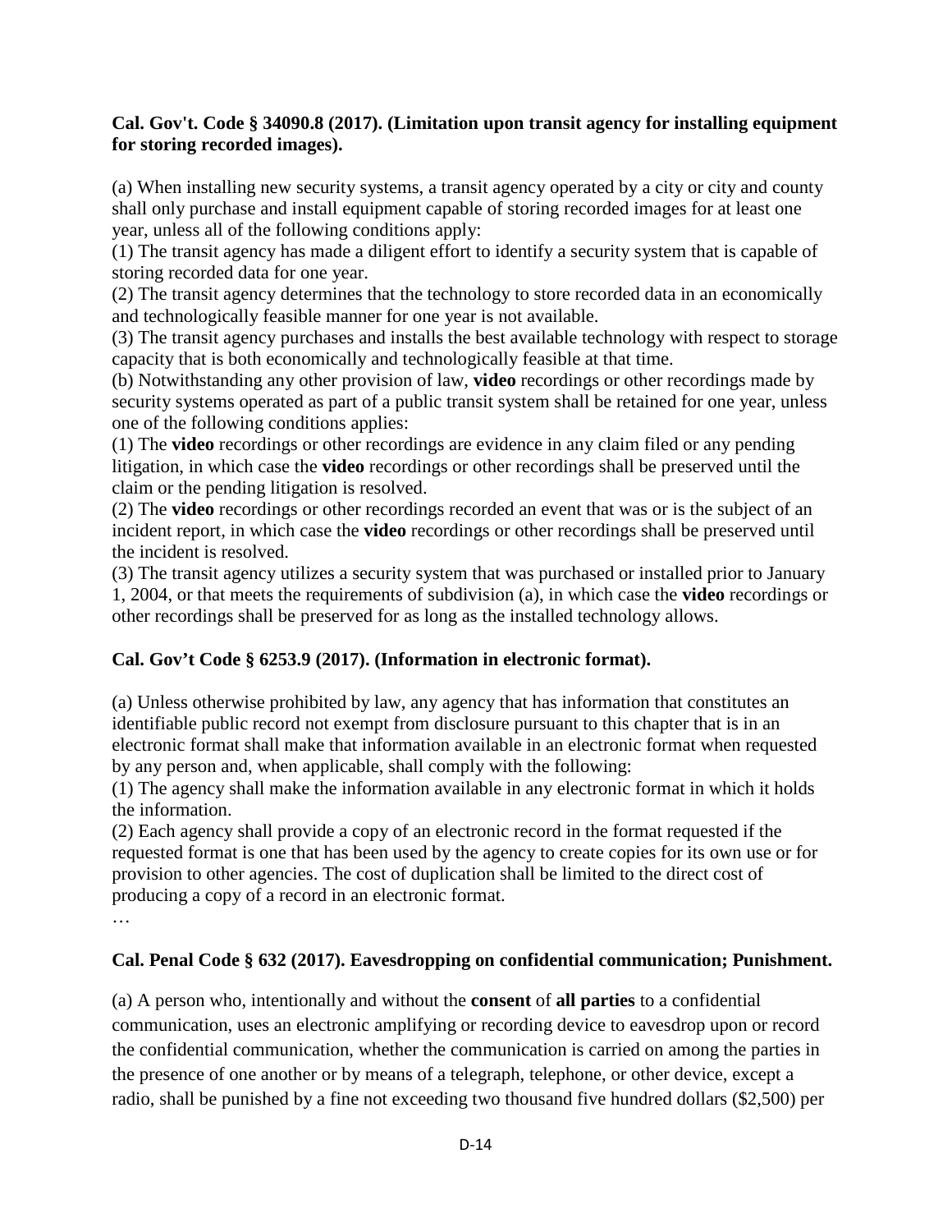**Cal. Gov't. Code § 34090.8 (2017). (Limitation upon transit agency for installing equipment for storing recorded images).**

(a) When installing new security systems, a transit agency operated by a city or city and county shall only purchase and install equipment capable of storing recorded images for at least one year, unless all of the following conditions apply:
(1) The transit agency has made a diligent effort to identify a security system that is capable of storing recorded data for one year.
(2) The transit agency determines that the technology to store recorded data in an economically and technologically feasible manner for one year is not available.
(3) The transit agency purchases and installs the best available technology with respect to storage capacity that is both economically and technologically feasible at that time.
(b) Notwithstanding any other provision of law, **video** recordings or other recordings made by security systems operated as part of a public transit system shall be retained for one year, unless one of the following conditions applies:
(1) The **video** recordings or other recordings are evidence in any claim filed or any pending litigation, in which case the **video** recordings or other recordings shall be preserved until the claim or the pending litigation is resolved.
(2) The **video** recordings or other recordings recorded an event that was or is the subject of an incident report, in which case the **video** recordings or other recordings shall be preserved until the incident is resolved.
(3) The transit agency utilizes a security system that was purchased or installed prior to January 1, 2004, or that meets the requirements of subdivision (a), in which case the **video** recordings or other recordings shall be preserved for as long as the installed technology allows.

**Cal. Gov't Code § 6253.9 (2017). (Information in electronic format).**

(a) Unless otherwise prohibited by law, any agency that has information that constitutes an identifiable public record not exempt from disclosure pursuant to this chapter that is in an electronic format shall make that information available in an electronic format when requested by any person and, when applicable, shall comply with the following:
(1) The agency shall make the information available in any electronic format in which it holds the information.
(2) Each agency shall provide a copy of an electronic record in the format requested if the requested format is one that has been used by the agency to create copies for its own use or for provision to other agencies. The cost of duplication shall be limited to the direct cost of producing a copy of a record in an electronic format.
…

**Cal. Penal Code § 632 (2017). Eavesdropping on confidential communication; Punishment.**

(a) A person who, intentionally and without the **consent** of **all parties** to a confidential communication, uses an electronic amplifying or recording device to eavesdrop upon or record the confidential communication, whether the communication is carried on among the parties in the presence of one another or by means of a telegraph, telephone, or other device, except a radio, shall be punished by a fine not exceeding two thousand five hundred dollars ($2,500) per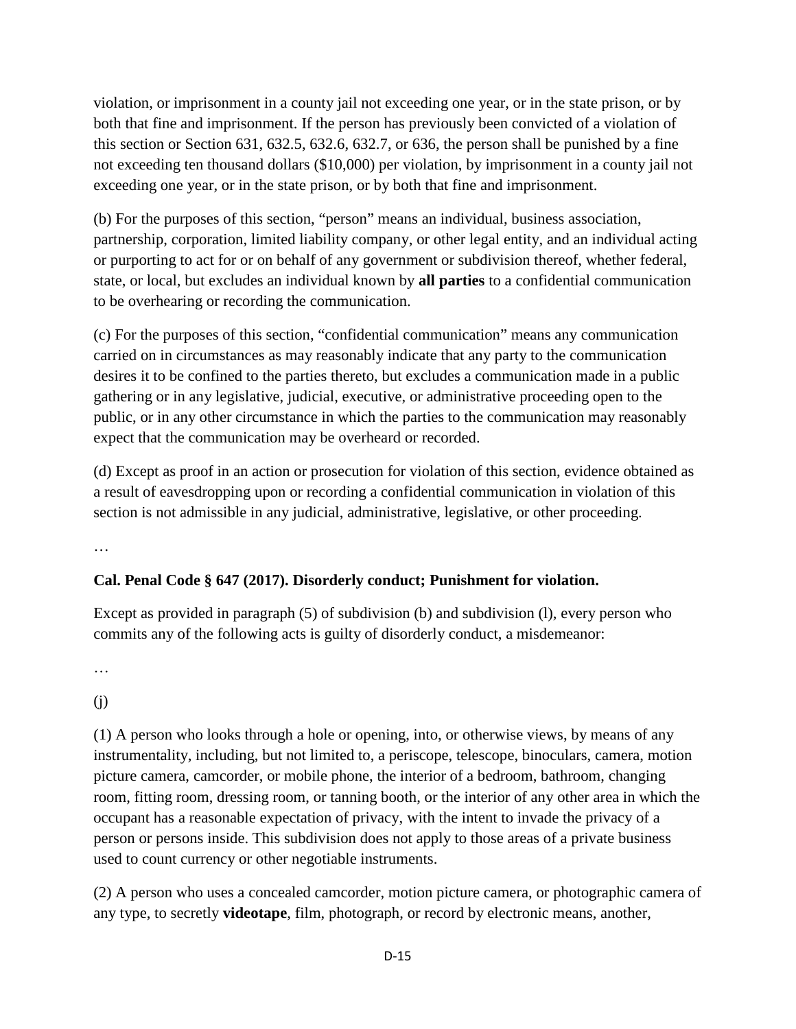violation, or imprisonment in a county jail not exceeding one year, or in the state prison, or by both that fine and imprisonment. If the person has previously been convicted of a violation of this section or Section 631, 632.5, 632.6, 632.7, or 636, the person shall be punished by a fine not exceeding ten thousand dollars ($10,000) per violation, by imprisonment in a county jail not exceeding one year, or in the state prison, or by both that fine and imprisonment.

(b) For the purposes of this section, "person" means an individual, business association, partnership, corporation, limited liability company, or other legal entity, and an individual acting or purporting to act for or on behalf of any government or subdivision thereof, whether federal, state, or local, but excludes an individual known by **all parties** to a confidential communication to be overhearing or recording the communication.

(c) For the purposes of this section, "confidential communication" means any communication carried on in circumstances as may reasonably indicate that any party to the communication desires it to be confined to the parties thereto, but excludes a communication made in a public gathering or in any legislative, judicial, executive, or administrative proceeding open to the public, or in any other circumstance in which the parties to the communication may reasonably expect that the communication may be overheard or recorded.

(d) Except as proof in an action or prosecution for violation of this section, evidence obtained as a result of eavesdropping upon or recording a confidential communication in violation of this section is not admissible in any judicial, administrative, legislative, or other proceeding.

…

**Cal. Penal Code § 647 (2017). Disorderly conduct; Punishment for violation.**

Except as provided in paragraph (5) of subdivision (b) and subdivision (l), every person who commits any of the following acts is guilty of disorderly conduct, a misdemeanor:

…

(j)

(1) A person who looks through a hole or opening, into, or otherwise views, by means of any instrumentality, including, but not limited to, a periscope, telescope, binoculars, camera, motion picture camera, camcorder, or mobile phone, the interior of a bedroom, bathroom, changing room, fitting room, dressing room, or tanning booth, or the interior of any other area in which the occupant has a reasonable expectation of privacy, with the intent to invade the privacy of a person or persons inside. This subdivision does not apply to those areas of a private business used to count currency or other negotiable instruments.

(2) A person who uses a concealed camcorder, motion picture camera, or photographic camera of any type, to secretly **videotape**, film, photograph, or record by electronic means, another,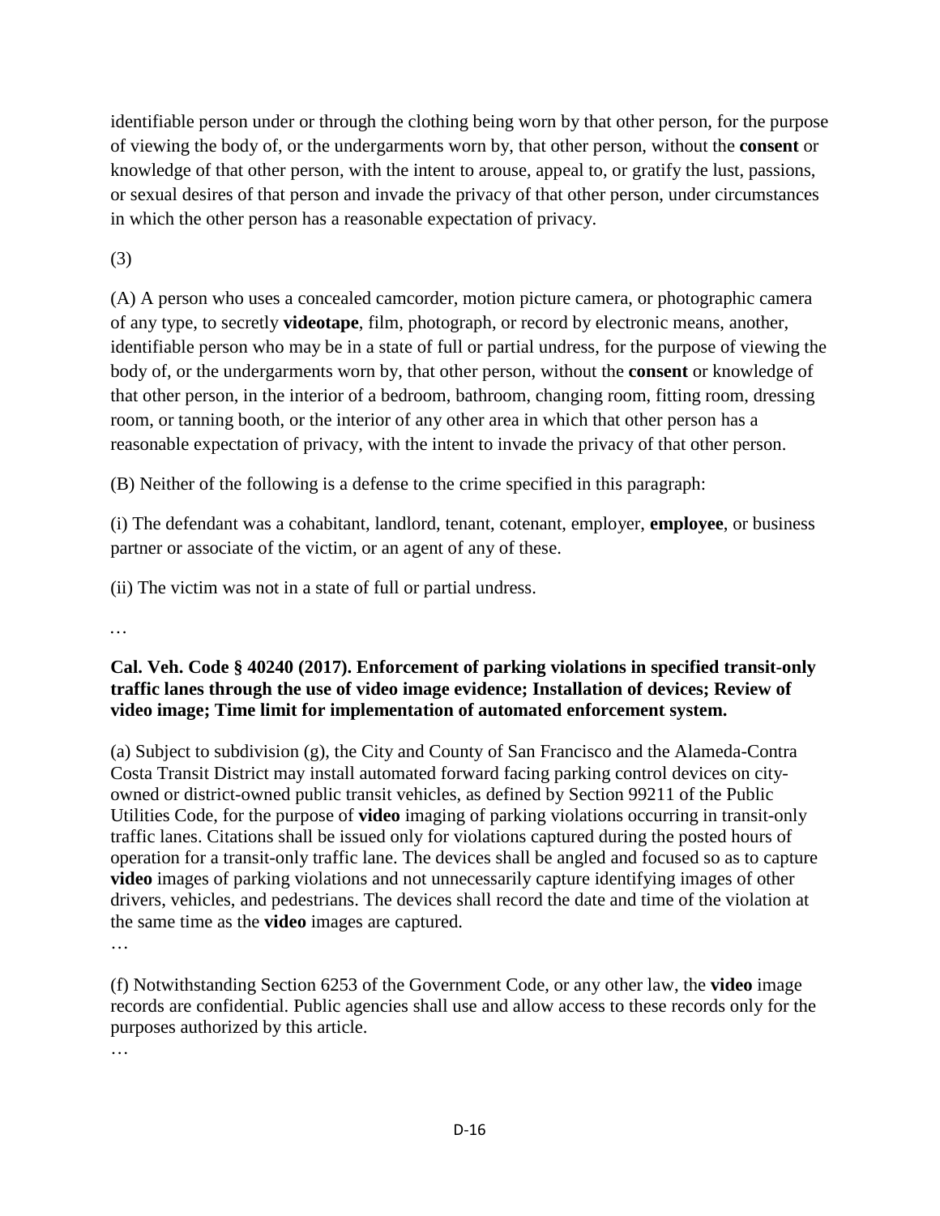identifiable person under or through the clothing being worn by that other person, for the purpose of viewing the body of, or the undergarments worn by, that other person, without the **consent** or knowledge of that other person, with the intent to arouse, appeal to, or gratify the lust, passions, or sexual desires of that person and invade the privacy of that other person, under circumstances in which the other person has a reasonable expectation of privacy.

(3)

(A) A person who uses a concealed camcorder, motion picture camera, or photographic camera of any type, to secretly **videotape**, film, photograph, or record by electronic means, another, identifiable person who may be in a state of full or partial undress, for the purpose of viewing the body of, or the undergarments worn by, that other person, without the **consent** or knowledge of that other person, in the interior of a bedroom, bathroom, changing room, fitting room, dressing room, or tanning booth, or the interior of any other area in which that other person has a reasonable expectation of privacy, with the intent to invade the privacy of that other person.

(B) Neither of the following is a defense to the crime specified in this paragraph:

(i) The defendant was a cohabitant, landlord, tenant, cotenant, employer, **employee**, or business partner or associate of the victim, or an agent of any of these.

(ii) The victim was not in a state of full or partial undress.

…

**Cal. Veh. Code § 40240 (2017). Enforcement of parking violations in specified transit-only traffic lanes through the use of video image evidence; Installation of devices; Review of video image; Time limit for implementation of automated enforcement system.**

(a) Subject to subdivision (g), the City and County of San Francisco and the Alameda-Contra Costa Transit District may install automated forward facing parking control devices on city-owned or district-owned public transit vehicles, as defined by Section 99211 of the Public Utilities Code, for the purpose of **video** imaging of parking violations occurring in transit-only traffic lanes. Citations shall be issued only for violations captured during the posted hours of operation for a transit-only traffic lane. The devices shall be angled and focused so as to capture **video** images of parking violations and not unnecessarily capture identifying images of other drivers, vehicles, and pedestrians. The devices shall record the date and time of the violation at the same time as the **video** images are captured.

…

(f) Notwithstanding Section 6253 of the Government Code, or any other law, the **video** image records are confidential. Public agencies shall use and allow access to these records only for the purposes authorized by this article.

…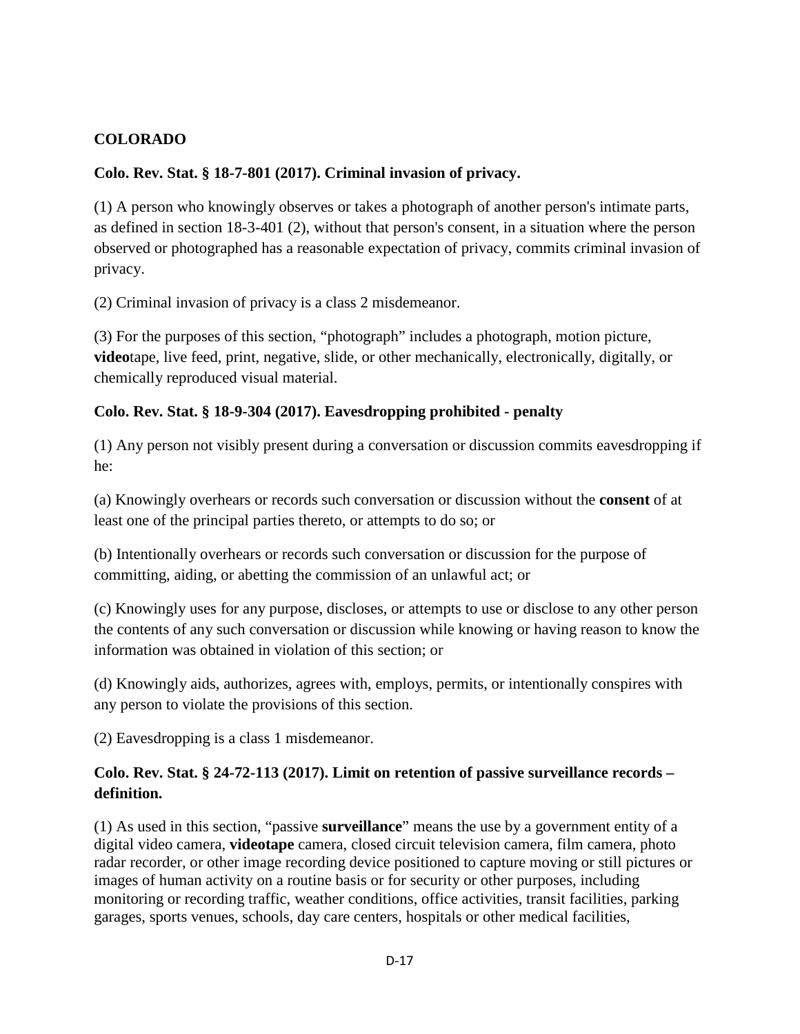**COLORADO**

**Colo. Rev. Stat. § 18-7-801 (2017). Criminal invasion of privacy.**

(1) A person who knowingly observes or takes a photograph of another person's intimate parts, as defined in section 18-3-401 (2), without that person's consent, in a situation where the person observed or photographed has a reasonable expectation of privacy, commits criminal invasion of privacy.

(2) Criminal invasion of privacy is a class 2 misdemeanor.

(3) For the purposes of this section, "photograph" includes a photograph, motion picture, **video**tape, live feed, print, negative, slide, or other mechanically, electronically, digitally, or chemically reproduced visual material.

**Colo. Rev. Stat. § 18-9-304 (2017). Eavesdropping prohibited - penalty**

(1) Any person not visibly present during a conversation or discussion commits eavesdropping if he:

(a) Knowingly overhears or records such conversation or discussion without the **consent** of at least one of the principal parties thereto, or attempts to do so; or

(b) Intentionally overhears or records such conversation or discussion for the purpose of committing, aiding, or abetting the commission of an unlawful act; or

(c) Knowingly uses for any purpose, discloses, or attempts to use or disclose to any other person the contents of any such conversation or discussion while knowing or having reason to know the information was obtained in violation of this section; or

(d) Knowingly aids, authorizes, agrees with, employs, permits, or intentionally conspires with any person to violate the provisions of this section.

(2) Eavesdropping is a class 1 misdemeanor.

**Colo. Rev. Stat. § 24-72-113 (2017). Limit on retention of passive surveillance records – definition.**

(1) As used in this section, "passive **surveillance**" means the use by a government entity of a digital video camera, **videotape** camera, closed circuit television camera, film camera, photo radar recorder, or other image recording device positioned to capture moving or still pictures or images of human activity on a routine basis or for security or other purposes, including monitoring or recording traffic, weather conditions, office activities, transit facilities, parking garages, sports venues, schools, day care centers, hospitals or other medical facilities,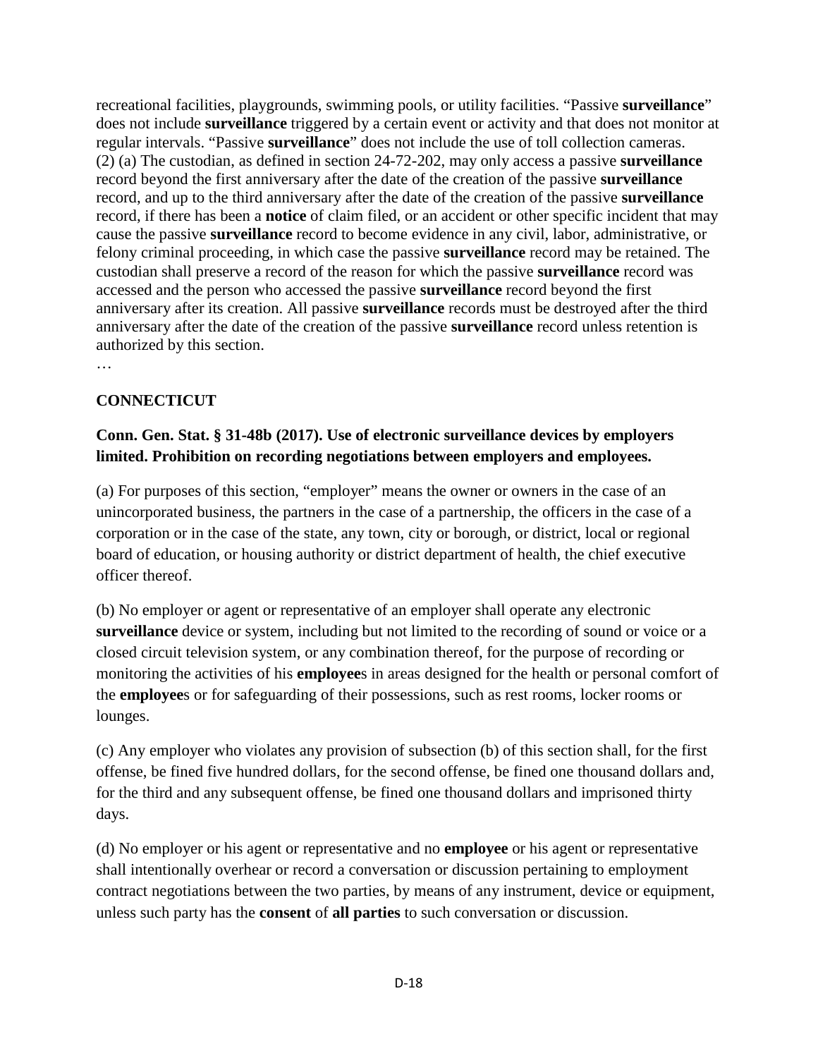recreational facilities, playgrounds, swimming pools, or utility facilities. "Passive **surveillance**" does not include **surveillance** triggered by a certain event or activity and that does not monitor at regular intervals. "Passive **surveillance**" does not include the use of toll collection cameras.
(2) (a) The custodian, as defined in section 24-72-202, may only access a passive **surveillance** record beyond the first anniversary after the date of the creation of the passive **surveillance** record, and up to the third anniversary after the date of the creation of the passive **surveillance** record, if there has been a **notice** of claim filed, or an accident or other specific incident that may cause the passive **surveillance** record to become evidence in any civil, labor, administrative, or felony criminal proceeding, in which case the passive **surveillance** record may be retained. The custodian shall preserve a record of the reason for which the passive **surveillance** record was accessed and the person who accessed the passive **surveillance** record beyond the first anniversary after its creation. All passive **surveillance** records must be destroyed after the third anniversary after the date of the creation of the passive **surveillance** record unless retention is authorized by this section.
…

## CONNECTICUT

**Conn. Gen. Stat. § 31-48b (2017). Use of electronic surveillance devices by employers limited. Prohibition on recording negotiations between employers and employees.**

(a) For purposes of this section, "employer" means the owner or owners in the case of an unincorporated business, the partners in the case of a partnership, the officers in the case of a corporation or in the case of the state, any town, city or borough, or district, local or regional board of education, or housing authority or district department of health, the chief executive officer thereof.

(b) No employer or agent or representative of an employer shall operate any electronic **surveillance** device or system, including but not limited to the recording of sound or voice or a closed circuit television system, or any combination thereof, for the purpose of recording or monitoring the activities of his **employee**s in areas designed for the health or personal comfort of the **employee**s or for safeguarding of their possessions, such as rest rooms, locker rooms or lounges.

(c) Any employer who violates any provision of subsection (b) of this section shall, for the first offense, be fined five hundred dollars, for the second offense, be fined one thousand dollars and, for the third and any subsequent offense, be fined one thousand dollars and imprisoned thirty days.

(d) No employer or his agent or representative and no **employee** or his agent or representative shall intentionally overhear or record a conversation or discussion pertaining to employment contract negotiations between the two parties, by means of any instrument, device or equipment, unless such party has the **consent** of **all parties** to such conversation or discussion.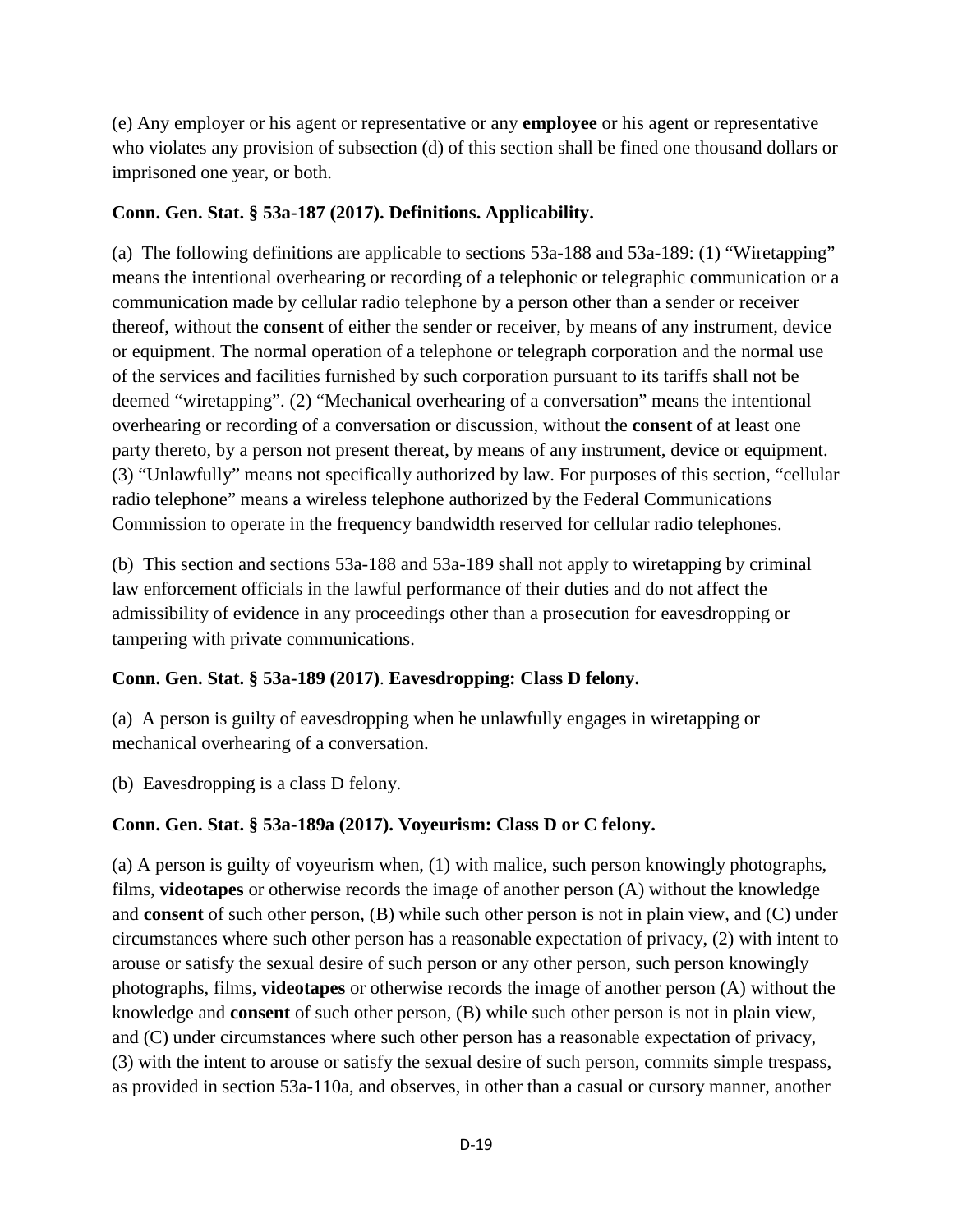(e) Any employer or his agent or representative or any **employee** or his agent or representative who violates any provision of subsection (d) of this section shall be fined one thousand dollars or imprisoned one year, or both.

**Conn. Gen. Stat. § 53a-187 (2017). Definitions. Applicability.**

(a) The following definitions are applicable to sections 53a-188 and 53a-189: (1) "Wiretapping" means the intentional overhearing or recording of a telephonic or telegraphic communication or a communication made by cellular radio telephone by a person other than a sender or receiver thereof, without the **consent** of either the sender or receiver, by means of any instrument, device or equipment. The normal operation of a telephone or telegraph corporation and the normal use of the services and facilities furnished by such corporation pursuant to its tariffs shall not be deemed "wiretapping". (2) "Mechanical overhearing of a conversation" means the intentional overhearing or recording of a conversation or discussion, without the **consent** of at least one party thereto, by a person not present thereat, by means of any instrument, device or equipment. (3) "Unlawfully" means not specifically authorized by law. For purposes of this section, "cellular radio telephone" means a wireless telephone authorized by the Federal Communications Commission to operate in the frequency bandwidth reserved for cellular radio telephones.

(b) This section and sections 53a-188 and 53a-189 shall not apply to wiretapping by criminal law enforcement officials in the lawful performance of their duties and do not affect the admissibility of evidence in any proceedings other than a prosecution for eavesdropping or tampering with private communications.

**Conn. Gen. Stat. § 53a-189 (2017)**. **Eavesdropping: Class D felony.**

(a) A person is guilty of eavesdropping when he unlawfully engages in wiretapping or mechanical overhearing of a conversation.

(b) Eavesdropping is a class D felony.

**Conn. Gen. Stat. § 53a-189a (2017). Voyeurism: Class D or C felony.**

(a) A person is guilty of voyeurism when, (1) with malice, such person knowingly photographs, films, **videotapes** or otherwise records the image of another person (A) without the knowledge and **consent** of such other person, (B) while such other person is not in plain view, and (C) under circumstances where such other person has a reasonable expectation of privacy, (2) with intent to arouse or satisfy the sexual desire of such person or any other person, such person knowingly photographs, films, **videotapes** or otherwise records the image of another person (A) without the knowledge and **consent** of such other person, (B) while such other person is not in plain view, and (C) under circumstances where such other person has a reasonable expectation of privacy, (3) with the intent to arouse or satisfy the sexual desire of such person, commits simple trespass, as provided in section 53a-110a, and observes, in other than a casual or cursory manner, another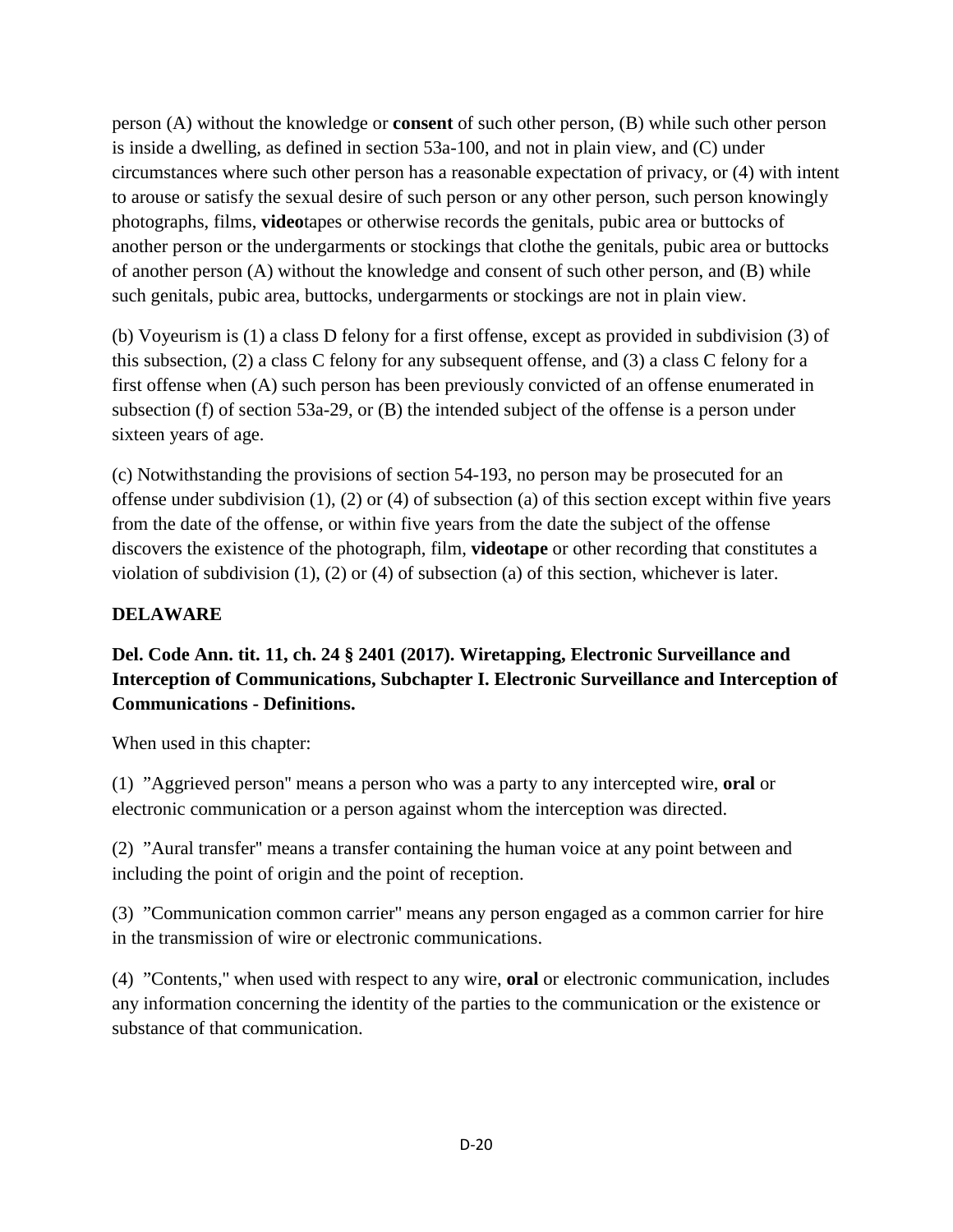person (A) without the knowledge or **consent** of such other person, (B) while such other person is inside a dwelling, as defined in section 53a-100, and not in plain view, and (C) under circumstances where such other person has a reasonable expectation of privacy, or (4) with intent to arouse or satisfy the sexual desire of such person or any other person, such person knowingly photographs, films, **video**tapes or otherwise records the genitals, pubic area or buttocks of another person or the undergarments or stockings that clothe the genitals, pubic area or buttocks of another person (A) without the knowledge and consent of such other person, and (B) while such genitals, pubic area, buttocks, undergarments or stockings are not in plain view.

(b) Voyeurism is (1) a class D felony for a first offense, except as provided in subdivision (3) of this subsection, (2) a class C felony for any subsequent offense, and (3) a class C felony for a first offense when (A) such person has been previously convicted of an offense enumerated in subsection (f) of section 53a-29, or (B) the intended subject of the offense is a person under sixteen years of age.

(c) Notwithstanding the provisions of section 54-193, no person may be prosecuted for an offense under subdivision (1), (2) or (4) of subsection (a) of this section except within five years from the date of the offense, or within five years from the date the subject of the offense discovers the existence of the photograph, film, **videotape** or other recording that constitutes a violation of subdivision (1), (2) or (4) of subsection (a) of this section, whichever is later.

## DELAWARE

### Del. Code Ann. tit. 11, ch. 24 § 2401 (2017). Wiretapping, Electronic Surveillance and Interception of Communications, Subchapter I. Electronic Surveillance and Interception of Communications - Definitions.

When used in this chapter:

(1) "Aggrieved person" means a person who was a party to any intercepted wire, **oral** or electronic communication or a person against whom the interception was directed.

(2) "Aural transfer" means a transfer containing the human voice at any point between and including the point of origin and the point of reception.

(3) "Communication common carrier" means any person engaged as a common carrier for hire in the transmission of wire or electronic communications.

(4) "Contents," when used with respect to any wire, **oral** or electronic communication, includes any information concerning the identity of the parties to the communication or the existence or substance of that communication.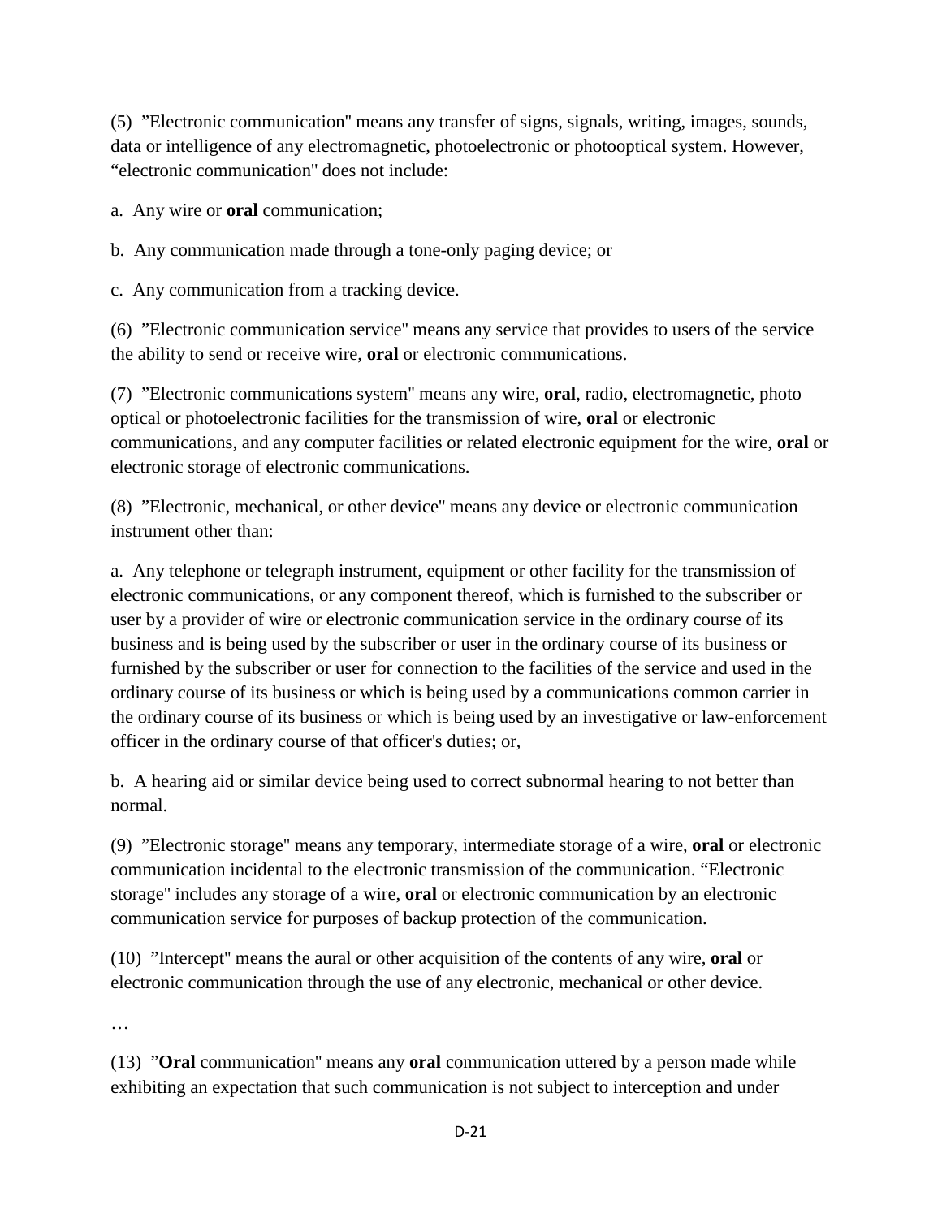(5) ”Electronic communication" means any transfer of signs, signals, writing, images, sounds, data or intelligence of any electromagnetic, photoelectronic or photooptical system. However, “electronic communication" does not include:

a. Any wire or **oral** communication;

b. Any communication made through a tone-only paging device; or

c. Any communication from a tracking device.

(6) ”Electronic communication service" means any service that provides to users of the service the ability to send or receive wire, **oral** or electronic communications.

(7) ”Electronic communications system" means any wire, **oral**, radio, electromagnetic, photo optical or photoelectronic facilities for the transmission of wire, **oral** or electronic communications, and any computer facilities or related electronic equipment for the wire, **oral** or electronic storage of electronic communications.

(8) ”Electronic, mechanical, or other device" means any device or electronic communication instrument other than:

a. Any telephone or telegraph instrument, equipment or other facility for the transmission of electronic communications, or any component thereof, which is furnished to the subscriber or user by a provider of wire or electronic communication service in the ordinary course of its business and is being used by the subscriber or user in the ordinary course of its business or furnished by the subscriber or user for connection to the facilities of the service and used in the ordinary course of its business or which is being used by a communications common carrier in the ordinary course of its business or which is being used by an investigative or law-enforcement officer in the ordinary course of that officer's duties; or,

b. A hearing aid or similar device being used to correct subnormal hearing to not better than normal.

(9) ”Electronic storage" means any temporary, intermediate storage of a wire, **oral** or electronic communication incidental to the electronic transmission of the communication. “Electronic storage" includes any storage of a wire, **oral** or electronic communication by an electronic communication service for purposes of backup protection of the communication.

(10) ”Intercept" means the aural or other acquisition of the contents of any wire, **oral** or electronic communication through the use of any electronic, mechanical or other device.

…

(13) ”**Oral** communication" means any **oral** communication uttered by a person made while exhibiting an expectation that such communication is not subject to interception and under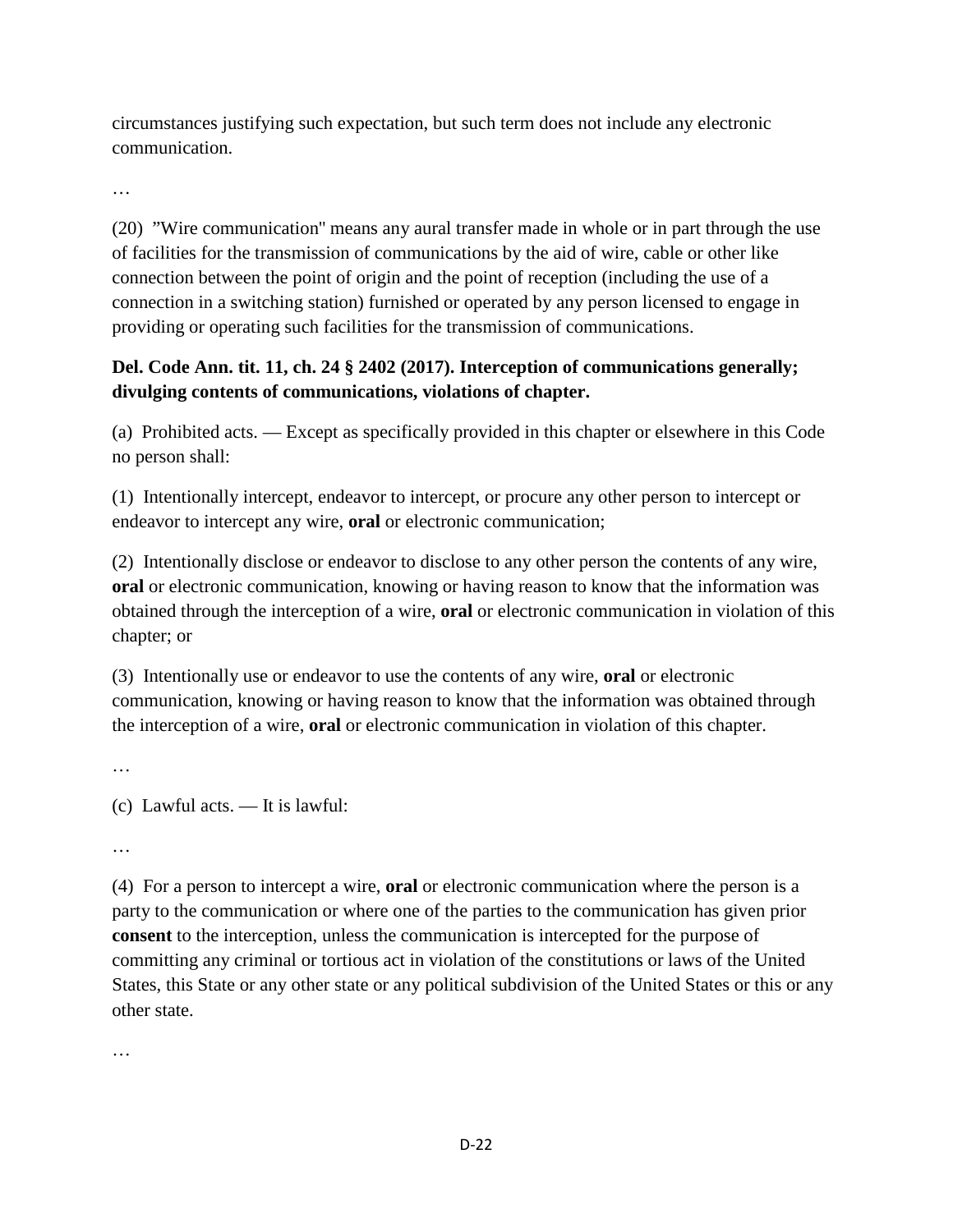circumstances justifying such expectation, but such term does not include any electronic communication.

…

(20) "Wire communication" means any aural transfer made in whole or in part through the use of facilities for the transmission of communications by the aid of wire, cable or other like connection between the point of origin and the point of reception (including the use of a connection in a switching station) furnished or operated by any person licensed to engage in providing or operating such facilities for the transmission of communications.

**Del. Code Ann. tit. 11, ch. 24 § 2402 (2017). Interception of communications generally; divulging contents of communications, violations of chapter.**

(a) Prohibited acts. — Except as specifically provided in this chapter or elsewhere in this Code no person shall:

(1) Intentionally intercept, endeavor to intercept, or procure any other person to intercept or endeavor to intercept any wire, **oral** or electronic communication;

(2) Intentionally disclose or endeavor to disclose to any other person the contents of any wire, **oral** or electronic communication, knowing or having reason to know that the information was obtained through the interception of a wire, **oral** or electronic communication in violation of this chapter; or

(3) Intentionally use or endeavor to use the contents of any wire, **oral** or electronic communication, knowing or having reason to know that the information was obtained through the interception of a wire, **oral** or electronic communication in violation of this chapter.

…

(c) Lawful acts. — It is lawful:

…

(4) For a person to intercept a wire, **oral** or electronic communication where the person is a party to the communication or where one of the parties to the communication has given prior **consent** to the interception, unless the communication is intercepted for the purpose of committing any criminal or tortious act in violation of the constitutions or laws of the United States, this State or any other state or any political subdivision of the United States or this or any other state.

…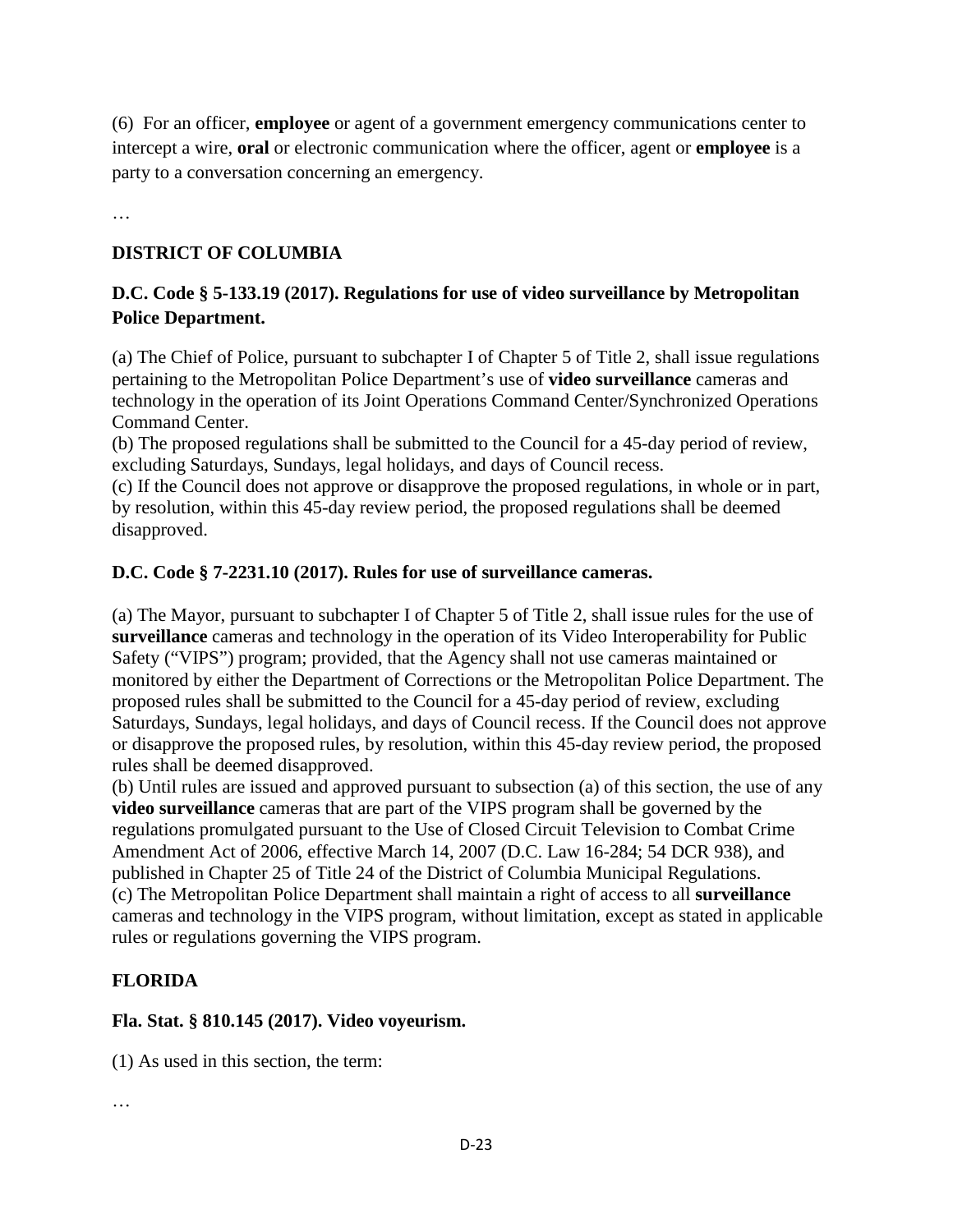(6) For an officer, **employee** or agent of a government emergency communications center to intercept a wire, **oral** or electronic communication where the officer, agent or **employee** is a party to a conversation concerning an emergency.

…

## DISTRICT OF COLUMBIA

### D.C. Code § 5-133.19 (2017). Regulations for use of video surveillance by Metropolitan Police Department.

(a) The Chief of Police, pursuant to subchapter I of Chapter 5 of Title 2, shall issue regulations pertaining to the Metropolitan Police Department's use of **video surveillance** cameras and technology in the operation of its Joint Operations Command Center/Synchronized Operations Command Center.
(b) The proposed regulations shall be submitted to the Council for a 45-day period of review, excluding Saturdays, Sundays, legal holidays, and days of Council recess.
(c) If the Council does not approve or disapprove the proposed regulations, in whole or in part, by resolution, within this 45-day review period, the proposed regulations shall be deemed disapproved.

### D.C. Code § 7-2231.10 (2017). Rules for use of surveillance cameras.

(a) The Mayor, pursuant to subchapter I of Chapter 5 of Title 2, shall issue rules for the use of **surveillance** cameras and technology in the operation of its Video Interoperability for Public Safety ("VIPS") program; provided, that the Agency shall not use cameras maintained or monitored by either the Department of Corrections or the Metropolitan Police Department. The proposed rules shall be submitted to the Council for a 45-day period of review, excluding Saturdays, Sundays, legal holidays, and days of Council recess. If the Council does not approve or disapprove the proposed rules, by resolution, within this 45-day review period, the proposed rules shall be deemed disapproved.
(b) Until rules are issued and approved pursuant to subsection (a) of this section, the use of any **video surveillance** cameras that are part of the VIPS program shall be governed by the regulations promulgated pursuant to the Use of Closed Circuit Television to Combat Crime Amendment Act of 2006, effective March 14, 2007 (D.C. Law 16-284; 54 DCR 938), and published in Chapter 25 of Title 24 of the District of Columbia Municipal Regulations.
(c) The Metropolitan Police Department shall maintain a right of access to all **surveillance** cameras and technology in the VIPS program, without limitation, except as stated in applicable rules or regulations governing the VIPS program.

## FLORIDA

### Fla. Stat. § 810.145 (2017). Video voyeurism.

(1) As used in this section, the term:

…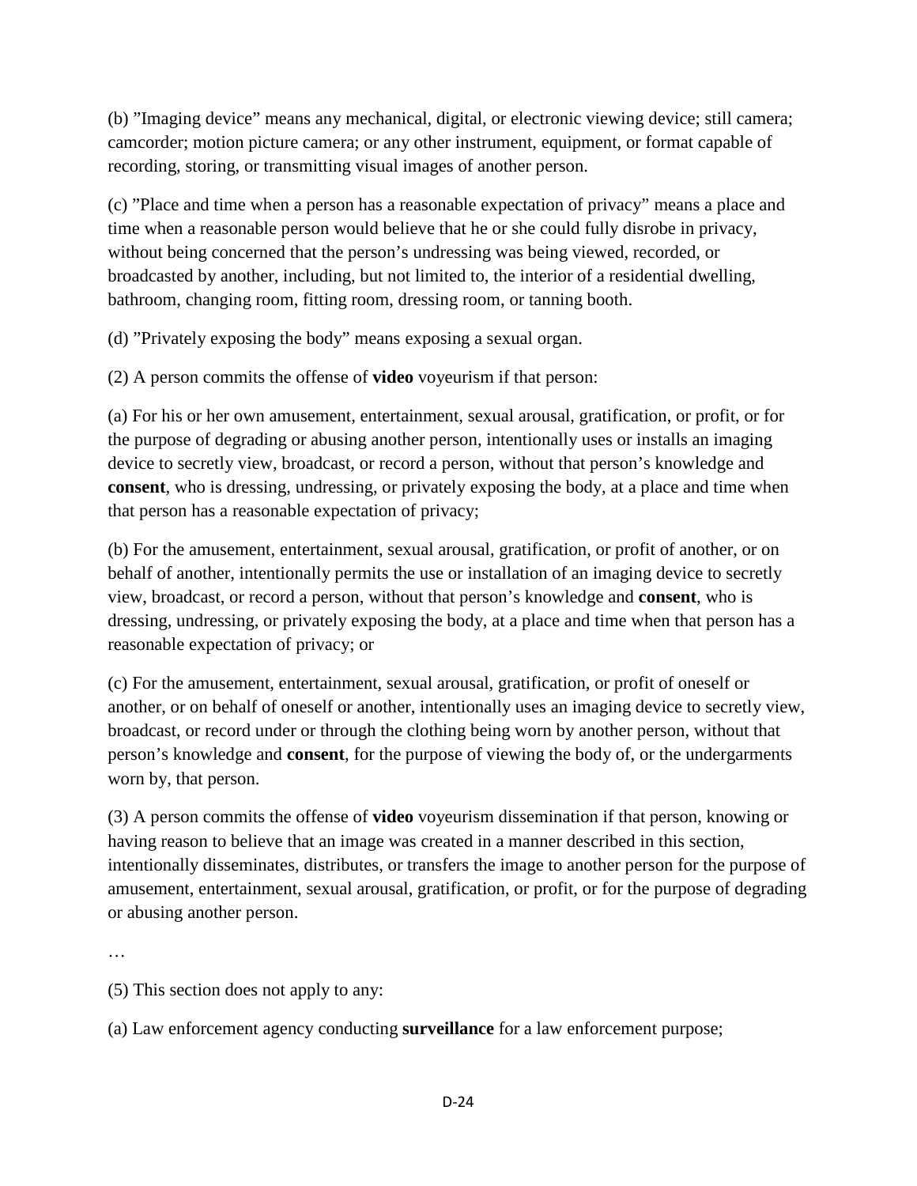(b) "Imaging device" means any mechanical, digital, or electronic viewing device; still camera; camcorder; motion picture camera; or any other instrument, equipment, or format capable of recording, storing, or transmitting visual images of another person.

(c) "Place and time when a person has a reasonable expectation of privacy" means a place and time when a reasonable person would believe that he or she could fully disrobe in privacy, without being concerned that the person's undressing was being viewed, recorded, or broadcasted by another, including, but not limited to, the interior of a residential dwelling, bathroom, changing room, fitting room, dressing room, or tanning booth.

(d) "Privately exposing the body" means exposing a sexual organ.

(2) A person commits the offense of **video** voyeurism if that person:

(a) For his or her own amusement, entertainment, sexual arousal, gratification, or profit, or for the purpose of degrading or abusing another person, intentionally uses or installs an imaging device to secretly view, broadcast, or record a person, without that person's knowledge and **consent**, who is dressing, undressing, or privately exposing the body, at a place and time when that person has a reasonable expectation of privacy;

(b) For the amusement, entertainment, sexual arousal, gratification, or profit of another, or on behalf of another, intentionally permits the use or installation of an imaging device to secretly view, broadcast, or record a person, without that person's knowledge and **consent**, who is dressing, undressing, or privately exposing the body, at a place and time when that person has a reasonable expectation of privacy; or

(c) For the amusement, entertainment, sexual arousal, gratification, or profit of oneself or another, or on behalf of oneself or another, intentionally uses an imaging device to secretly view, broadcast, or record under or through the clothing being worn by another person, without that person's knowledge and **consent**, for the purpose of viewing the body of, or the undergarments worn by, that person.

(3) A person commits the offense of **video** voyeurism dissemination if that person, knowing or having reason to believe that an image was created in a manner described in this section, intentionally disseminates, distributes, or transfers the image to another person for the purpose of amusement, entertainment, sexual arousal, gratification, or profit, or for the purpose of degrading or abusing another person.

…

(5) This section does not apply to any:

(a) Law enforcement agency conducting **surveillance** for a law enforcement purpose;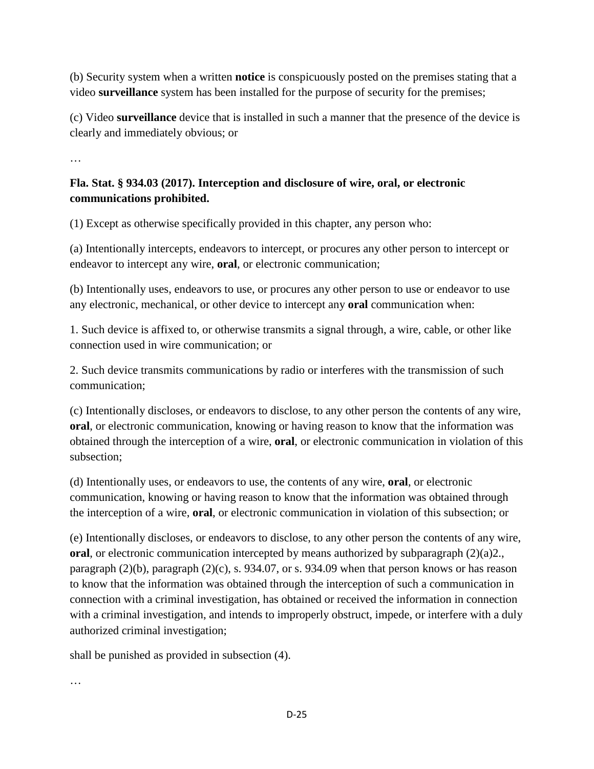(b) Security system when a written **notice** is conspicuously posted on the premises stating that a video **surveillance** system has been installed for the purpose of security for the premises;

(c) Video **surveillance** device that is installed in such a manner that the presence of the device is clearly and immediately obvious; or

…

**Fla. Stat. § 934.03 (2017). Interception and disclosure of wire, oral, or electronic communications prohibited.**

(1) Except as otherwise specifically provided in this chapter, any person who:

(a) Intentionally intercepts, endeavors to intercept, or procures any other person to intercept or endeavor to intercept any wire, **oral**, or electronic communication;

(b) Intentionally uses, endeavors to use, or procures any other person to use or endeavor to use any electronic, mechanical, or other device to intercept any **oral** communication when:

1. Such device is affixed to, or otherwise transmits a signal through, a wire, cable, or other like connection used in wire communication; or

2. Such device transmits communications by radio or interferes with the transmission of such communication;

(c) Intentionally discloses, or endeavors to disclose, to any other person the contents of any wire, **oral**, or electronic communication, knowing or having reason to know that the information was obtained through the interception of a wire, **oral**, or electronic communication in violation of this subsection;

(d) Intentionally uses, or endeavors to use, the contents of any wire, **oral**, or electronic communication, knowing or having reason to know that the information was obtained through the interception of a wire, **oral**, or electronic communication in violation of this subsection; or

(e) Intentionally discloses, or endeavors to disclose, to any other person the contents of any wire, **oral**, or electronic communication intercepted by means authorized by subparagraph (2)(a)2., paragraph (2)(b), paragraph (2)(c), s. 934.07, or s. 934.09 when that person knows or has reason to know that the information was obtained through the interception of such a communication in connection with a criminal investigation, has obtained or received the information in connection with a criminal investigation, and intends to improperly obstruct, impede, or interfere with a duly authorized criminal investigation;

shall be punished as provided in subsection (4).

…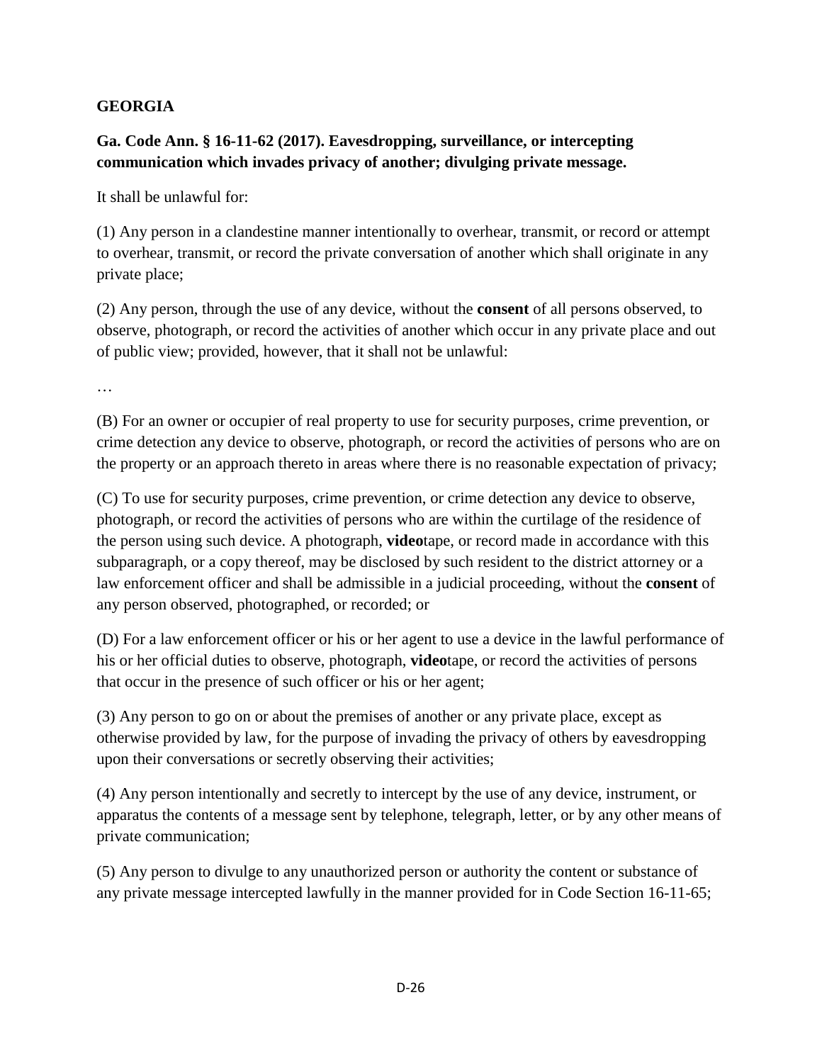**GEORGIA**

**Ga. Code Ann. § 16-11-62 (2017). Eavesdropping, surveillance, or intercepting communication which invades privacy of another; divulging private message.**

It shall be unlawful for:

(1) Any person in a clandestine manner intentionally to overhear, transmit, or record or attempt to overhear, transmit, or record the private conversation of another which shall originate in any private place;

(2) Any person, through the use of any device, without the **consent** of all persons observed, to observe, photograph, or record the activities of another which occur in any private place and out of public view; provided, however, that it shall not be unlawful:

…

(B) For an owner or occupier of real property to use for security purposes, crime prevention, or crime detection any device to observe, photograph, or record the activities of persons who are on the property or an approach thereto in areas where there is no reasonable expectation of privacy;

(C) To use for security purposes, crime prevention, or crime detection any device to observe, photograph, or record the activities of persons who are within the curtilage of the residence of the person using such device. A photograph, **video**tape, or record made in accordance with this subparagraph, or a copy thereof, may be disclosed by such resident to the district attorney or a law enforcement officer and shall be admissible in a judicial proceeding, without the **consent** of any person observed, photographed, or recorded; or

(D) For a law enforcement officer or his or her agent to use a device in the lawful performance of his or her official duties to observe, photograph, **video**tape, or record the activities of persons that occur in the presence of such officer or his or her agent;

(3) Any person to go on or about the premises of another or any private place, except as otherwise provided by law, for the purpose of invading the privacy of others by eavesdropping upon their conversations or secretly observing their activities;

(4) Any person intentionally and secretly to intercept by the use of any device, instrument, or apparatus the contents of a message sent by telephone, telegraph, letter, or by any other means of private communication;

(5) Any person to divulge to any unauthorized person or authority the content or substance of any private message intercepted lawfully in the manner provided for in Code Section 16-11-65;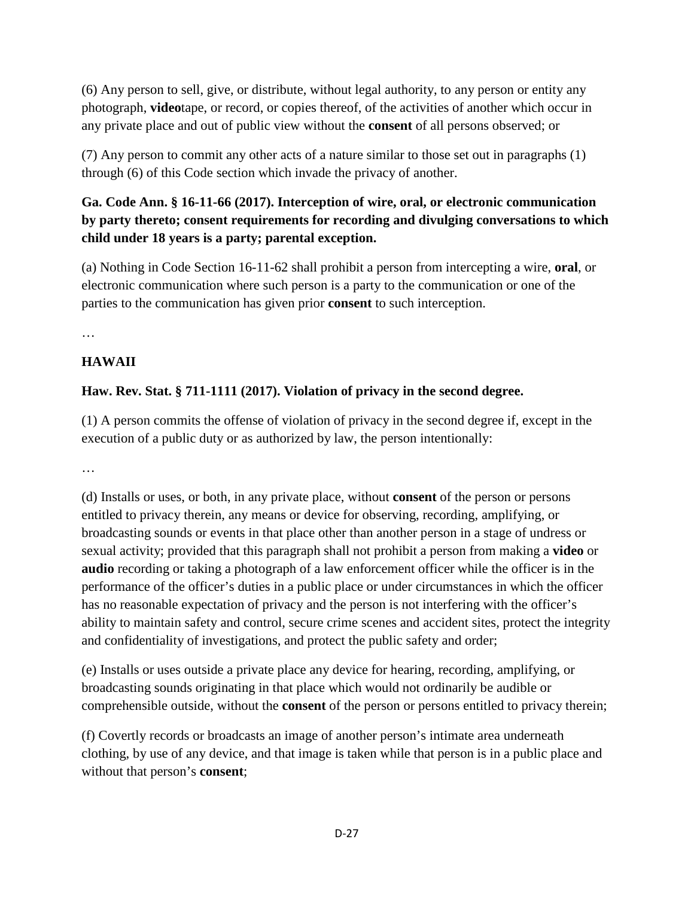(6) Any person to sell, give, or distribute, without legal authority, to any person or entity any photograph, **video**tape, or record, or copies thereof, of the activities of another which occur in any private place and out of public view without the **consent** of all persons observed; or

(7) Any person to commit any other acts of a nature similar to those set out in paragraphs (1) through (6) of this Code section which invade the privacy of another.

**Ga. Code Ann. § 16-11-66 (2017). Interception of wire, oral, or electronic communication by party thereto; consent requirements for recording and divulging conversations to which child under 18 years is a party; parental exception.**

(a) Nothing in Code Section 16-11-62 shall prohibit a person from intercepting a wire, **oral**, or electronic communication where such person is a party to the communication or one of the parties to the communication has given prior **consent** to such interception.

…

## HAWAII

**Haw. Rev. Stat. § 711-1111 (2017). Violation of privacy in the second degree.**

(1) A person commits the offense of violation of privacy in the second degree if, except in the execution of a public duty or as authorized by law, the person intentionally:

…

(d) Installs or uses, or both, in any private place, without **consent** of the person or persons entitled to privacy therein, any means or device for observing, recording, amplifying, or broadcasting sounds or events in that place other than another person in a stage of undress or sexual activity; provided that this paragraph shall not prohibit a person from making a **video** or **audio** recording or taking a photograph of a law enforcement officer while the officer is in the performance of the officer's duties in a public place or under circumstances in which the officer has no reasonable expectation of privacy and the person is not interfering with the officer's ability to maintain safety and control, secure crime scenes and accident sites, protect the integrity and confidentiality of investigations, and protect the public safety and order;

(e) Installs or uses outside a private place any device for hearing, recording, amplifying, or broadcasting sounds originating in that place which would not ordinarily be audible or comprehensible outside, without the **consent** of the person or persons entitled to privacy therein;

(f) Covertly records or broadcasts an image of another person's intimate area underneath clothing, by use of any device, and that image is taken while that person is in a public place and without that person's **consent**;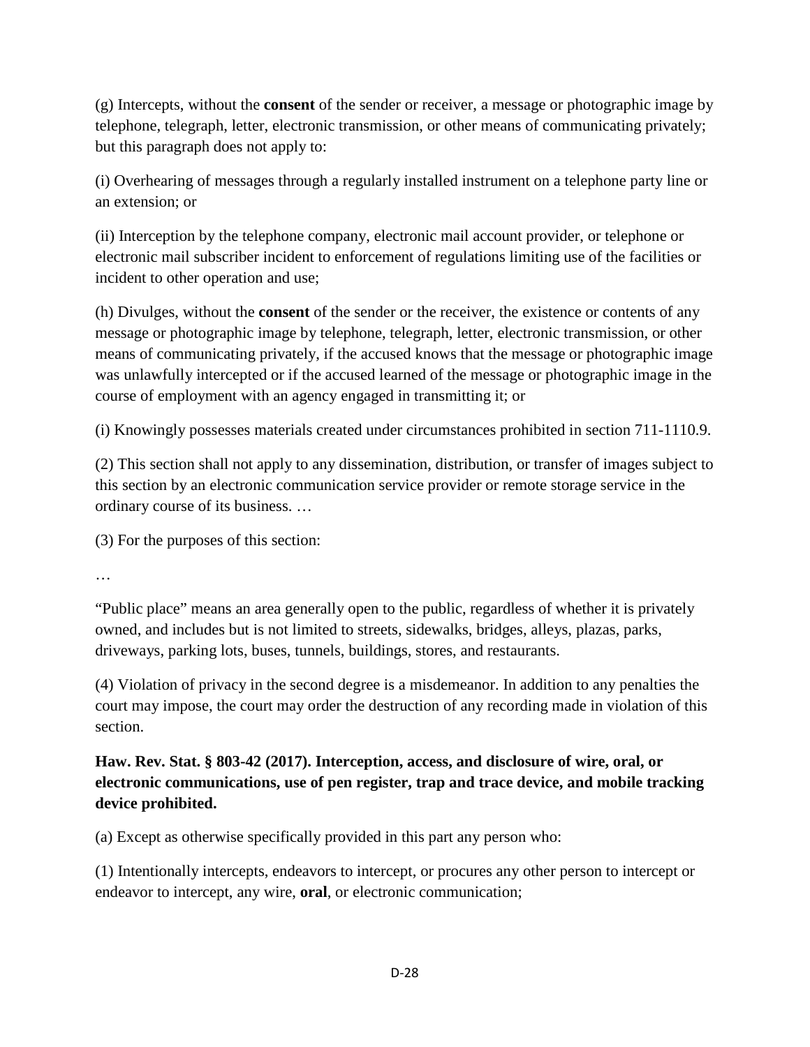(g) Intercepts, without the **consent** of the sender or receiver, a message or photographic image by telephone, telegraph, letter, electronic transmission, or other means of communicating privately; but this paragraph does not apply to:

(i) Overhearing of messages through a regularly installed instrument on a telephone party line or an extension; or

(ii) Interception by the telephone company, electronic mail account provider, or telephone or electronic mail subscriber incident to enforcement of regulations limiting use of the facilities or incident to other operation and use;

(h) Divulges, without the **consent** of the sender or the receiver, the existence or contents of any message or photographic image by telephone, telegraph, letter, electronic transmission, or other means of communicating privately, if the accused knows that the message or photographic image was unlawfully intercepted or if the accused learned of the message or photographic image in the course of employment with an agency engaged in transmitting it; or

(i) Knowingly possesses materials created under circumstances prohibited in section 711-1110.9.

(2) This section shall not apply to any dissemination, distribution, or transfer of images subject to this section by an electronic communication service provider or remote storage service in the ordinary course of its business. …

(3) For the purposes of this section:

…

"Public place" means an area generally open to the public, regardless of whether it is privately owned, and includes but is not limited to streets, sidewalks, bridges, alleys, plazas, parks, driveways, parking lots, buses, tunnels, buildings, stores, and restaurants.

(4) Violation of privacy in the second degree is a misdemeanor. In addition to any penalties the court may impose, the court may order the destruction of any recording made in violation of this section.

**Haw. Rev. Stat. § 803-42 (2017). Interception, access, and disclosure of wire, oral, or electronic communications, use of pen register, trap and trace device, and mobile tracking device prohibited.**

(a) Except as otherwise specifically provided in this part any person who:

(1) Intentionally intercepts, endeavors to intercept, or procures any other person to intercept or endeavor to intercept, any wire, **oral**, or electronic communication;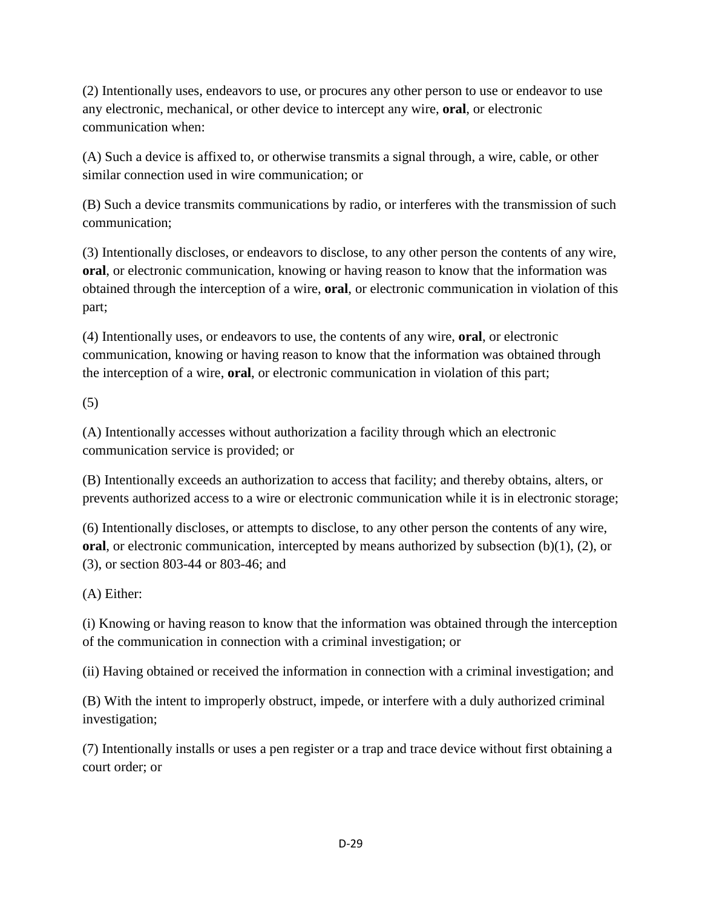(2) Intentionally uses, endeavors to use, or procures any other person to use or endeavor to use any electronic, mechanical, or other device to intercept any wire, **oral**, or electronic communication when:

(A) Such a device is affixed to, or otherwise transmits a signal through, a wire, cable, or other similar connection used in wire communication; or

(B) Such a device transmits communications by radio, or interferes with the transmission of such communication;

(3) Intentionally discloses, or endeavors to disclose, to any other person the contents of any wire, **oral**, or electronic communication, knowing or having reason to know that the information was obtained through the interception of a wire, **oral**, or electronic communication in violation of this part;

(4) Intentionally uses, or endeavors to use, the contents of any wire, **oral**, or electronic communication, knowing or having reason to know that the information was obtained through the interception of a wire, **oral**, or electronic communication in violation of this part;

(5)

(A) Intentionally accesses without authorization a facility through which an electronic communication service is provided; or

(B) Intentionally exceeds an authorization to access that facility; and thereby obtains, alters, or prevents authorized access to a wire or electronic communication while it is in electronic storage;

(6) Intentionally discloses, or attempts to disclose, to any other person the contents of any wire, **oral**, or electronic communication, intercepted by means authorized by subsection (b)(1), (2), or (3), or section 803-44 or 803-46; and

(A) Either:

(i) Knowing or having reason to know that the information was obtained through the interception of the communication in connection with a criminal investigation; or

(ii) Having obtained or received the information in connection with a criminal investigation; and

(B) With the intent to improperly obstruct, impede, or interfere with a duly authorized criminal investigation;

(7) Intentionally installs or uses a pen register or a trap and trace device without first obtaining a court order; or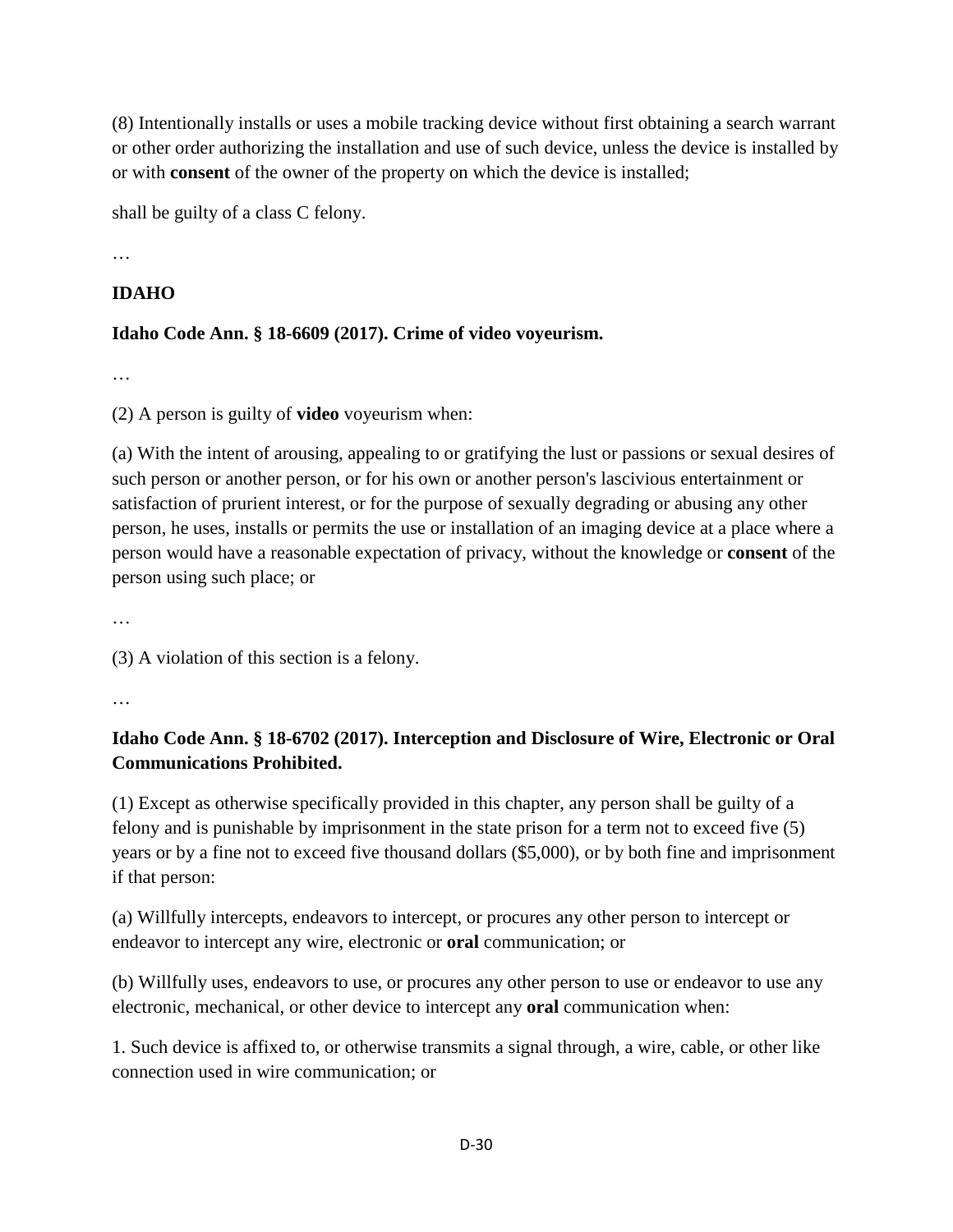(8) Intentionally installs or uses a mobile tracking device without first obtaining a search warrant or other order authorizing the installation and use of such device, unless the device is installed by or with **consent** of the owner of the property on which the device is installed;

shall be guilty of a class C felony.

…

## IDAHO

### Idaho Code Ann. § 18-6609 (2017). Crime of video voyeurism.

…

(2) A person is guilty of **video** voyeurism when:

(a) With the intent of arousing, appealing to or gratifying the lust or passions or sexual desires of such person or another person, or for his own or another person's lascivious entertainment or satisfaction of prurient interest, or for the purpose of sexually degrading or abusing any other person, he uses, installs or permits the use or installation of an imaging device at a place where a person would have a reasonable expectation of privacy, without the knowledge or **consent** of the person using such place; or

…

(3) A violation of this section is a felony.

…

### Idaho Code Ann. § 18-6702 (2017). Interception and Disclosure of Wire, Electronic or Oral Communications Prohibited.

(1) Except as otherwise specifically provided in this chapter, any person shall be guilty of a felony and is punishable by imprisonment in the state prison for a term not to exceed five (5) years or by a fine not to exceed five thousand dollars ($5,000), or by both fine and imprisonment if that person:

(a) Willfully intercepts, endeavors to intercept, or procures any other person to intercept or endeavor to intercept any wire, electronic or **oral** communication; or

(b) Willfully uses, endeavors to use, or procures any other person to use or endeavor to use any electronic, mechanical, or other device to intercept any **oral** communication when:

1. Such device is affixed to, or otherwise transmits a signal through, a wire, cable, or other like connection used in wire communication; or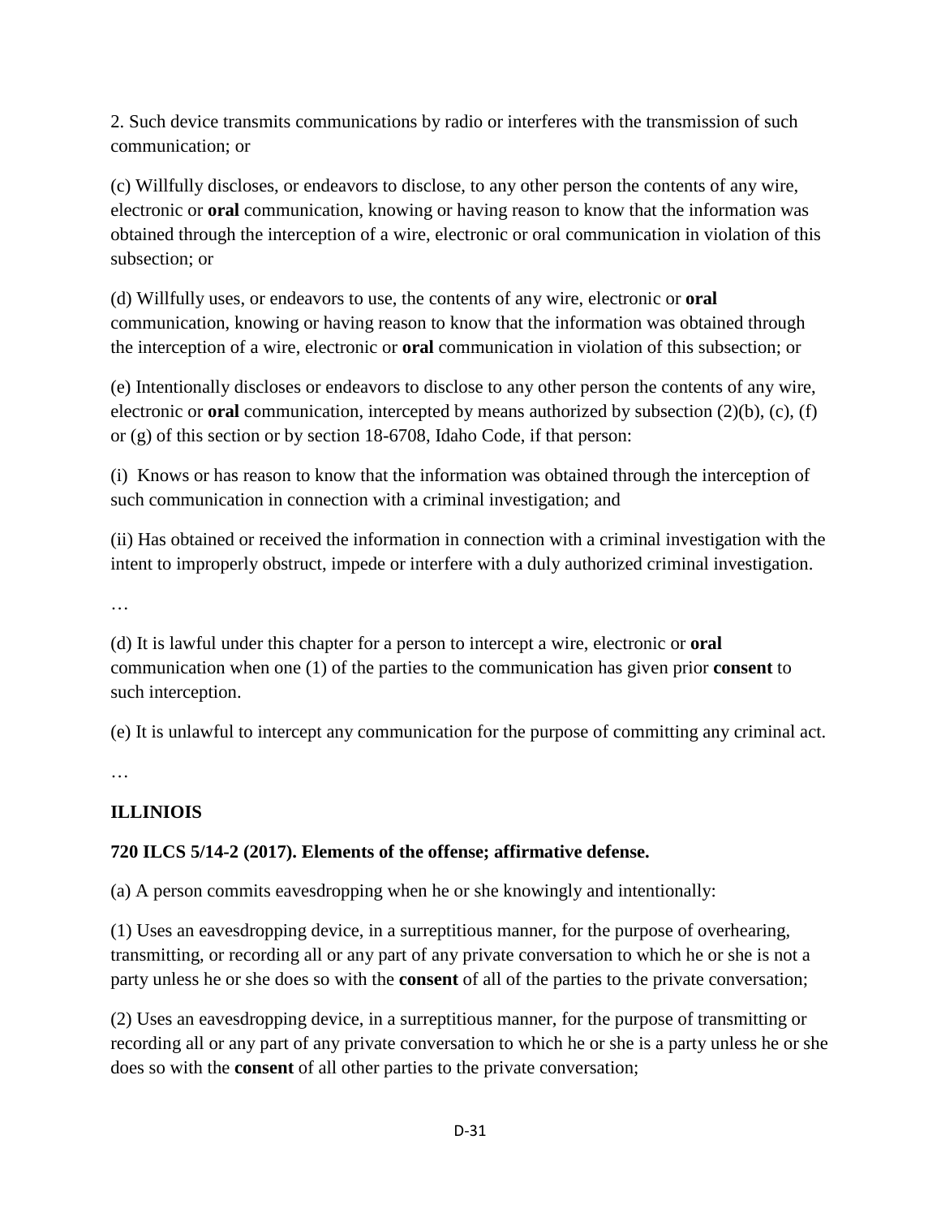2. Such device transmits communications by radio or interferes with the transmission of such communication; or

(c) Willfully discloses, or endeavors to disclose, to any other person the contents of any wire, electronic or **oral** communication, knowing or having reason to know that the information was obtained through the interception of a wire, electronic or oral communication in violation of this subsection; or

(d) Willfully uses, or endeavors to use, the contents of any wire, electronic or **oral** communication, knowing or having reason to know that the information was obtained through the interception of a wire, electronic or **oral** communication in violation of this subsection; or

(e) Intentionally discloses or endeavors to disclose to any other person the contents of any wire, electronic or **oral** communication, intercepted by means authorized by subsection (2)(b), (c), (f) or (g) of this section or by section 18-6708, Idaho Code, if that person:

(i) Knows or has reason to know that the information was obtained through the interception of such communication in connection with a criminal investigation; and

(ii) Has obtained or received the information in connection with a criminal investigation with the intent to improperly obstruct, impede or interfere with a duly authorized criminal investigation.

…

(d) It is lawful under this chapter for a person to intercept a wire, electronic or **oral** communication when one (1) of the parties to the communication has given prior **consent** to such interception.

(e) It is unlawful to intercept any communication for the purpose of committing any criminal act.

…

**ILLINIOIS**

**720 ILCS 5/14-2 (2017). Elements of the offense; affirmative defense.**

(a) A person commits eavesdropping when he or she knowingly and intentionally:

(1) Uses an eavesdropping device, in a surreptitious manner, for the purpose of overhearing, transmitting, or recording all or any part of any private conversation to which he or she is not a party unless he or she does so with the **consent** of all of the parties to the private conversation;

(2) Uses an eavesdropping device, in a surreptitious manner, for the purpose of transmitting or recording all or any part of any private conversation to which he or she is a party unless he or she does so with the **consent** of all other parties to the private conversation;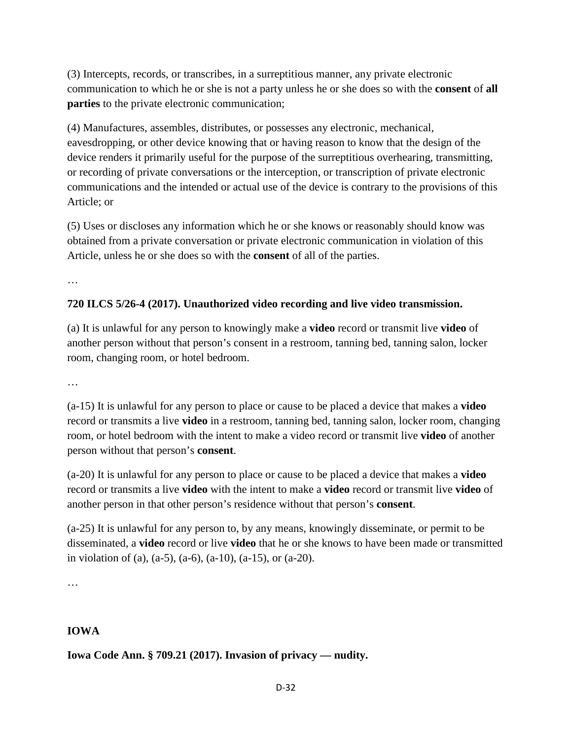(3) Intercepts, records, or transcribes, in a surreptitious manner, any private electronic communication to which he or she is not a party unless he or she does so with the **consent** of **all parties** to the private electronic communication;

(4) Manufactures, assembles, distributes, or possesses any electronic, mechanical, eavesdropping, or other device knowing that or having reason to know that the design of the device renders it primarily useful for the purpose of the surreptitious overhearing, transmitting, or recording of private conversations or the interception, or transcription of private electronic communications and the intended or actual use of the device is contrary to the provisions of this Article; or

(5) Uses or discloses any information which he or she knows or reasonably should know was obtained from a private conversation or private electronic communication in violation of this Article, unless he or she does so with the **consent** of all of the parties.

…

**720 ILCS 5/26-4 (2017). Unauthorized video recording and live video transmission.**

(a) It is unlawful for any person to knowingly make a **video** record or transmit live **video** of another person without that person's consent in a restroom, tanning bed, tanning salon, locker room, changing room, or hotel bedroom.

…

(a-15) It is unlawful for any person to place or cause to be placed a device that makes a **video** record or transmits a live **video** in a restroom, tanning bed, tanning salon, locker room, changing room, or hotel bedroom with the intent to make a video record or transmit live **video** of another person without that person's **consent**.

(a-20) It is unlawful for any person to place or cause to be placed a device that makes a **video** record or transmits a live **video** with the intent to make a **video** record or transmit live **video** of another person in that other person's residence without that person's **consent**.

(a-25) It is unlawful for any person to, by any means, knowingly disseminate, or permit to be disseminated, a **video** record or live **video** that he or she knows to have been made or transmitted in violation of (a), (a-5), (a-6), (a-10), (a-15), or (a-20).

…

## IOWA

**Iowa Code Ann. § 709.21 (2017). Invasion of privacy — nudity.**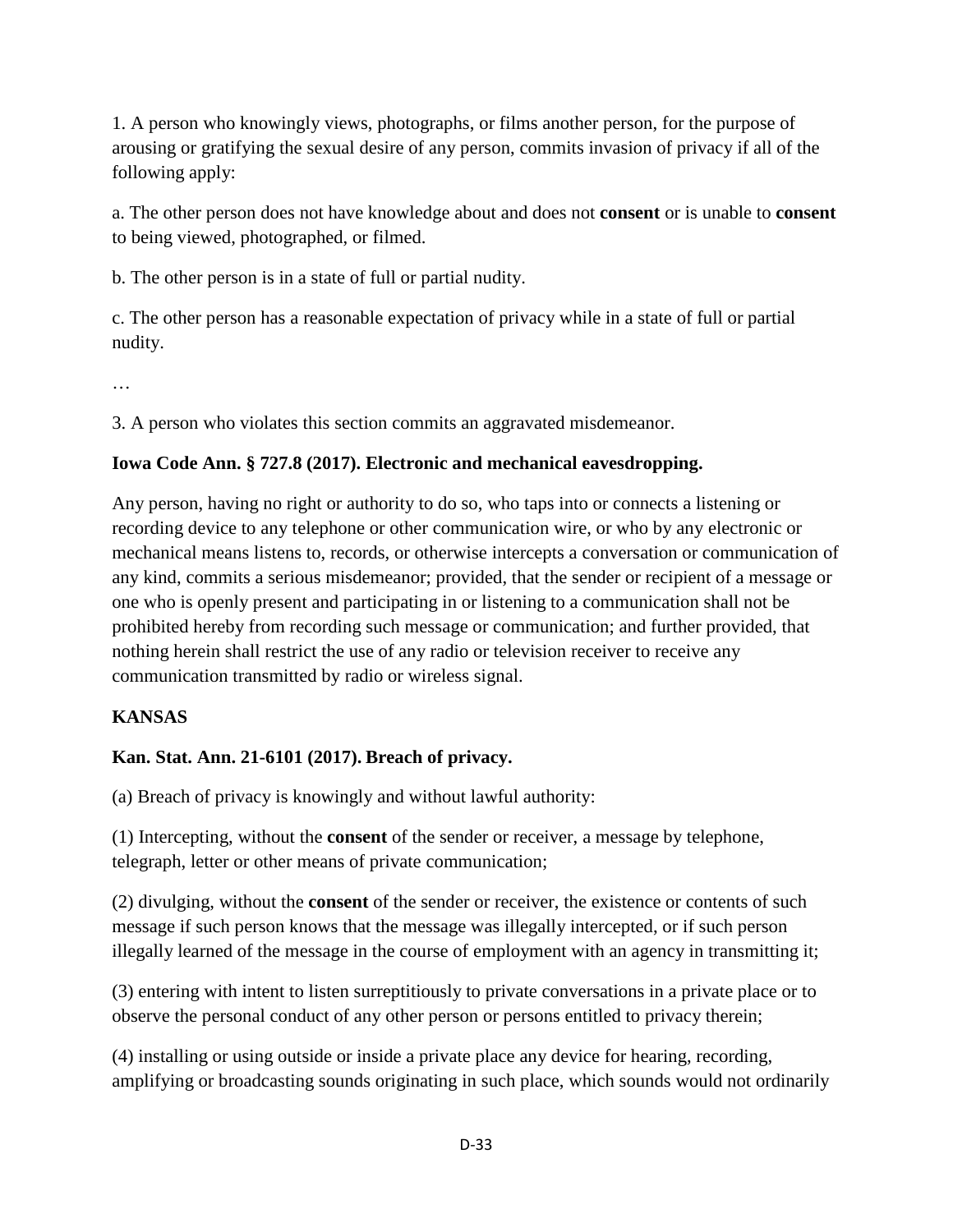1. A person who knowingly views, photographs, or films another person, for the purpose of arousing or gratifying the sexual desire of any person, commits invasion of privacy if all of the following apply:

a. The other person does not have knowledge about and does not **consent** or is unable to **consent** to being viewed, photographed, or filmed.

b. The other person is in a state of full or partial nudity.

c. The other person has a reasonable expectation of privacy while in a state of full or partial nudity.

…

3. A person who violates this section commits an aggravated misdemeanor.

**Iowa Code Ann. § 727.8 (2017). Electronic and mechanical eavesdropping.**

Any person, having no right or authority to do so, who taps into or connects a listening or recording device to any telephone or other communication wire, or who by any electronic or mechanical means listens to, records, or otherwise intercepts a conversation or communication of any kind, commits a serious misdemeanor; provided, that the sender or recipient of a message or one who is openly present and participating in or listening to a communication shall not be prohibited hereby from recording such message or communication; and further provided, that nothing herein shall restrict the use of any radio or television receiver to receive any communication transmitted by radio or wireless signal.

**KANSAS**

**Kan. Stat. Ann. 21-6101 (2017). Breach of privacy.**

(a) Breach of privacy is knowingly and without lawful authority:

(1) Intercepting, without the **consent** of the sender or receiver, a message by telephone, telegraph, letter or other means of private communication;

(2) divulging, without the **consent** of the sender or receiver, the existence or contents of such message if such person knows that the message was illegally intercepted, or if such person illegally learned of the message in the course of employment with an agency in transmitting it;

(3) entering with intent to listen surreptitiously to private conversations in a private place or to observe the personal conduct of any other person or persons entitled to privacy therein;

(4) installing or using outside or inside a private place any device for hearing, recording, amplifying or broadcasting sounds originating in such place, which sounds would not ordinarily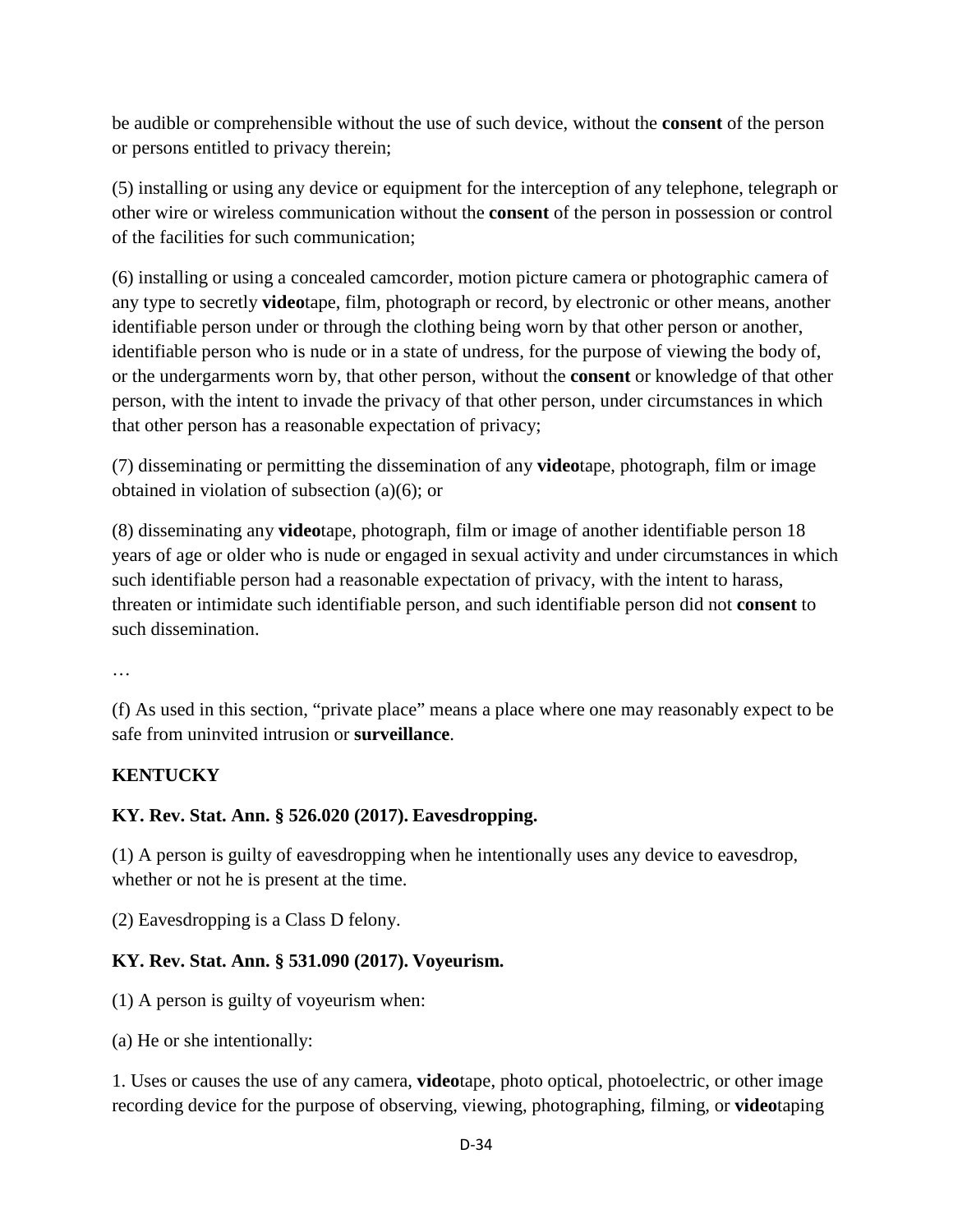be audible or comprehensible without the use of such device, without the **consent** of the person or persons entitled to privacy therein;

(5) installing or using any device or equipment for the interception of any telephone, telegraph or other wire or wireless communication without the **consent** of the person in possession or control of the facilities for such communication;

(6) installing or using a concealed camcorder, motion picture camera or photographic camera of any type to secretly **video**tape, film, photograph or record, by electronic or other means, another identifiable person under or through the clothing being worn by that other person or another, identifiable person who is nude or in a state of undress, for the purpose of viewing the body of, or the undergarments worn by, that other person, without the **consent** or knowledge of that other person, with the intent to invade the privacy of that other person, under circumstances in which that other person has a reasonable expectation of privacy;

(7) disseminating or permitting the dissemination of any **video**tape, photograph, film or image obtained in violation of subsection (a)(6); or

(8) disseminating any **video**tape, photograph, film or image of another identifiable person 18 years of age or older who is nude or engaged in sexual activity and under circumstances in which such identifiable person had a reasonable expectation of privacy, with the intent to harass, threaten or intimidate such identifiable person, and such identifiable person did not **consent** to such dissemination.

…

(f) As used in this section, "private place" means a place where one may reasonably expect to be safe from uninvited intrusion or **surveillance**.

## KENTUCKY

**KY. Rev. Stat. Ann. § 526.020 (2017). Eavesdropping.**

(1) A person is guilty of eavesdropping when he intentionally uses any device to eavesdrop, whether or not he is present at the time.

(2) Eavesdropping is a Class D felony.

**KY. Rev. Stat. Ann. § 531.090 (2017). Voyeurism.**

(1) A person is guilty of voyeurism when:

(a) He or she intentionally:

1. Uses or causes the use of any camera, **video**tape, photo optical, photoelectric, or other image recording device for the purpose of observing, viewing, photographing, filming, or **video**taping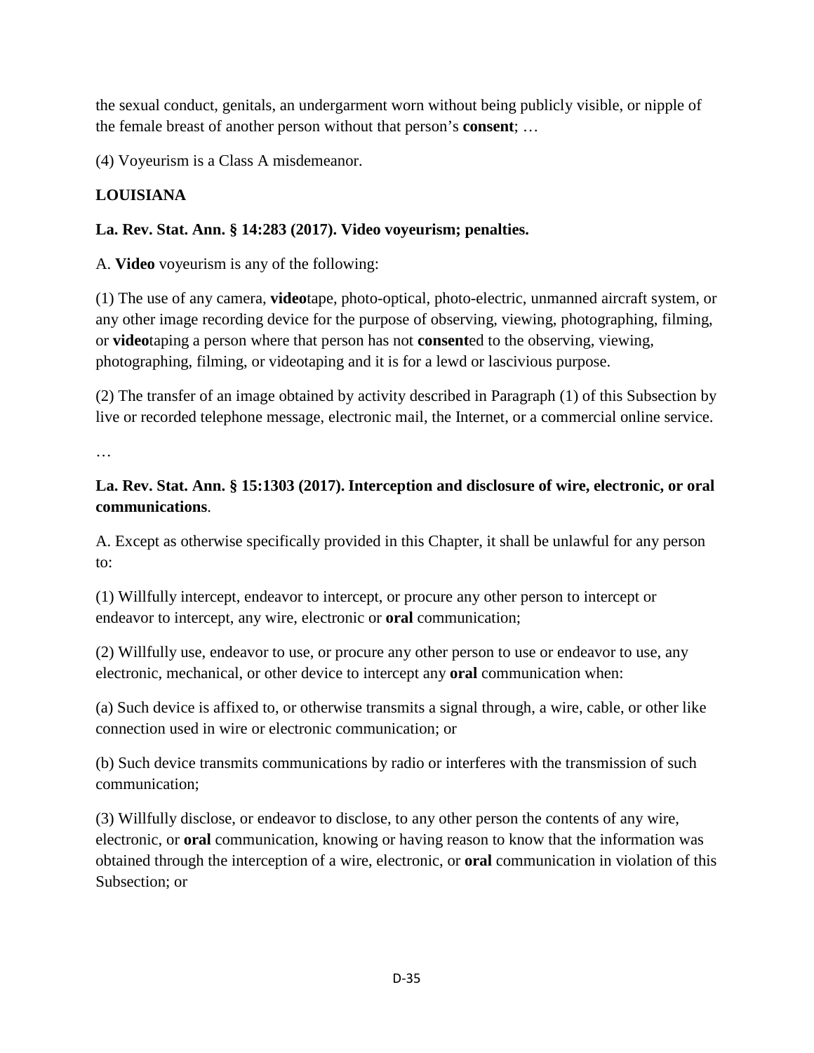the sexual conduct, genitals, an undergarment worn without being publicly visible, or nipple of the female breast of another person without that person's **consent**; …

(4) Voyeurism is a Class A misdemeanor.

**LOUISIANA**

**La. Rev. Stat. Ann. § 14:283 (2017). Video voyeurism; penalties.**

A. **Video** voyeurism is any of the following:

(1) The use of any camera, **video**tape, photo-optical, photo-electric, unmanned aircraft system, or any other image recording device for the purpose of observing, viewing, photographing, filming, or **video**taping a person where that person has not **consent**ed to the observing, viewing, photographing, filming, or videotaping and it is for a lewd or lascivious purpose.

(2) The transfer of an image obtained by activity described in Paragraph (1) of this Subsection by live or recorded telephone message, electronic mail, the Internet, or a commercial online service.

…

**La. Rev. Stat. Ann. § 15:1303 (2017). Interception and disclosure of wire, electronic, or oral communications**.

A. Except as otherwise specifically provided in this Chapter, it shall be unlawful for any person to:

(1) Willfully intercept, endeavor to intercept, or procure any other person to intercept or endeavor to intercept, any wire, electronic or **oral** communication;

(2) Willfully use, endeavor to use, or procure any other person to use or endeavor to use, any electronic, mechanical, or other device to intercept any **oral** communication when:

(a) Such device is affixed to, or otherwise transmits a signal through, a wire, cable, or other like connection used in wire or electronic communication; or

(b) Such device transmits communications by radio or interferes with the transmission of such communication;

(3) Willfully disclose, or endeavor to disclose, to any other person the contents of any wire, electronic, or **oral** communication, knowing or having reason to know that the information was obtained through the interception of a wire, electronic, or **oral** communication in violation of this Subsection; or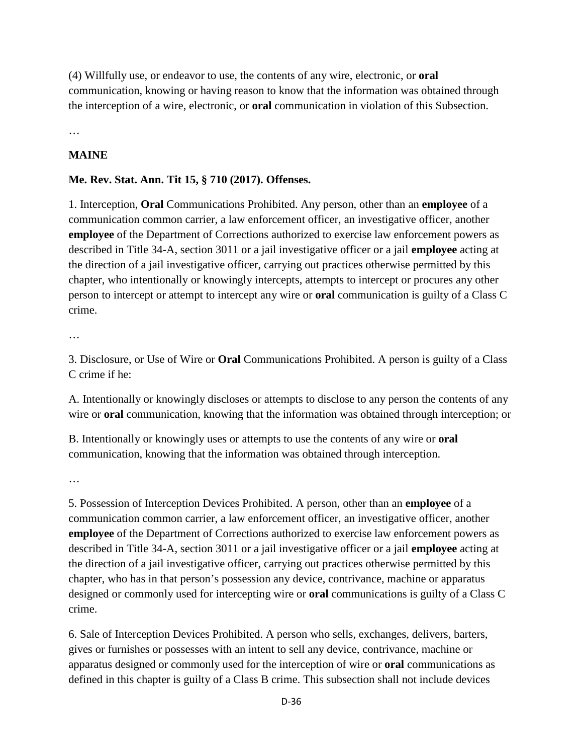(4) Willfully use, or endeavor to use, the contents of any wire, electronic, or **oral** communication, knowing or having reason to know that the information was obtained through the interception of a wire, electronic, or **oral** communication in violation of this Subsection.

…

**MAINE**

**Me. Rev. Stat. Ann. Tit 15, § 710 (2017). Offenses.**

1. Interception, **Oral** Communications Prohibited. Any person, other than an **employee** of a communication common carrier, a law enforcement officer, an investigative officer, another **employee** of the Department of Corrections authorized to exercise law enforcement powers as described in Title 34-A, section 3011 or a jail investigative officer or a jail **employee** acting at the direction of a jail investigative officer, carrying out practices otherwise permitted by this chapter, who intentionally or knowingly intercepts, attempts to intercept or procures any other person to intercept or attempt to intercept any wire or **oral** communication is guilty of a Class C crime.

…

3. Disclosure, or Use of Wire or **Oral** Communications Prohibited. A person is guilty of a Class C crime if he:

A. Intentionally or knowingly discloses or attempts to disclose to any person the contents of any wire or **oral** communication, knowing that the information was obtained through interception; or

B. Intentionally or knowingly uses or attempts to use the contents of any wire or **oral** communication, knowing that the information was obtained through interception.

…

5. Possession of Interception Devices Prohibited. A person, other than an **employee** of a communication common carrier, a law enforcement officer, an investigative officer, another **employee** of the Department of Corrections authorized to exercise law enforcement powers as described in Title 34-A, section 3011 or a jail investigative officer or a jail **employee** acting at the direction of a jail investigative officer, carrying out practices otherwise permitted by this chapter, who has in that person's possession any device, contrivance, machine or apparatus designed or commonly used for intercepting wire or **oral** communications is guilty of a Class C crime.

6. Sale of Interception Devices Prohibited. A person who sells, exchanges, delivers, barters, gives or furnishes or possesses with an intent to sell any device, contrivance, machine or apparatus designed or commonly used for the interception of wire or **oral** communications as defined in this chapter is guilty of a Class B crime. This subsection shall not include devices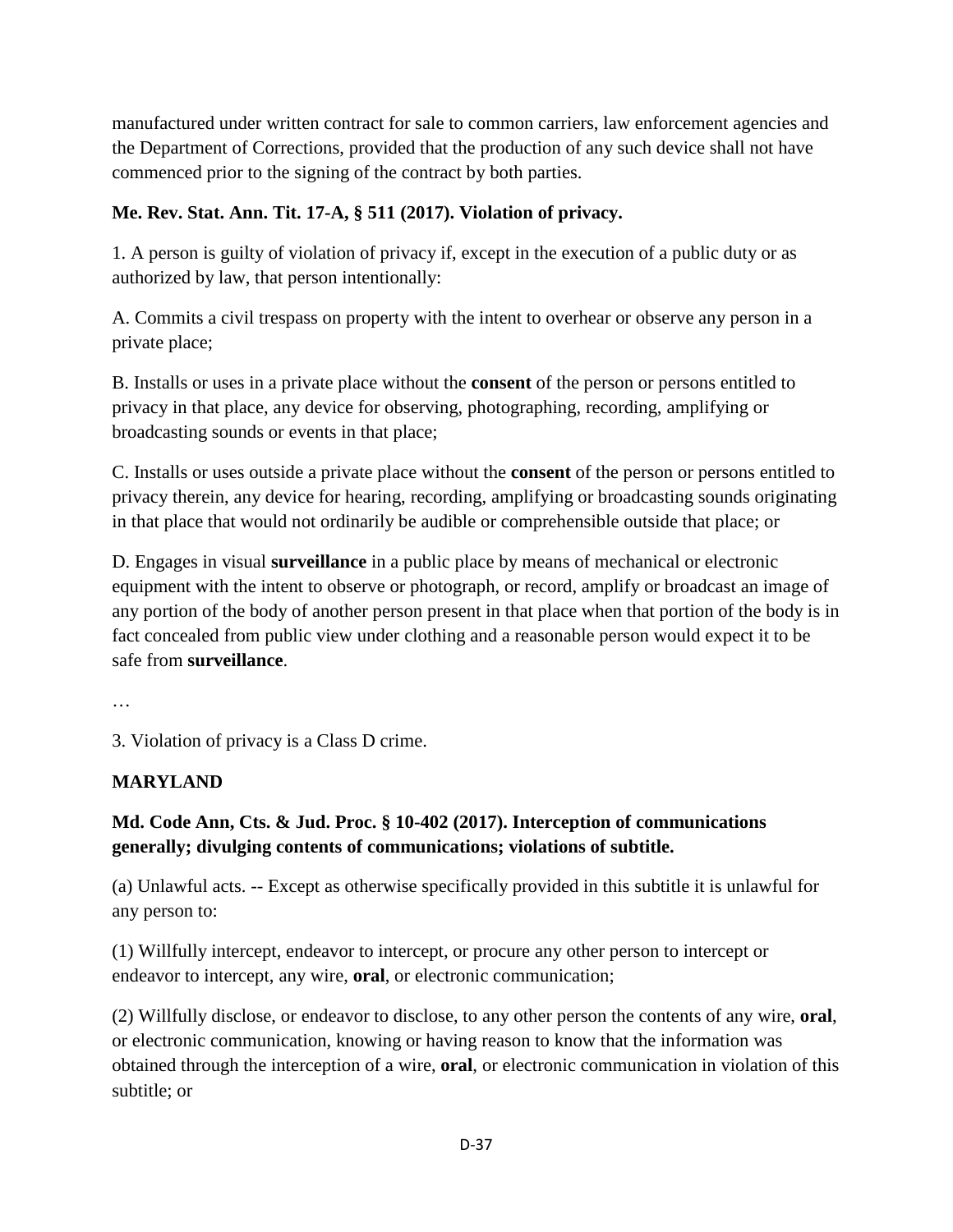manufactured under written contract for sale to common carriers, law enforcement agencies and the Department of Corrections, provided that the production of any such device shall not have commenced prior to the signing of the contract by both parties.

**Me. Rev. Stat. Ann. Tit. 17-A, § 511 (2017). Violation of privacy.**

1. A person is guilty of violation of privacy if, except in the execution of a public duty or as authorized by law, that person intentionally:

A. Commits a civil trespass on property with the intent to overhear or observe any person in a private place;

B. Installs or uses in a private place without the **consent** of the person or persons entitled to privacy in that place, any device for observing, photographing, recording, amplifying or broadcasting sounds or events in that place;

C. Installs or uses outside a private place without the **consent** of the person or persons entitled to privacy therein, any device for hearing, recording, amplifying or broadcasting sounds originating in that place that would not ordinarily be audible or comprehensible outside that place; or

D. Engages in visual **surveillance** in a public place by means of mechanical or electronic equipment with the intent to observe or photograph, or record, amplify or broadcast an image of any portion of the body of another person present in that place when that portion of the body is in fact concealed from public view under clothing and a reasonable person would expect it to be safe from **surveillance**.

…

3. Violation of privacy is a Class D crime.

## MARYLAND

**Md. Code Ann, Cts. & Jud. Proc. § 10-402 (2017). Interception of communications generally; divulging contents of communications; violations of subtitle.**

(a) Unlawful acts. -- Except as otherwise specifically provided in this subtitle it is unlawful for any person to:

(1) Willfully intercept, endeavor to intercept, or procure any other person to intercept or endeavor to intercept, any wire, **oral**, or electronic communication;

(2) Willfully disclose, or endeavor to disclose, to any other person the contents of any wire, **oral**, or electronic communication, knowing or having reason to know that the information was obtained through the interception of a wire, **oral**, or electronic communication in violation of this subtitle; or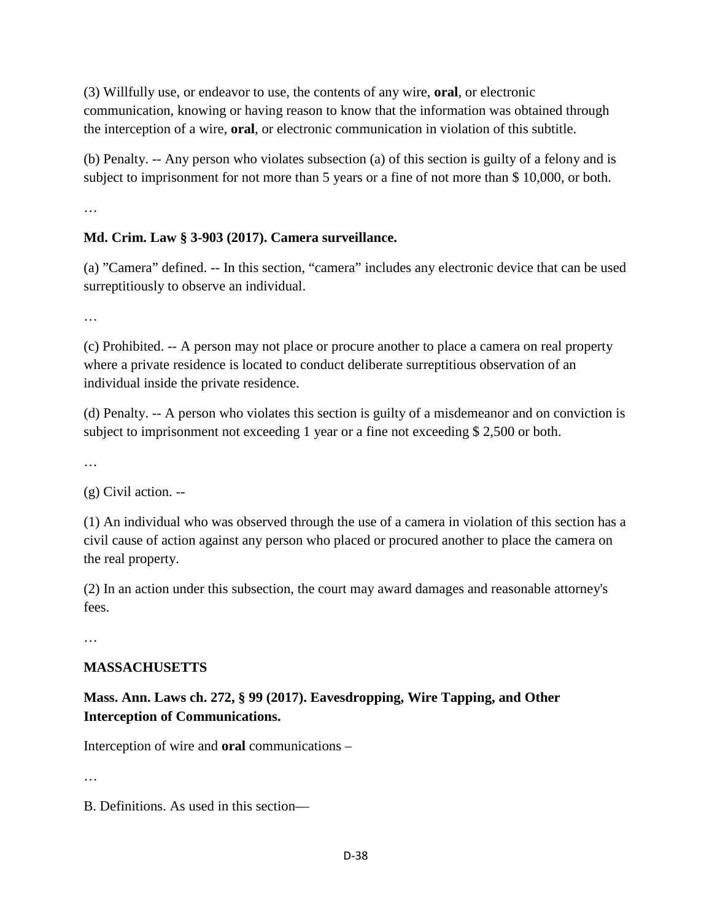(3) Willfully use, or endeavor to use, the contents of any wire, **oral**, or electronic communication, knowing or having reason to know that the information was obtained through the interception of a wire, **oral**, or electronic communication in violation of this subtitle.

(b) Penalty. -- Any person who violates subsection (a) of this section is guilty of a felony and is subject to imprisonment for not more than 5 years or a fine of not more than $ 10,000, or both.

…

**Md. Crim. Law § 3-903 (2017). Camera surveillance.**

(a) "Camera" defined. -- In this section, "camera" includes any electronic device that can be used surreptitiously to observe an individual.

…

(c) Prohibited. -- A person may not place or procure another to place a camera on real property where a private residence is located to conduct deliberate surreptitious observation of an individual inside the private residence.

(d) Penalty. -- A person who violates this section is guilty of a misdemeanor and on conviction is subject to imprisonment not exceeding 1 year or a fine not exceeding $ 2,500 or both.

…

(g) Civil action. --

(1) An individual who was observed through the use of a camera in violation of this section has a civil cause of action against any person who placed or procured another to place the camera on the real property.

(2) In an action under this subsection, the court may award damages and reasonable attorney's fees.

…

**MASSACHUSETTS**

**Mass. Ann. Laws ch. 272, § 99 (2017). Eavesdropping, Wire Tapping, and Other Interception of Communications.**

Interception of wire and **oral** communications –

…

B. Definitions. As used in this section—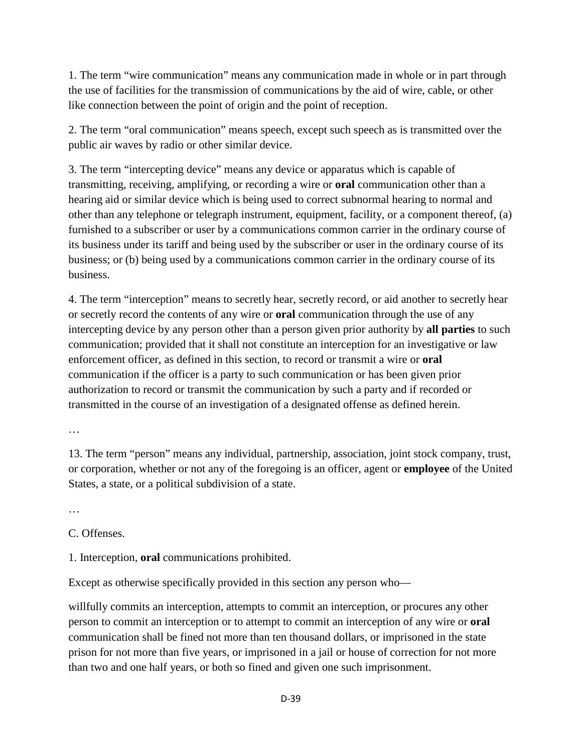1. The term “wire communication” means any communication made in whole or in part through the use of facilities for the transmission of communications by the aid of wire, cable, or other like connection between the point of origin and the point of reception.

2. The term “oral communication” means speech, except such speech as is transmitted over the public air waves by radio or other similar device.

3. The term “intercepting device” means any device or apparatus which is capable of transmitting, receiving, amplifying, or recording a wire or **oral** communication other than a hearing aid or similar device which is being used to correct subnormal hearing to normal and other than any telephone or telegraph instrument, equipment, facility, or a component thereof, (a) furnished to a subscriber or user by a communications common carrier in the ordinary course of its business under its tariff and being used by the subscriber or user in the ordinary course of its business; or (b) being used by a communications common carrier in the ordinary course of its business.

4. The term “interception” means to secretly hear, secretly record, or aid another to secretly hear or secretly record the contents of any wire or **oral** communication through the use of any intercepting device by any person other than a person given prior authority by **all parties** to such communication; provided that it shall not constitute an interception for an investigative or law enforcement officer, as defined in this section, to record or transmit a wire or **oral** communication if the officer is a party to such communication or has been given prior authorization to record or transmit the communication by such a party and if recorded or transmitted in the course of an investigation of a designated offense as defined herein.

…

13. The term “person” means any individual, partnership, association, joint stock company, trust, or corporation, whether or not any of the foregoing is an officer, agent or **employee** of the United States, a state, or a political subdivision of a state.

…

C. Offenses.

1. Interception, **oral** communications prohibited.

Except as otherwise specifically provided in this section any person who—

willfully commits an interception, attempts to commit an interception, or procures any other person to commit an interception or to attempt to commit an interception of any wire or **oral** communication shall be fined not more than ten thousand dollars, or imprisoned in the state prison for not more than five years, or imprisoned in a jail or house of correction for not more than two and one half years, or both so fined and given one such imprisonment.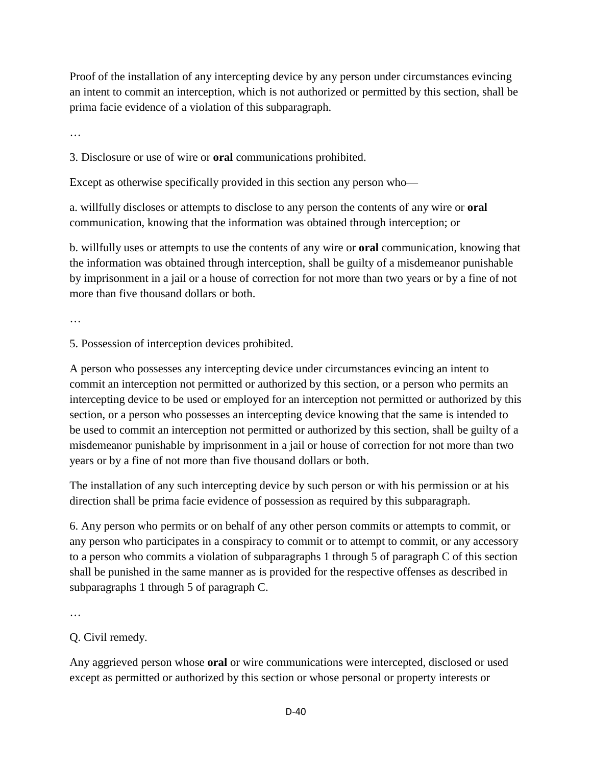Proof of the installation of any intercepting device by any person under circumstances evincing an intent to commit an interception, which is not authorized or permitted by this section, shall be prima facie evidence of a violation of this subparagraph.

…

3. Disclosure or use of wire or **oral** communications prohibited.

Except as otherwise specifically provided in this section any person who—

a. willfully discloses or attempts to disclose to any person the contents of any wire or **oral** communication, knowing that the information was obtained through interception; or

b. willfully uses or attempts to use the contents of any wire or **oral** communication, knowing that the information was obtained through interception, shall be guilty of a misdemeanor punishable by imprisonment in a jail or a house of correction for not more than two years or by a fine of not more than five thousand dollars or both.

…

5. Possession of interception devices prohibited.

A person who possesses any intercepting device under circumstances evincing an intent to commit an interception not permitted or authorized by this section, or a person who permits an intercepting device to be used or employed for an interception not permitted or authorized by this section, or a person who possesses an intercepting device knowing that the same is intended to be used to commit an interception not permitted or authorized by this section, shall be guilty of a misdemeanor punishable by imprisonment in a jail or house of correction for not more than two years or by a fine of not more than five thousand dollars or both.

The installation of any such intercepting device by such person or with his permission or at his direction shall be prima facie evidence of possession as required by this subparagraph.

6. Any person who permits or on behalf of any other person commits or attempts to commit, or any person who participates in a conspiracy to commit or to attempt to commit, or any accessory to a person who commits a violation of subparagraphs 1 through 5 of paragraph C of this section shall be punished in the same manner as is provided for the respective offenses as described in subparagraphs 1 through 5 of paragraph C.

…

Q. Civil remedy.

Any aggrieved person whose **oral** or wire communications were intercepted, disclosed or used except as permitted or authorized by this section or whose personal or property interests or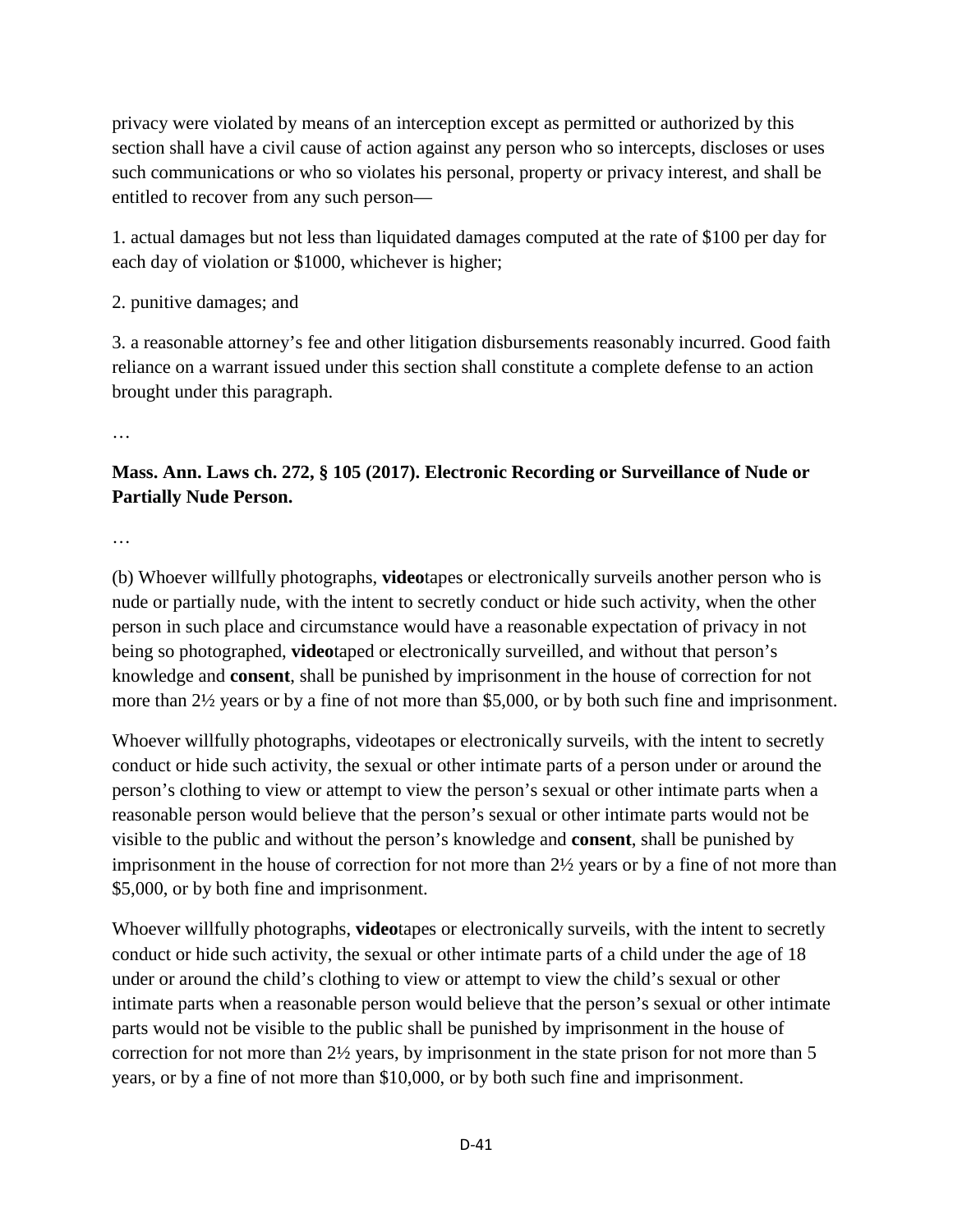privacy were violated by means of an interception except as permitted or authorized by this section shall have a civil cause of action against any person who so intercepts, discloses or uses such communications or who so violates his personal, property or privacy interest, and shall be entitled to recover from any such person—

1. actual damages but not less than liquidated damages computed at the rate of $100 per day for each day of violation or $1000, whichever is higher;

2. punitive damages; and

3. a reasonable attorney's fee and other litigation disbursements reasonably incurred. Good faith reliance on a warrant issued under this section shall constitute a complete defense to an action brought under this paragraph.

…

**Mass. Ann. Laws ch. 272, § 105 (2017). Electronic Recording or Surveillance of Nude or Partially Nude Person.**

…

(b) Whoever willfully photographs, **video**tapes or electronically surveils another person who is nude or partially nude, with the intent to secretly conduct or hide such activity, when the other person in such place and circumstance would have a reasonable expectation of privacy in not being so photographed, **video**taped or electronically surveilled, and without that person's knowledge and **consent**, shall be punished by imprisonment in the house of correction for not more than 2½ years or by a fine of not more than $5,000, or by both such fine and imprisonment.

Whoever willfully photographs, videotapes or electronically surveils, with the intent to secretly conduct or hide such activity, the sexual or other intimate parts of a person under or around the person's clothing to view or attempt to view the person's sexual or other intimate parts when a reasonable person would believe that the person's sexual or other intimate parts would not be visible to the public and without the person's knowledge and **consent**, shall be punished by imprisonment in the house of correction for not more than 2½ years or by a fine of not more than $5,000, or by both fine and imprisonment.

Whoever willfully photographs, **video**tapes or electronically surveils, with the intent to secretly conduct or hide such activity, the sexual or other intimate parts of a child under the age of 18 under or around the child's clothing to view or attempt to view the child's sexual or other intimate parts when a reasonable person would believe that the person's sexual or other intimate parts would not be visible to the public shall be punished by imprisonment in the house of correction for not more than 2½ years, by imprisonment in the state prison for not more than 5 years, or by a fine of not more than $10,000, or by both such fine and imprisonment.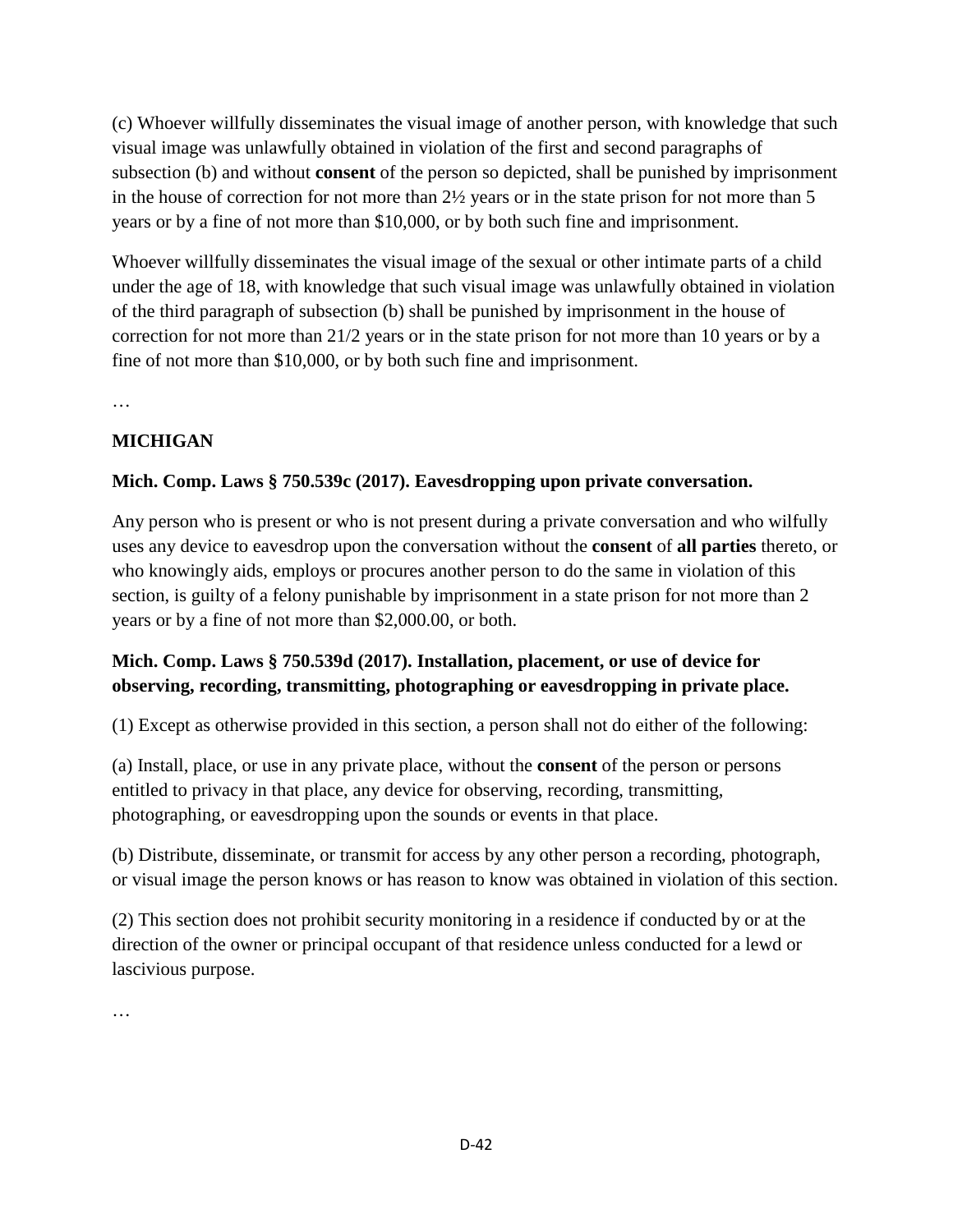(c) Whoever willfully disseminates the visual image of another person, with knowledge that such visual image was unlawfully obtained in violation of the first and second paragraphs of subsection (b) and without **consent** of the person so depicted, shall be punished by imprisonment in the house of correction for not more than 2½ years or in the state prison for not more than 5 years or by a fine of not more than $10,000, or by both such fine and imprisonment.

Whoever willfully disseminates the visual image of the sexual or other intimate parts of a child under the age of 18, with knowledge that such visual image was unlawfully obtained in violation of the third paragraph of subsection (b) shall be punished by imprisonment in the house of correction for not more than 21/2 years or in the state prison for not more than 10 years or by a fine of not more than $10,000, or by both such fine and imprisonment.

…

**MICHIGAN**

**Mich. Comp. Laws § 750.539c (2017). Eavesdropping upon private conversation.**

Any person who is present or who is not present during a private conversation and who wilfully uses any device to eavesdrop upon the conversation without the **consent** of **all parties** thereto, or who knowingly aids, employs or procures another person to do the same in violation of this section, is guilty of a felony punishable by imprisonment in a state prison for not more than 2 years or by a fine of not more than $2,000.00, or both.

**Mich. Comp. Laws § 750.539d (2017). Installation, placement, or use of device for observing, recording, transmitting, photographing or eavesdropping in private place.**

(1) Except as otherwise provided in this section, a person shall not do either of the following:

(a) Install, place, or use in any private place, without the **consent** of the person or persons entitled to privacy in that place, any device for observing, recording, transmitting, photographing, or eavesdropping upon the sounds or events in that place.

(b) Distribute, disseminate, or transmit for access by any other person a recording, photograph, or visual image the person knows or has reason to know was obtained in violation of this section.

(2) This section does not prohibit security monitoring in a residence if conducted by or at the direction of the owner or principal occupant of that residence unless conducted for a lewd or lascivious purpose.

…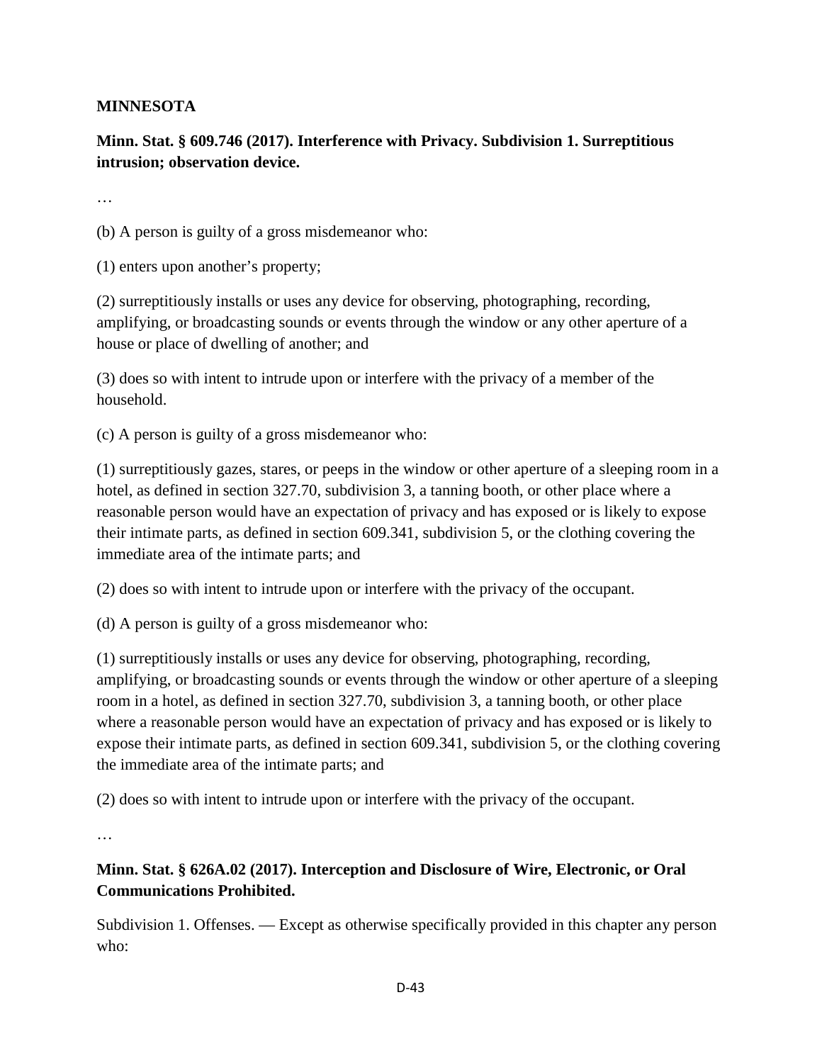**MINNESOTA**

**Minn. Stat. § 609.746 (2017). Interference with Privacy. Subdivision 1. Surreptitious intrusion; observation device.**

…

(b) A person is guilty of a gross misdemeanor who:

(1) enters upon another's property;

(2) surreptitiously installs or uses any device for observing, photographing, recording, amplifying, or broadcasting sounds or events through the window or any other aperture of a house or place of dwelling of another; and

(3) does so with intent to intrude upon or interfere with the privacy of a member of the household.

(c) A person is guilty of a gross misdemeanor who:

(1) surreptitiously gazes, stares, or peeps in the window or other aperture of a sleeping room in a hotel, as defined in section 327.70, subdivision 3, a tanning booth, or other place where a reasonable person would have an expectation of privacy and has exposed or is likely to expose their intimate parts, as defined in section 609.341, subdivision 5, or the clothing covering the immediate area of the intimate parts; and

(2) does so with intent to intrude upon or interfere with the privacy of the occupant.

(d) A person is guilty of a gross misdemeanor who:

(1) surreptitiously installs or uses any device for observing, photographing, recording, amplifying, or broadcasting sounds or events through the window or other aperture of a sleeping room in a hotel, as defined in section 327.70, subdivision 3, a tanning booth, or other place where a reasonable person would have an expectation of privacy and has exposed or is likely to expose their intimate parts, as defined in section 609.341, subdivision 5, or the clothing covering the immediate area of the intimate parts; and

(2) does so with intent to intrude upon or interfere with the privacy of the occupant.

…

**Minn. Stat. § 626A.02 (2017). Interception and Disclosure of Wire, Electronic, or Oral Communications Prohibited.**

Subdivision 1. Offenses. — Except as otherwise specifically provided in this chapter any person who: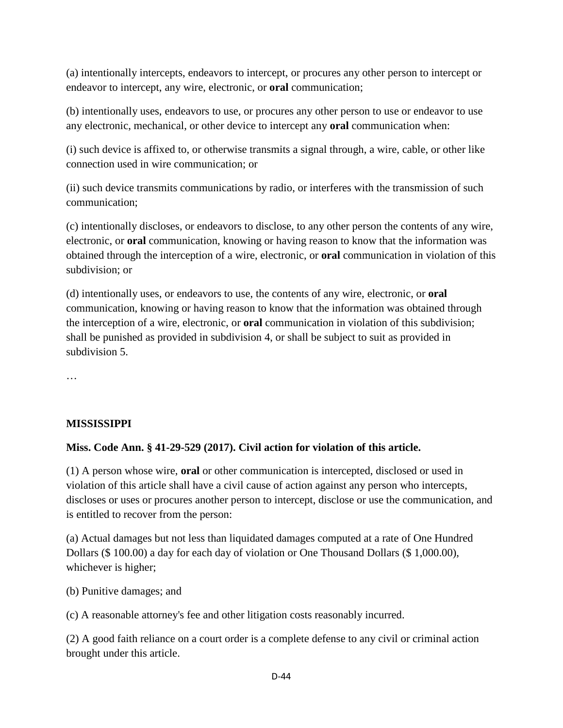(a) intentionally intercepts, endeavors to intercept, or procures any other person to intercept or endeavor to intercept, any wire, electronic, or **oral** communication;

(b) intentionally uses, endeavors to use, or procures any other person to use or endeavor to use any electronic, mechanical, or other device to intercept any **oral** communication when:

(i) such device is affixed to, or otherwise transmits a signal through, a wire, cable, or other like connection used in wire communication; or

(ii) such device transmits communications by radio, or interferes with the transmission of such communication;

(c) intentionally discloses, or endeavors to disclose, to any other person the contents of any wire, electronic, or **oral** communication, knowing or having reason to know that the information was obtained through the interception of a wire, electronic, or **oral** communication in violation of this subdivision; or

(d) intentionally uses, or endeavors to use, the contents of any wire, electronic, or **oral** communication, knowing or having reason to know that the information was obtained through the interception of a wire, electronic, or **oral** communication in violation of this subdivision; shall be punished as provided in subdivision 4, or shall be subject to suit as provided in subdivision 5.

…

**MISSISSIPPI**

**Miss. Code Ann. § 41-29-529 (2017). Civil action for violation of this article.**

(1) A person whose wire, **oral** or other communication is intercepted, disclosed or used in violation of this article shall have a civil cause of action against any person who intercepts, discloses or uses or procures another person to intercept, disclose or use the communication, and is entitled to recover from the person:

(a) Actual damages but not less than liquidated damages computed at a rate of One Hundred Dollars ($ 100.00) a day for each day of violation or One Thousand Dollars ($ 1,000.00), whichever is higher;

(b) Punitive damages; and

(c) A reasonable attorney's fee and other litigation costs reasonably incurred.

(2) A good faith reliance on a court order is a complete defense to any civil or criminal action brought under this article.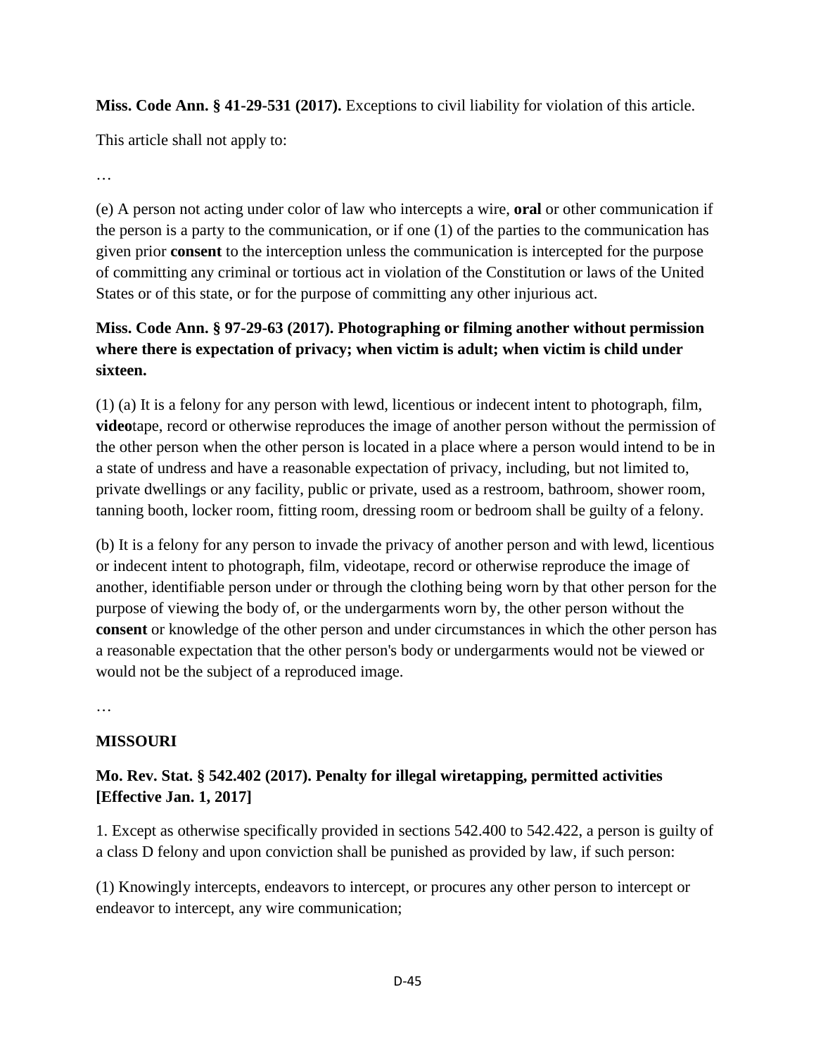**Miss. Code Ann. § 41-29-531 (2017).** Exceptions to civil liability for violation of this article.

This article shall not apply to:

…

(e) A person not acting under color of law who intercepts a wire, **oral** or other communication if the person is a party to the communication, or if one (1) of the parties to the communication has given prior **consent** to the interception unless the communication is intercepted for the purpose of committing any criminal or tortious act in violation of the Constitution or laws of the United States or of this state, or for the purpose of committing any other injurious act.

**Miss. Code Ann. § 97-29-63 (2017). Photographing or filming another without permission where there is expectation of privacy; when victim is adult; when victim is child under sixteen.**

(1) (a) It is a felony for any person with lewd, licentious or indecent intent to photograph, film, **video**tape, record or otherwise reproduces the image of another person without the permission of the other person when the other person is located in a place where a person would intend to be in a state of undress and have a reasonable expectation of privacy, including, but not limited to, private dwellings or any facility, public or private, used as a restroom, bathroom, shower room, tanning booth, locker room, fitting room, dressing room or bedroom shall be guilty of a felony.

(b) It is a felony for any person to invade the privacy of another person and with lewd, licentious or indecent intent to photograph, film, videotape, record or otherwise reproduce the image of another, identifiable person under or through the clothing being worn by that other person for the purpose of viewing the body of, or the undergarments worn by, the other person without the **consent** or knowledge of the other person and under circumstances in which the other person has a reasonable expectation that the other person's body or undergarments would not be viewed or would not be the subject of a reproduced image.

…

**MISSOURI**

**Mo. Rev. Stat. § 542.402 (2017). Penalty for illegal wiretapping, permitted activities [Effective Jan. 1, 2017]**

1. Except as otherwise specifically provided in sections 542.400 to 542.422, a person is guilty of a class D felony and upon conviction shall be punished as provided by law, if such person:

(1) Knowingly intercepts, endeavors to intercept, or procures any other person to intercept or endeavor to intercept, any wire communication;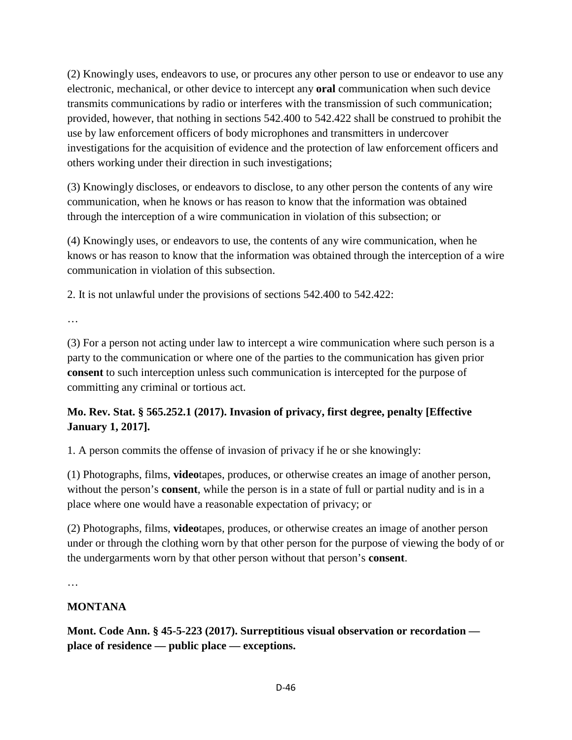(2) Knowingly uses, endeavors to use, or procures any other person to use or endeavor to use any electronic, mechanical, or other device to intercept any **oral** communication when such device transmits communications by radio or interferes with the transmission of such communication; provided, however, that nothing in sections 542.400 to 542.422 shall be construed to prohibit the use by law enforcement officers of body microphones and transmitters in undercover investigations for the acquisition of evidence and the protection of law enforcement officers and others working under their direction in such investigations;

(3) Knowingly discloses, or endeavors to disclose, to any other person the contents of any wire communication, when he knows or has reason to know that the information was obtained through the interception of a wire communication in violation of this subsection; or

(4) Knowingly uses, or endeavors to use, the contents of any wire communication, when he knows or has reason to know that the information was obtained through the interception of a wire communication in violation of this subsection.

2. It is not unlawful under the provisions of sections 542.400 to 542.422:

…

(3) For a person not acting under law to intercept a wire communication where such person is a party to the communication or where one of the parties to the communication has given prior **consent** to such interception unless such communication is intercepted for the purpose of committing any criminal or tortious act.

**Mo. Rev. Stat. § 565.252.1 (2017). Invasion of privacy, first degree, penalty [Effective January 1, 2017].**

1. A person commits the offense of invasion of privacy if he or she knowingly:

(1) Photographs, films, **video**tapes, produces, or otherwise creates an image of another person, without the person's **consent**, while the person is in a state of full or partial nudity and is in a place where one would have a reasonable expectation of privacy; or

(2) Photographs, films, **video**tapes, produces, or otherwise creates an image of another person under or through the clothing worn by that other person for the purpose of viewing the body of or the undergarments worn by that other person without that person's **consent**.

…

## MONTANA

**Mont. Code Ann. § 45-5-223 (2017). Surreptitious visual observation or recordation — place of residence — public place — exceptions.**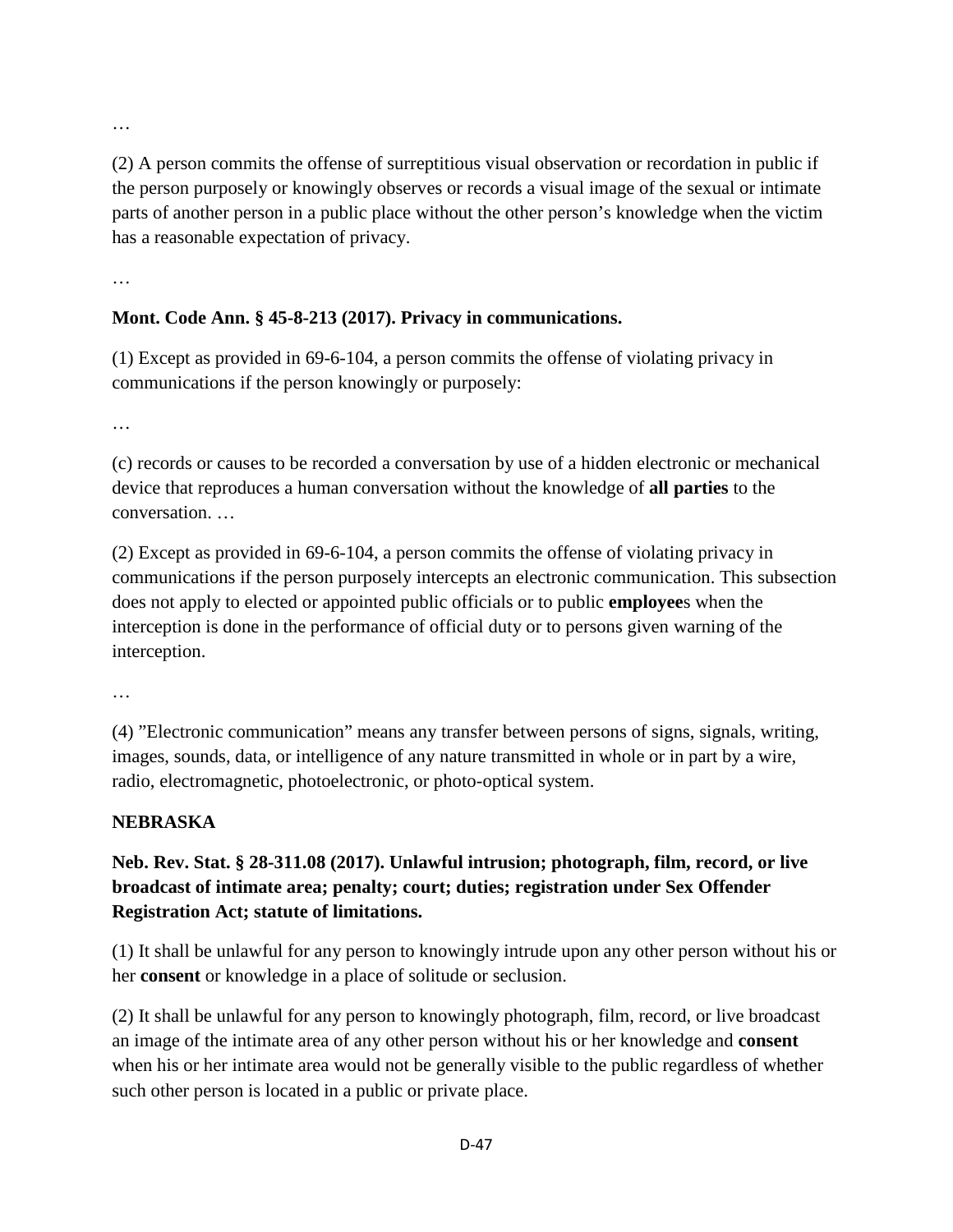…

(2) A person commits the offense of surreptitious visual observation or recordation in public if the person purposely or knowingly observes or records a visual image of the sexual or intimate parts of another person in a public place without the other person's knowledge when the victim has a reasonable expectation of privacy.

…

**Mont. Code Ann. § 45-8-213 (2017). Privacy in communications.**

(1) Except as provided in 69-6-104, a person commits the offense of violating privacy in communications if the person knowingly or purposely:

…

(c) records or causes to be recorded a conversation by use of a hidden electronic or mechanical device that reproduces a human conversation without the knowledge of **all parties** to the conversation. …

(2) Except as provided in 69-6-104, a person commits the offense of violating privacy in communications if the person purposely intercepts an electronic communication. This subsection does not apply to elected or appointed public officials or to public **employee**s when the interception is done in the performance of official duty or to persons given warning of the interception.

…

(4) "Electronic communication" means any transfer between persons of signs, signals, writing, images, sounds, data, or intelligence of any nature transmitted in whole or in part by a wire, radio, electromagnetic, photoelectronic, or photo-optical system.

**NEBRASKA**

**Neb. Rev. Stat. § 28-311.08 (2017). Unlawful intrusion; photograph, film, record, or live broadcast of intimate area; penalty; court; duties; registration under Sex Offender Registration Act; statute of limitations.**

(1) It shall be unlawful for any person to knowingly intrude upon any other person without his or her **consent** or knowledge in a place of solitude or seclusion.

(2) It shall be unlawful for any person to knowingly photograph, film, record, or live broadcast an image of the intimate area of any other person without his or her knowledge and **consent** when his or her intimate area would not be generally visible to the public regardless of whether such other person is located in a public or private place.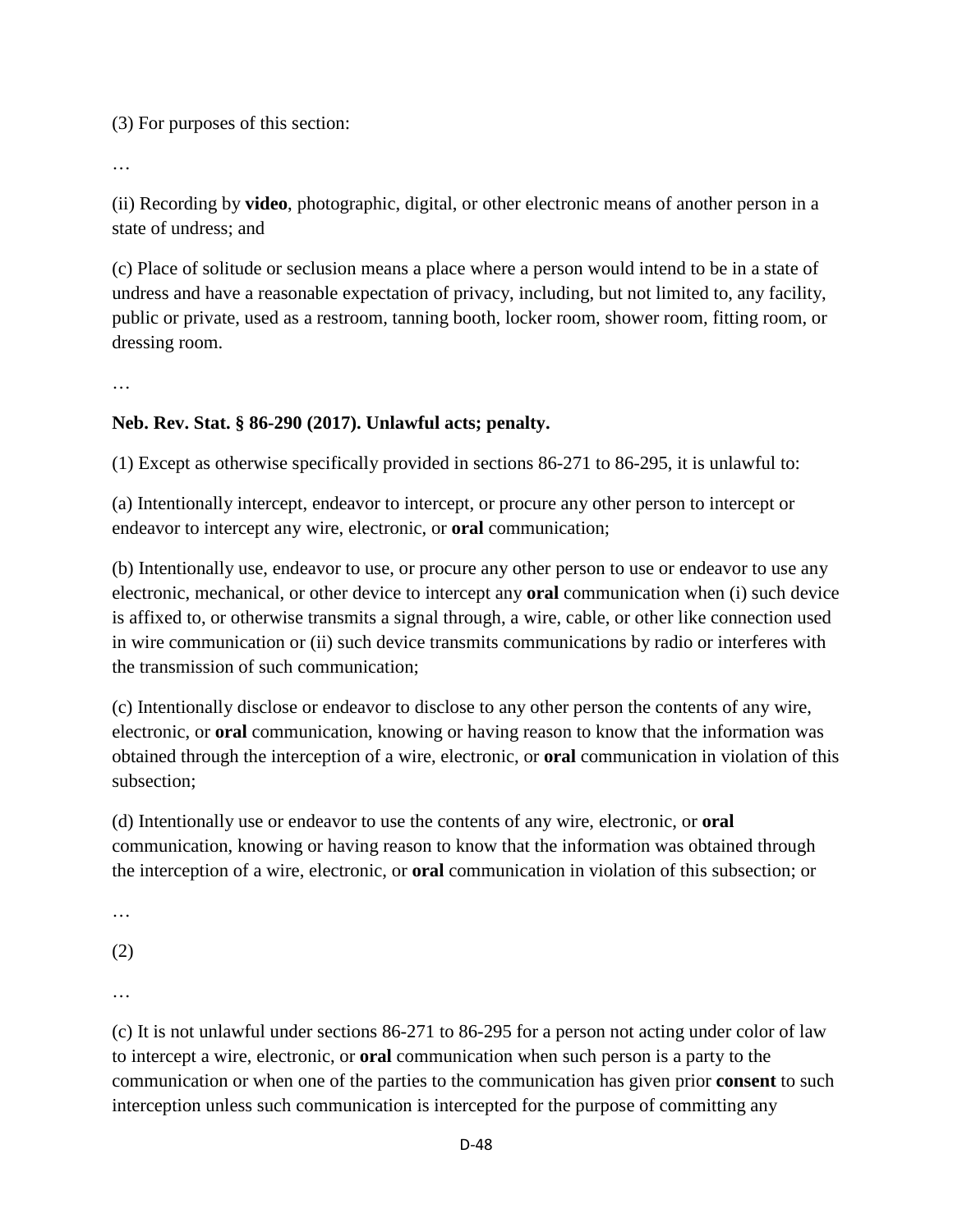(3) For purposes of this section:

…

(ii) Recording by **video**, photographic, digital, or other electronic means of another person in a state of undress; and

(c) Place of solitude or seclusion means a place where a person would intend to be in a state of undress and have a reasonable expectation of privacy, including, but not limited to, any facility, public or private, used as a restroom, tanning booth, locker room, shower room, fitting room, or dressing room.

…

**Neb. Rev. Stat. § 86-290 (2017). Unlawful acts; penalty.**

(1) Except as otherwise specifically provided in sections 86-271 to 86-295, it is unlawful to:

(a) Intentionally intercept, endeavor to intercept, or procure any other person to intercept or endeavor to intercept any wire, electronic, or **oral** communication;

(b) Intentionally use, endeavor to use, or procure any other person to use or endeavor to use any electronic, mechanical, or other device to intercept any **oral** communication when (i) such device is affixed to, or otherwise transmits a signal through, a wire, cable, or other like connection used in wire communication or (ii) such device transmits communications by radio or interferes with the transmission of such communication;

(c) Intentionally disclose or endeavor to disclose to any other person the contents of any wire, electronic, or **oral** communication, knowing or having reason to know that the information was obtained through the interception of a wire, electronic, or **oral** communication in violation of this subsection;

(d) Intentionally use or endeavor to use the contents of any wire, electronic, or **oral** communication, knowing or having reason to know that the information was obtained through the interception of a wire, electronic, or **oral** communication in violation of this subsection; or

…

(2)

…

(c) It is not unlawful under sections 86-271 to 86-295 for a person not acting under color of law to intercept a wire, electronic, or **oral** communication when such person is a party to the communication or when one of the parties to the communication has given prior **consent** to such interception unless such communication is intercepted for the purpose of committing any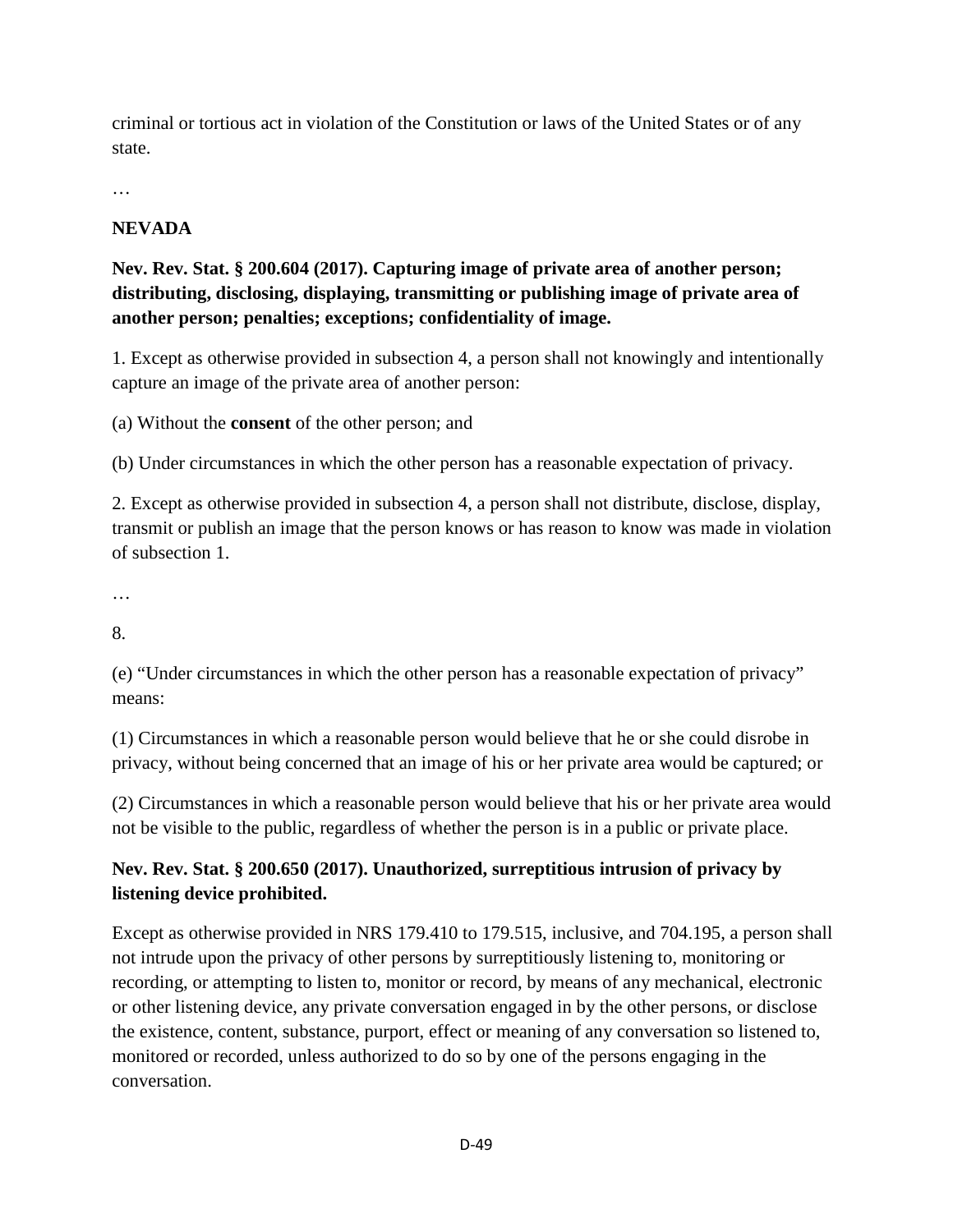criminal or tortious act in violation of the Constitution or laws of the United States or of any state.

…

**NEVADA**

**Nev. Rev. Stat. § 200.604 (2017). Capturing image of private area of another person; distributing, disclosing, displaying, transmitting or publishing image of private area of another person; penalties; exceptions; confidentiality of image.**

1. Except as otherwise provided in subsection 4, a person shall not knowingly and intentionally capture an image of the private area of another person:

(a) Without the **consent** of the other person; and

(b) Under circumstances in which the other person has a reasonable expectation of privacy.

2. Except as otherwise provided in subsection 4, a person shall not distribute, disclose, display, transmit or publish an image that the person knows or has reason to know was made in violation of subsection 1.

…

8.

(e) "Under circumstances in which the other person has a reasonable expectation of privacy" means:

(1) Circumstances in which a reasonable person would believe that he or she could disrobe in privacy, without being concerned that an image of his or her private area would be captured; or

(2) Circumstances in which a reasonable person would believe that his or her private area would not be visible to the public, regardless of whether the person is in a public or private place.

**Nev. Rev. Stat. § 200.650 (2017). Unauthorized, surreptitious intrusion of privacy by listening device prohibited.**

Except as otherwise provided in NRS 179.410 to 179.515, inclusive, and 704.195, a person shall not intrude upon the privacy of other persons by surreptitiously listening to, monitoring or recording, or attempting to listen to, monitor or record, by means of any mechanical, electronic or other listening device, any private conversation engaged in by the other persons, or disclose the existence, content, substance, purport, effect or meaning of any conversation so listened to, monitored or recorded, unless authorized to do so by one of the persons engaging in the conversation.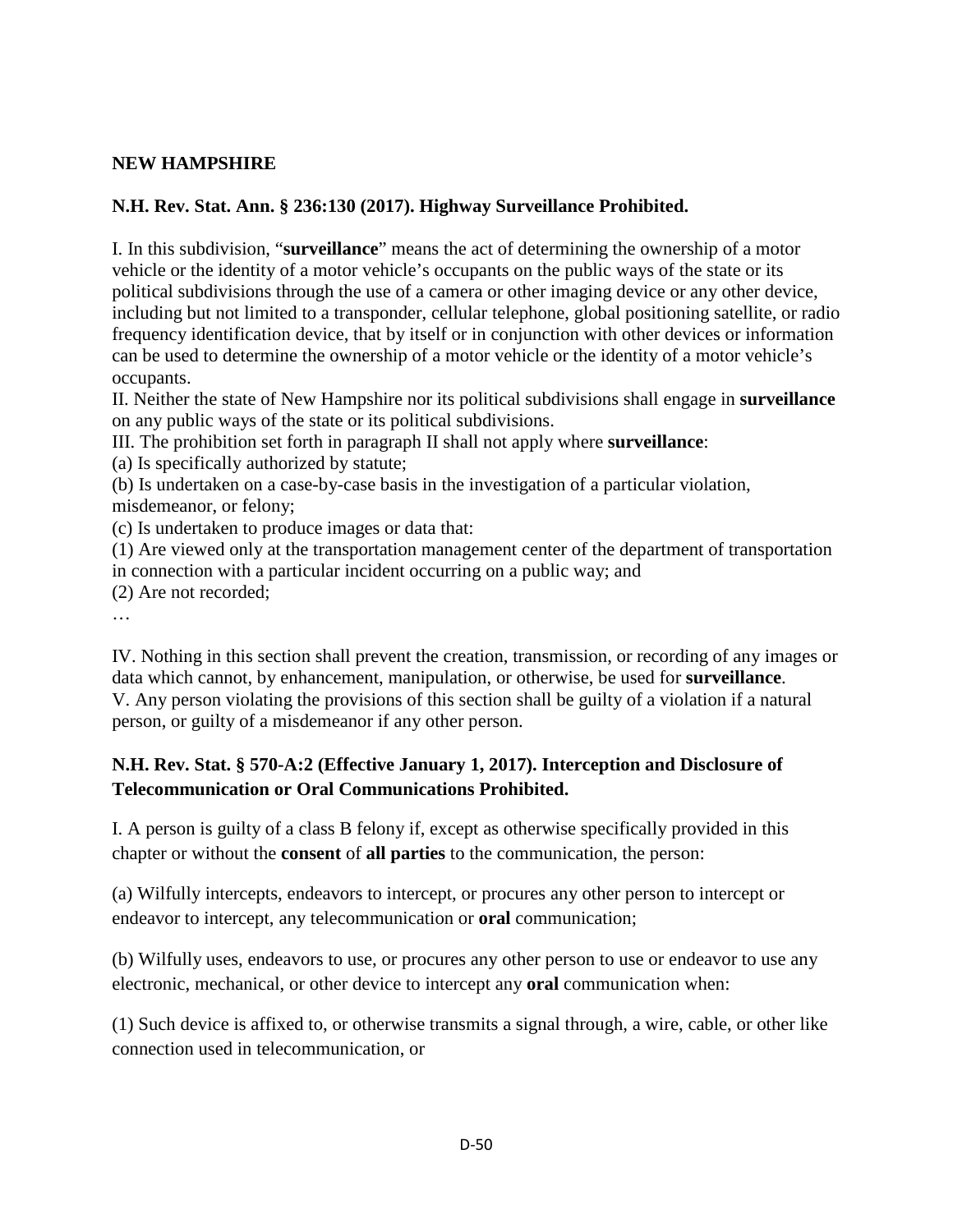**NEW HAMPSHIRE**

**N.H. Rev. Stat. Ann. § 236:130 (2017). Highway Surveillance Prohibited.**

I. In this subdivision, "**surveillance**" means the act of determining the ownership of a motor vehicle or the identity of a motor vehicle's occupants on the public ways of the state or its political subdivisions through the use of a camera or other imaging device or any other device, including but not limited to a transponder, cellular telephone, global positioning satellite, or radio frequency identification device, that by itself or in conjunction with other devices or information can be used to determine the ownership of a motor vehicle or the identity of a motor vehicle's occupants.

II. Neither the state of New Hampshire nor its political subdivisions shall engage in **surveillance** on any public ways of the state or its political subdivisions.

III. The prohibition set forth in paragraph II shall not apply where **surveillance**:

(a) Is specifically authorized by statute;

(b) Is undertaken on a case-by-case basis in the investigation of a particular violation, misdemeanor, or felony;

(c) Is undertaken to produce images or data that:

(1) Are viewed only at the transportation management center of the department of transportation in connection with a particular incident occurring on a public way; and

(2) Are not recorded;

…

IV. Nothing in this section shall prevent the creation, transmission, or recording of any images or data which cannot, by enhancement, manipulation, or otherwise, be used for **surveillance**.

V. Any person violating the provisions of this section shall be guilty of a violation if a natural person, or guilty of a misdemeanor if any other person.

**N.H. Rev. Stat. § 570-A:2 (Effective January 1, 2017). Interception and Disclosure of Telecommunication or Oral Communications Prohibited.**

I. A person is guilty of a class B felony if, except as otherwise specifically provided in this chapter or without the **consent** of **all parties** to the communication, the person:

(a) Wilfully intercepts, endeavors to intercept, or procures any other person to intercept or endeavor to intercept, any telecommunication or **oral** communication;

(b) Wilfully uses, endeavors to use, or procures any other person to use or endeavor to use any electronic, mechanical, or other device to intercept any **oral** communication when:

(1) Such device is affixed to, or otherwise transmits a signal through, a wire, cable, or other like connection used in telecommunication, or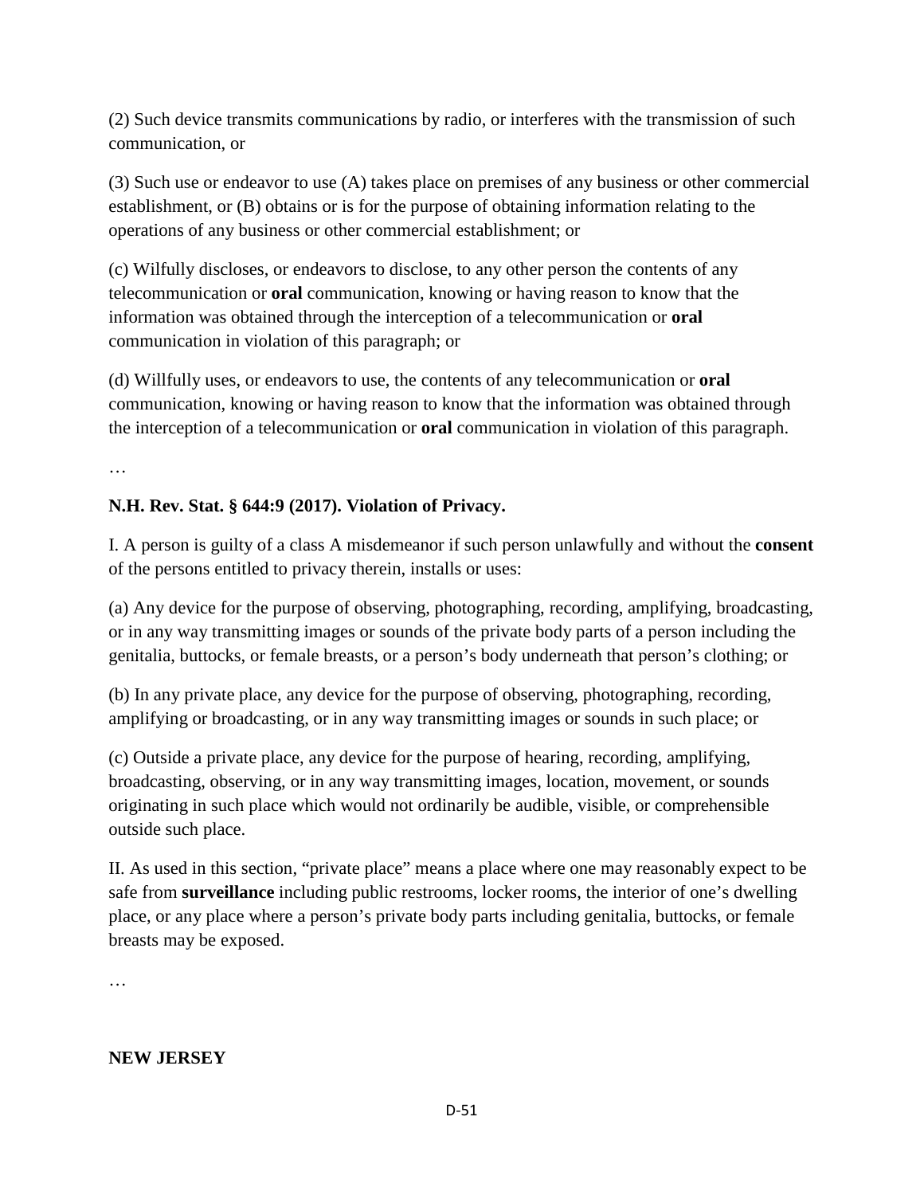(2) Such device transmits communications by radio, or interferes with the transmission of such communication, or

(3) Such use or endeavor to use (A) takes place on premises of any business or other commercial establishment, or (B) obtains or is for the purpose of obtaining information relating to the operations of any business or other commercial establishment; or

(c) Wilfully discloses, or endeavors to disclose, to any other person the contents of any telecommunication or **oral** communication, knowing or having reason to know that the information was obtained through the interception of a telecommunication or **oral** communication in violation of this paragraph; or

(d) Willfully uses, or endeavors to use, the contents of any telecommunication or **oral** communication, knowing or having reason to know that the information was obtained through the interception of a telecommunication or **oral** communication in violation of this paragraph.

…

**N.H. Rev. Stat. § 644:9 (2017). Violation of Privacy.**

I. A person is guilty of a class A misdemeanor if such person unlawfully and without the **consent** of the persons entitled to privacy therein, installs or uses:

(a) Any device for the purpose of observing, photographing, recording, amplifying, broadcasting, or in any way transmitting images or sounds of the private body parts of a person including the genitalia, buttocks, or female breasts, or a person's body underneath that person's clothing; or

(b) In any private place, any device for the purpose of observing, photographing, recording, amplifying or broadcasting, or in any way transmitting images or sounds in such place; or

(c) Outside a private place, any device for the purpose of hearing, recording, amplifying, broadcasting, observing, or in any way transmitting images, location, movement, or sounds originating in such place which would not ordinarily be audible, visible, or comprehensible outside such place.

II. As used in this section, "private place" means a place where one may reasonably expect to be safe from **surveillance** including public restrooms, locker rooms, the interior of one's dwelling place, or any place where a person's private body parts including genitalia, buttocks, or female breasts may be exposed.

…

**NEW JERSEY**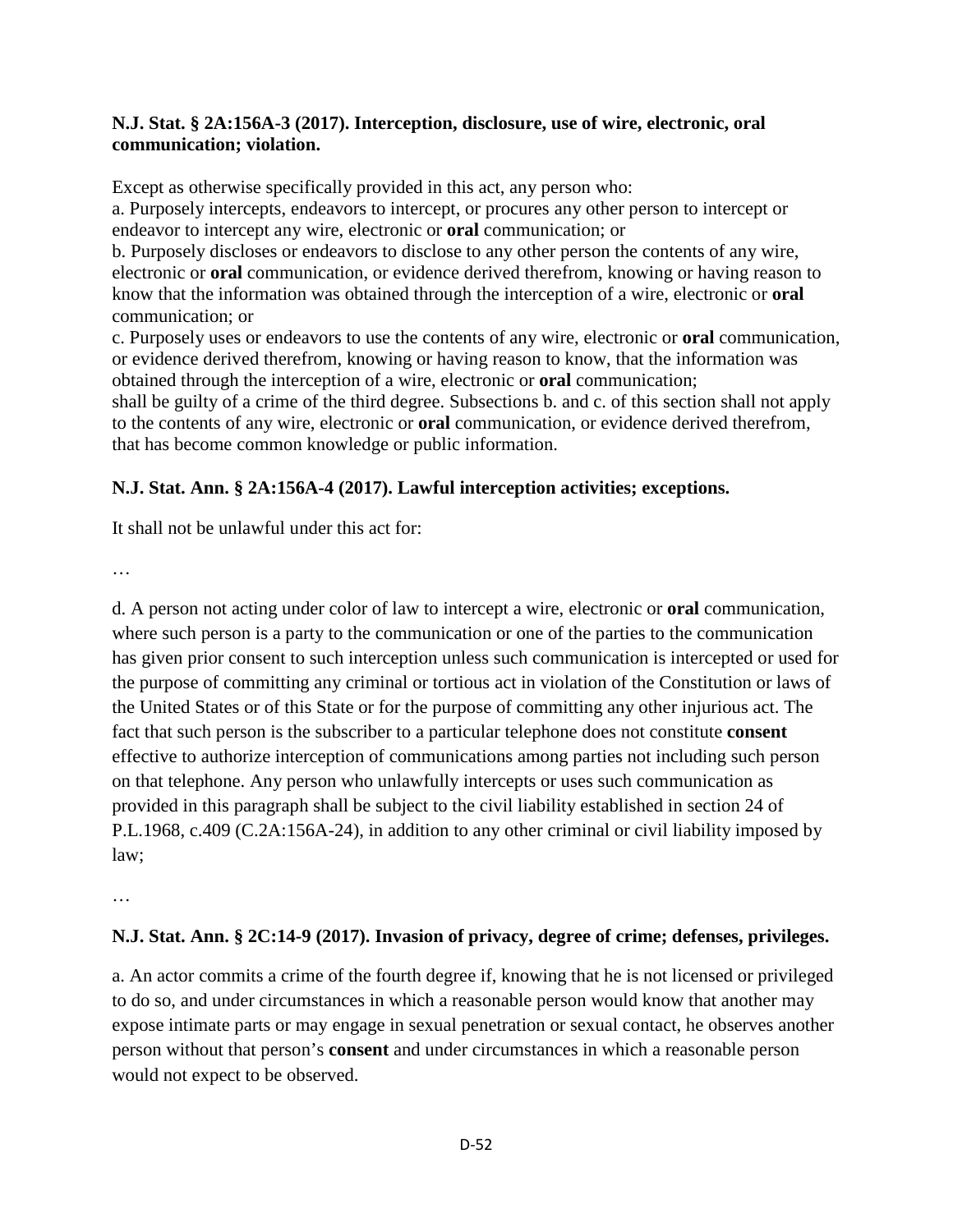**N.J. Stat. § 2A:156A-3 (2017). Interception, disclosure, use of wire, electronic, oral communication; violation.**

Except as otherwise specifically provided in this act, any person who:
a. Purposely intercepts, endeavors to intercept, or procures any other person to intercept or endeavor to intercept any wire, electronic or **oral** communication; or
b. Purposely discloses or endeavors to disclose to any other person the contents of any wire, electronic or **oral** communication, or evidence derived therefrom, knowing or having reason to know that the information was obtained through the interception of a wire, electronic or **oral** communication; or
c. Purposely uses or endeavors to use the contents of any wire, electronic or **oral** communication, or evidence derived therefrom, knowing or having reason to know, that the information was obtained through the interception of a wire, electronic or **oral** communication;
shall be guilty of a crime of the third degree. Subsections b. and c. of this section shall not apply to the contents of any wire, electronic or **oral** communication, or evidence derived therefrom, that has become common knowledge or public information.

**N.J. Stat. Ann. § 2A:156A-4 (2017). Lawful interception activities; exceptions.**

It shall not be unlawful under this act for:

…

d. A person not acting under color of law to intercept a wire, electronic or **oral** communication, where such person is a party to the communication or one of the parties to the communication has given prior consent to such interception unless such communication is intercepted or used for the purpose of committing any criminal or tortious act in violation of the Constitution or laws of the United States or of this State or for the purpose of committing any other injurious act. The fact that such person is the subscriber to a particular telephone does not constitute **consent** effective to authorize interception of communications among parties not including such person on that telephone. Any person who unlawfully intercepts or uses such communication as provided in this paragraph shall be subject to the civil liability established in section 24 of P.L.1968, c.409 (C.2A:156A-24), in addition to any other criminal or civil liability imposed by law;

…

**N.J. Stat. Ann. § 2C:14-9 (2017). Invasion of privacy, degree of crime; defenses, privileges.**

a. An actor commits a crime of the fourth degree if, knowing that he is not licensed or privileged to do so, and under circumstances in which a reasonable person would know that another may expose intimate parts or may engage in sexual penetration or sexual contact, he observes another person without that person's **consent** and under circumstances in which a reasonable person would not expect to be observed.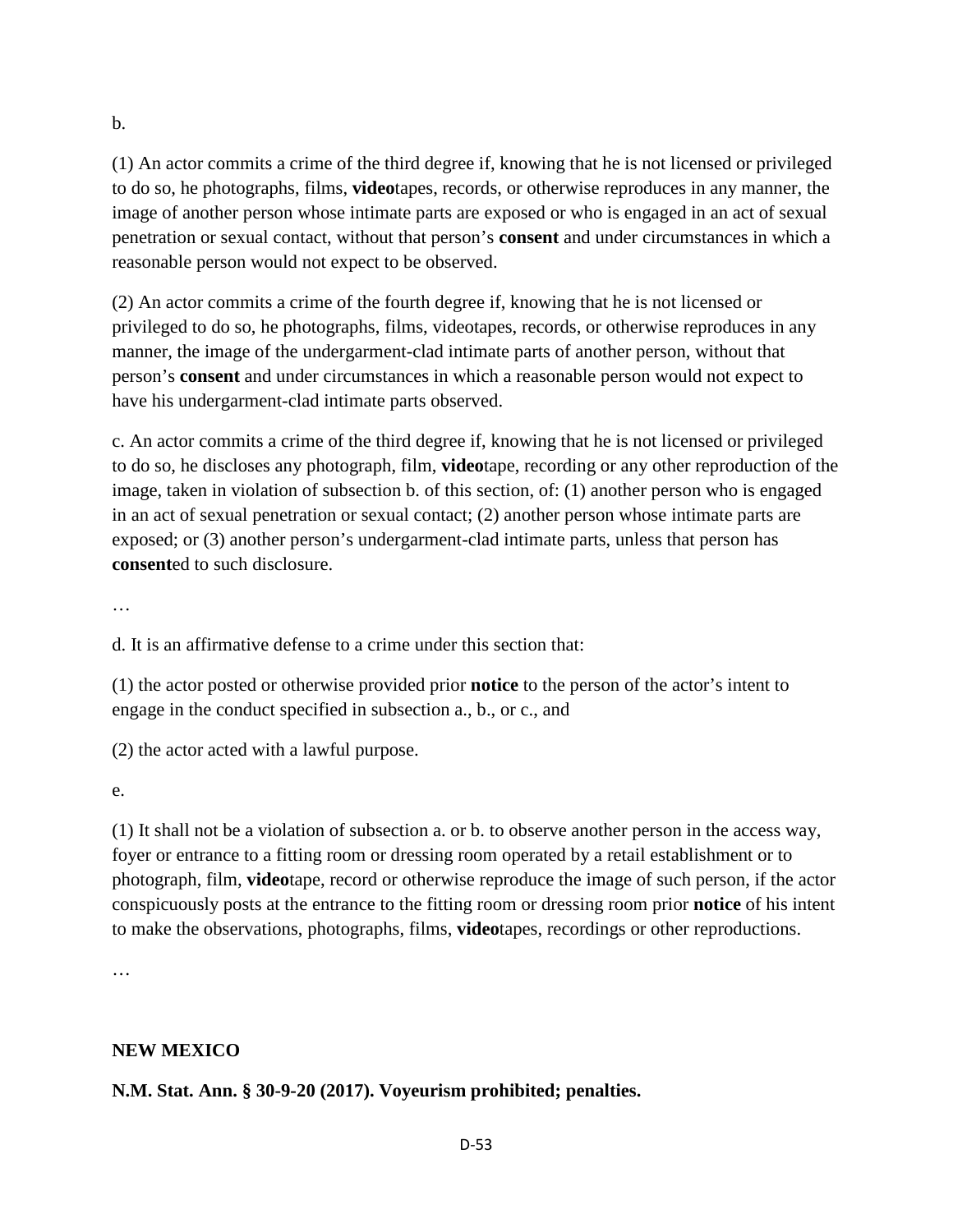b.

(1) An actor commits a crime of the third degree if, knowing that he is not licensed or privileged to do so, he photographs, films, **video**tapes, records, or otherwise reproduces in any manner, the image of another person whose intimate parts are exposed or who is engaged in an act of sexual penetration or sexual contact, without that person's **consent** and under circumstances in which a reasonable person would not expect to be observed.

(2) An actor commits a crime of the fourth degree if, knowing that he is not licensed or privileged to do so, he photographs, films, videotapes, records, or otherwise reproduces in any manner, the image of the undergarment-clad intimate parts of another person, without that person's **consent** and under circumstances in which a reasonable person would not expect to have his undergarment-clad intimate parts observed.

c. An actor commits a crime of the third degree if, knowing that he is not licensed or privileged to do so, he discloses any photograph, film, **video**tape, recording or any other reproduction of the image, taken in violation of subsection b. of this section, of: (1) another person who is engaged in an act of sexual penetration or sexual contact; (2) another person whose intimate parts are exposed; or (3) another person's undergarment-clad intimate parts, unless that person has **consent**ed to such disclosure.

…

d. It is an affirmative defense to a crime under this section that:

(1) the actor posted or otherwise provided prior **notice** to the person of the actor's intent to engage in the conduct specified in subsection a., b., or c., and

(2) the actor acted with a lawful purpose.

e.

(1) It shall not be a violation of subsection a. or b. to observe another person in the access way, foyer or entrance to a fitting room or dressing room operated by a retail establishment or to photograph, film, **video**tape, record or otherwise reproduce the image of such person, if the actor conspicuously posts at the entrance to the fitting room or dressing room prior **notice** of his intent to make the observations, photographs, films, **video**tapes, recordings or other reproductions.

…

**NEW MEXICO**

**N.M. Stat. Ann. § 30-9-20 (2017). Voyeurism prohibited; penalties.**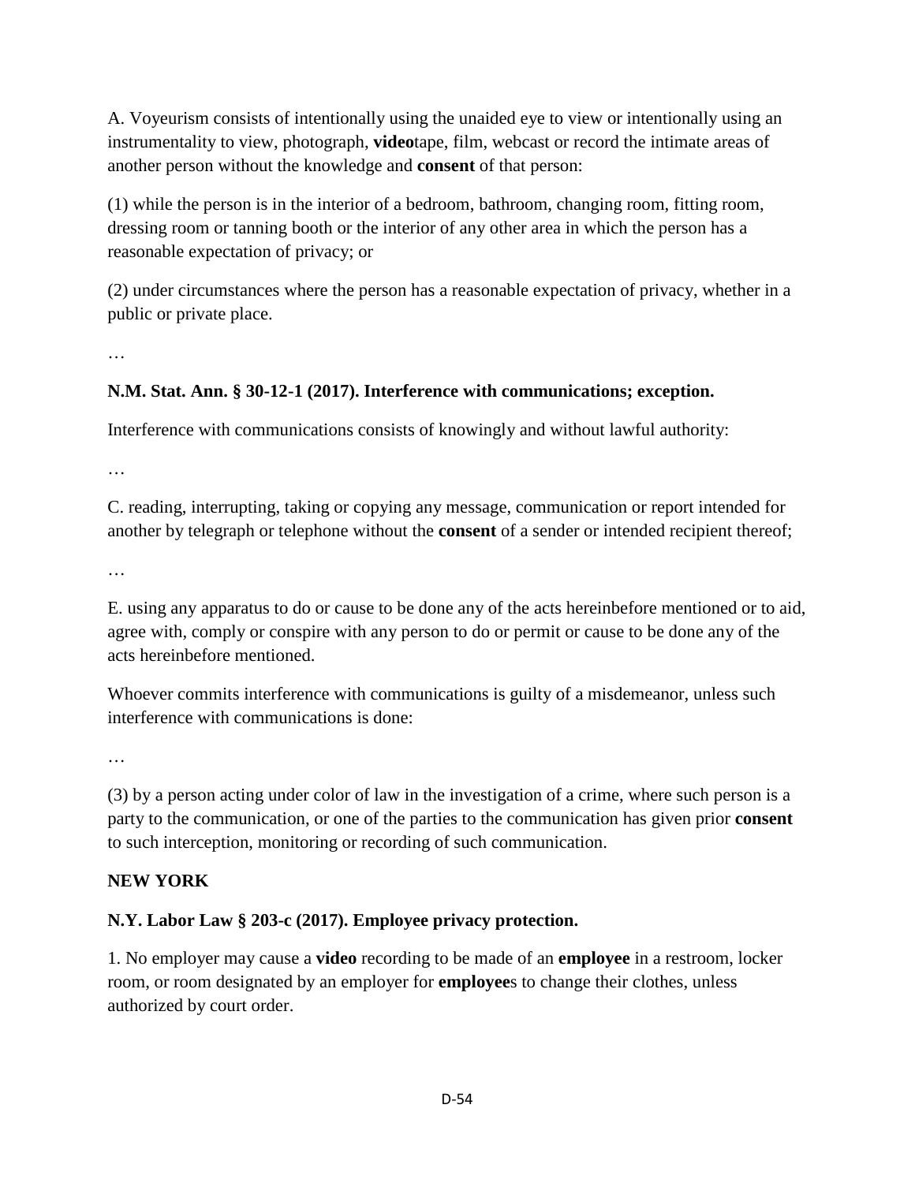A. Voyeurism consists of intentionally using the unaided eye to view or intentionally using an instrumentality to view, photograph, **video**tape, film, webcast or record the intimate areas of another person without the knowledge and **consent** of that person:

(1) while the person is in the interior of a bedroom, bathroom, changing room, fitting room, dressing room or tanning booth or the interior of any other area in which the person has a reasonable expectation of privacy; or

(2) under circumstances where the person has a reasonable expectation of privacy, whether in a public or private place.

…

**N.M. Stat. Ann. § 30-12-1 (2017). Interference with communications; exception.**

Interference with communications consists of knowingly and without lawful authority:

…

C. reading, interrupting, taking or copying any message, communication or report intended for another by telegraph or telephone without the **consent** of a sender or intended recipient thereof;

…

E. using any apparatus to do or cause to be done any of the acts hereinbefore mentioned or to aid, agree with, comply or conspire with any person to do or permit or cause to be done any of the acts hereinbefore mentioned.

Whoever commits interference with communications is guilty of a misdemeanor, unless such interference with communications is done:

…

(3) by a person acting under color of law in the investigation of a crime, where such person is a party to the communication, or one of the parties to the communication has given prior **consent** to such interception, monitoring or recording of such communication.

**NEW YORK**

**N.Y. Labor Law § 203-c (2017). Employee privacy protection.**

1. No employer may cause a **video** recording to be made of an **employee** in a restroom, locker room, or room designated by an employer for **employee**s to change their clothes, unless authorized by court order.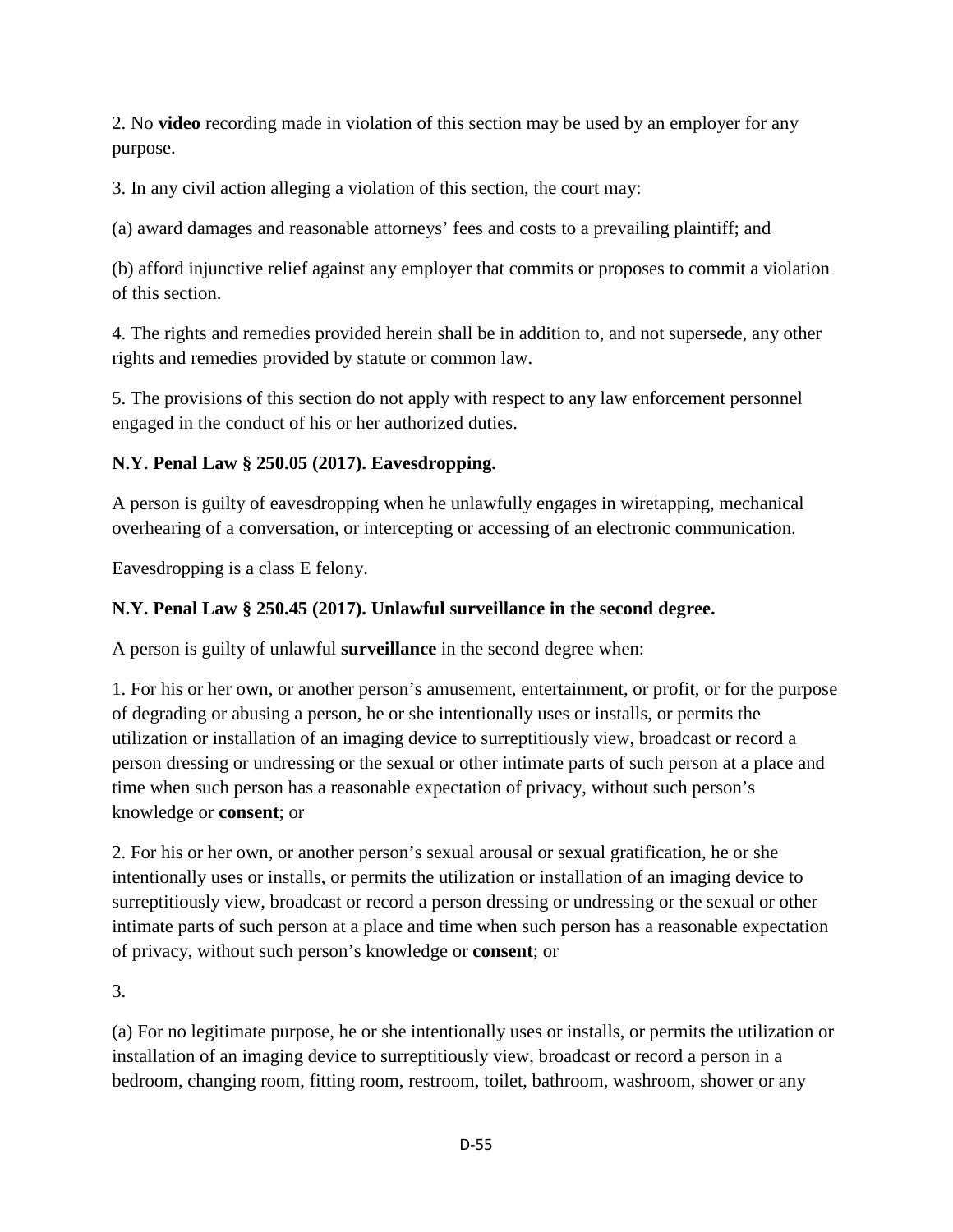2. No **video** recording made in violation of this section may be used by an employer for any purpose.

3. In any civil action alleging a violation of this section, the court may:

(a) award damages and reasonable attorneys' fees and costs to a prevailing plaintiff; and

(b) afford injunctive relief against any employer that commits or proposes to commit a violation of this section.

4. The rights and remedies provided herein shall be in addition to, and not supersede, any other rights and remedies provided by statute or common law.

5. The provisions of this section do not apply with respect to any law enforcement personnel engaged in the conduct of his or her authorized duties.

**N.Y. Penal Law § 250.05 (2017). Eavesdropping.**

A person is guilty of eavesdropping when he unlawfully engages in wiretapping, mechanical overhearing of a conversation, or intercepting or accessing of an electronic communication.

Eavesdropping is a class E felony.

**N.Y. Penal Law § 250.45 (2017). Unlawful surveillance in the second degree.**

A person is guilty of unlawful **surveillance** in the second degree when:

1. For his or her own, or another person's amusement, entertainment, or profit, or for the purpose of degrading or abusing a person, he or she intentionally uses or installs, or permits the utilization or installation of an imaging device to surreptitiously view, broadcast or record a person dressing or undressing or the sexual or other intimate parts of such person at a place and time when such person has a reasonable expectation of privacy, without such person's knowledge or **consent**; or

2. For his or her own, or another person's sexual arousal or sexual gratification, he or she intentionally uses or installs, or permits the utilization or installation of an imaging device to surreptitiously view, broadcast or record a person dressing or undressing or the sexual or other intimate parts of such person at a place and time when such person has a reasonable expectation of privacy, without such person's knowledge or **consent**; or

3.

(a) For no legitimate purpose, he or she intentionally uses or installs, or permits the utilization or installation of an imaging device to surreptitiously view, broadcast or record a person in a bedroom, changing room, fitting room, restroom, toilet, bathroom, washroom, shower or any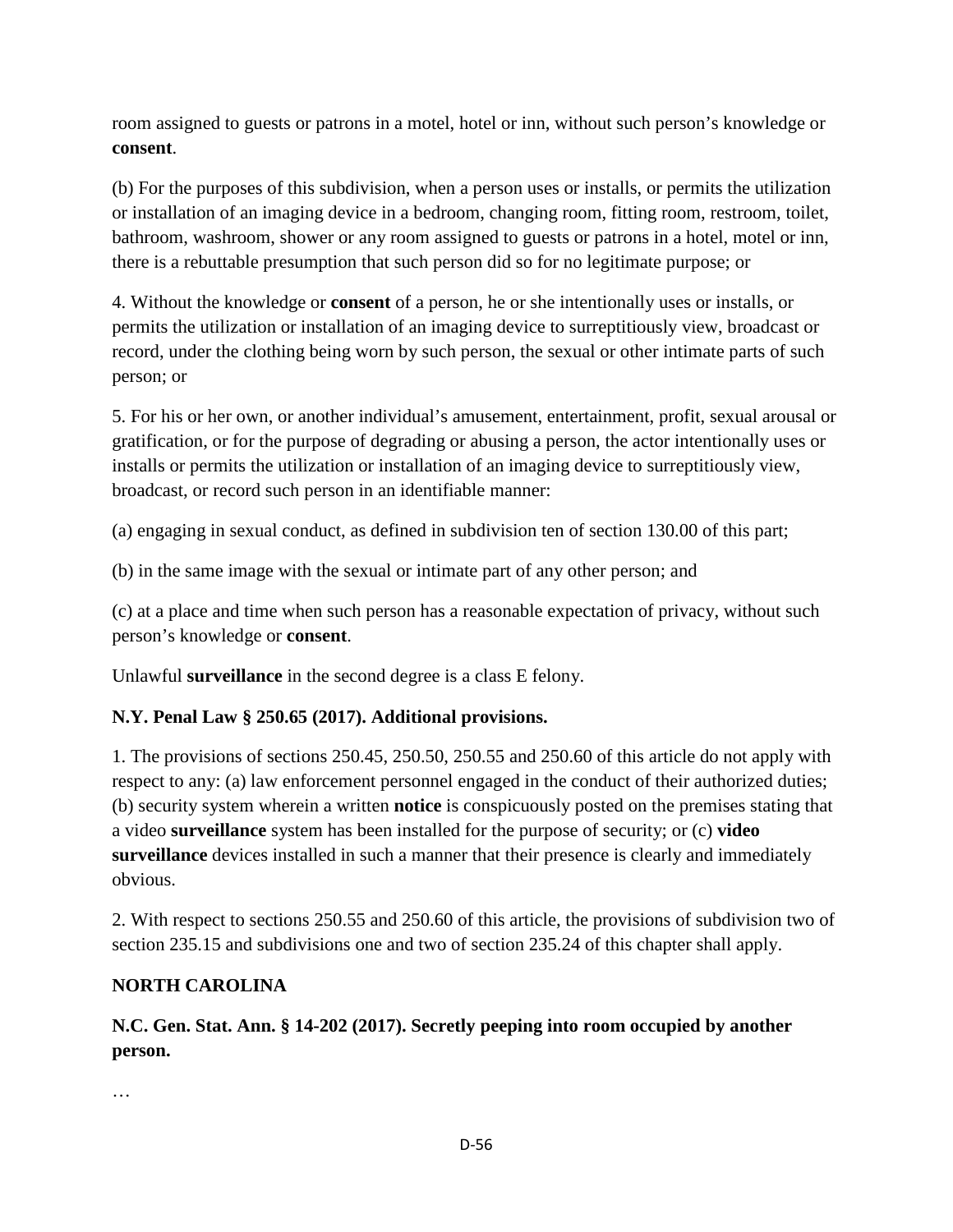room assigned to guests or patrons in a motel, hotel or inn, without such person's knowledge or **consent**.

(b) For the purposes of this subdivision, when a person uses or installs, or permits the utilization or installation of an imaging device in a bedroom, changing room, fitting room, restroom, toilet, bathroom, washroom, shower or any room assigned to guests or patrons in a hotel, motel or inn, there is a rebuttable presumption that such person did so for no legitimate purpose; or

4. Without the knowledge or **consent** of a person, he or she intentionally uses or installs, or permits the utilization or installation of an imaging device to surreptitiously view, broadcast or record, under the clothing being worn by such person, the sexual or other intimate parts of such person; or

5. For his or her own, or another individual's amusement, entertainment, profit, sexual arousal or gratification, or for the purpose of degrading or abusing a person, the actor intentionally uses or installs or permits the utilization or installation of an imaging device to surreptitiously view, broadcast, or record such person in an identifiable manner:

(a) engaging in sexual conduct, as defined in subdivision ten of section 130.00 of this part;

(b) in the same image with the sexual or intimate part of any other person; and

(c) at a place and time when such person has a reasonable expectation of privacy, without such person's knowledge or **consent**.

Unlawful **surveillance** in the second degree is a class E felony.

**N.Y. Penal Law § 250.65 (2017). Additional provisions.**

1. The provisions of sections 250.45, 250.50, 250.55 and 250.60 of this article do not apply with respect to any: (a) law enforcement personnel engaged in the conduct of their authorized duties; (b) security system wherein a written **notice** is conspicuously posted on the premises stating that a video **surveillance** system has been installed for the purpose of security; or (c) **video surveillance** devices installed in such a manner that their presence is clearly and immediately obvious.

2. With respect to sections 250.55 and 250.60 of this article, the provisions of subdivision two of section 235.15 and subdivisions one and two of section 235.24 of this chapter shall apply.

**NORTH CAROLINA**

**N.C. Gen. Stat. Ann. § 14-202 (2017). Secretly peeping into room occupied by another person.**

…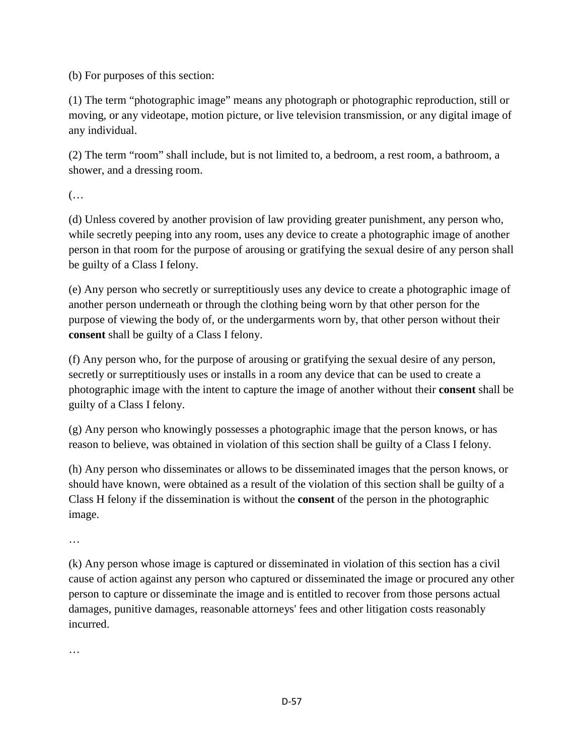(b) For purposes of this section:

(1) The term "photographic image" means any photograph or photographic reproduction, still or moving, or any videotape, motion picture, or live television transmission, or any digital image of any individual.

(2) The term "room" shall include, but is not limited to, a bedroom, a rest room, a bathroom, a shower, and a dressing room.

(…

(d) Unless covered by another provision of law providing greater punishment, any person who, while secretly peeping into any room, uses any device to create a photographic image of another person in that room for the purpose of arousing or gratifying the sexual desire of any person shall be guilty of a Class I felony.

(e) Any person who secretly or surreptitiously uses any device to create a photographic image of another person underneath or through the clothing being worn by that other person for the purpose of viewing the body of, or the undergarments worn by, that other person without their **consent** shall be guilty of a Class I felony.

(f) Any person who, for the purpose of arousing or gratifying the sexual desire of any person, secretly or surreptitiously uses or installs in a room any device that can be used to create a photographic image with the intent to capture the image of another without their **consent** shall be guilty of a Class I felony.

(g) Any person who knowingly possesses a photographic image that the person knows, or has reason to believe, was obtained in violation of this section shall be guilty of a Class I felony.

(h) Any person who disseminates or allows to be disseminated images that the person knows, or should have known, were obtained as a result of the violation of this section shall be guilty of a Class H felony if the dissemination is without the **consent** of the person in the photographic image.

…

(k) Any person whose image is captured or disseminated in violation of this section has a civil cause of action against any person who captured or disseminated the image or procured any other person to capture or disseminate the image and is entitled to recover from those persons actual damages, punitive damages, reasonable attorneys' fees and other litigation costs reasonably incurred.

…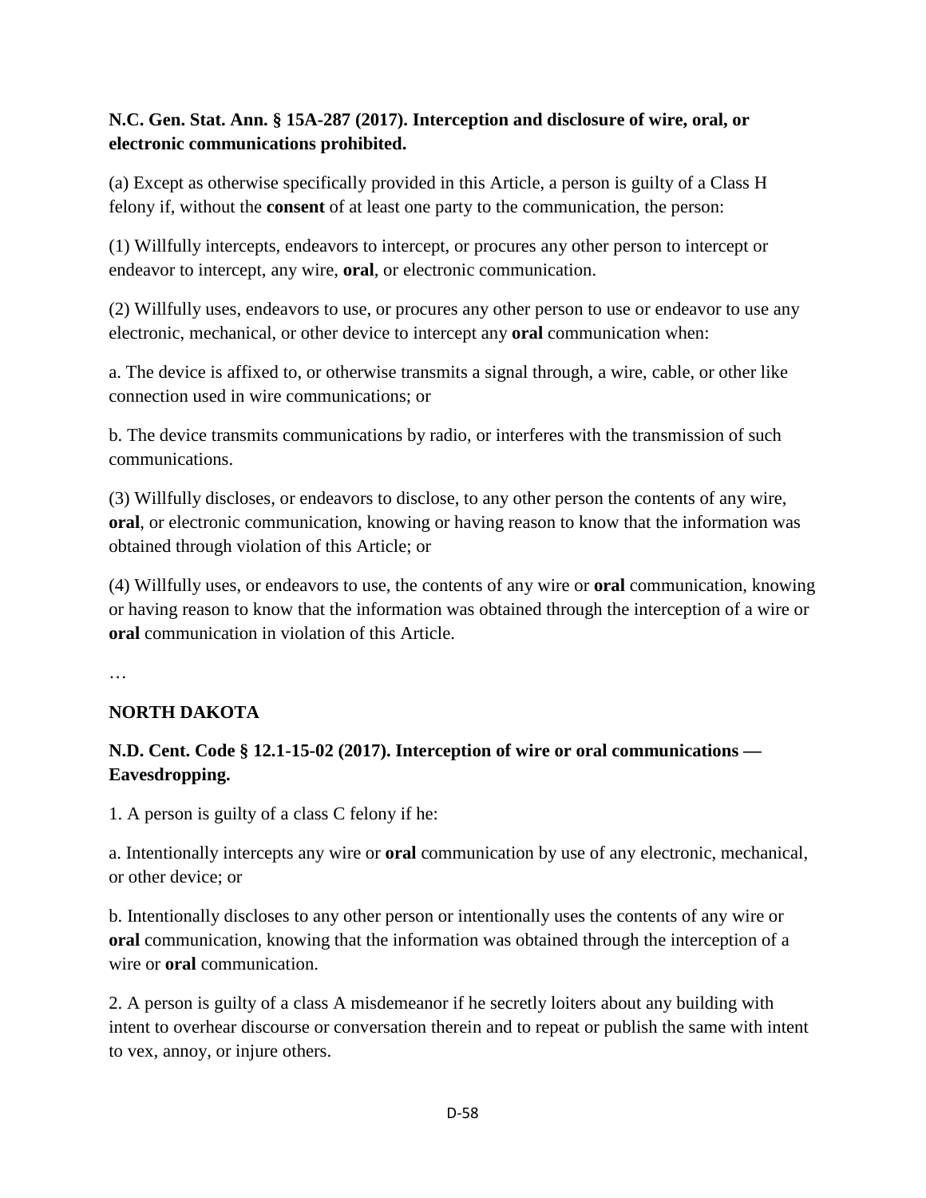**N.C. Gen. Stat. Ann. § 15A-287 (2017). Interception and disclosure of wire, oral, or electronic communications prohibited.**

(a) Except as otherwise specifically provided in this Article, a person is guilty of a Class H felony if, without the **consent** of at least one party to the communication, the person:

(1) Willfully intercepts, endeavors to intercept, or procures any other person to intercept or endeavor to intercept, any wire, **oral**, or electronic communication.

(2) Willfully uses, endeavors to use, or procures any other person to use or endeavor to use any electronic, mechanical, or other device to intercept any **oral** communication when:

a. The device is affixed to, or otherwise transmits a signal through, a wire, cable, or other like connection used in wire communications; or

b. The device transmits communications by radio, or interferes with the transmission of such communications.

(3) Willfully discloses, or endeavors to disclose, to any other person the contents of any wire, **oral**, or electronic communication, knowing or having reason to know that the information was obtained through violation of this Article; or

(4) Willfully uses, or endeavors to use, the contents of any wire or **oral** communication, knowing or having reason to know that the information was obtained through the interception of a wire or **oral** communication in violation of this Article.

…

**NORTH DAKOTA**

**N.D. Cent. Code § 12.1-15-02 (2017). Interception of wire or oral communications — Eavesdropping.**

1. A person is guilty of a class C felony if he:

a. Intentionally intercepts any wire or **oral** communication by use of any electronic, mechanical, or other device; or

b. Intentionally discloses to any other person or intentionally uses the contents of any wire or **oral** communication, knowing that the information was obtained through the interception of a wire or **oral** communication.

2. A person is guilty of a class A misdemeanor if he secretly loiters about any building with intent to overhear discourse or conversation therein and to repeat or publish the same with intent to vex, annoy, or injure others.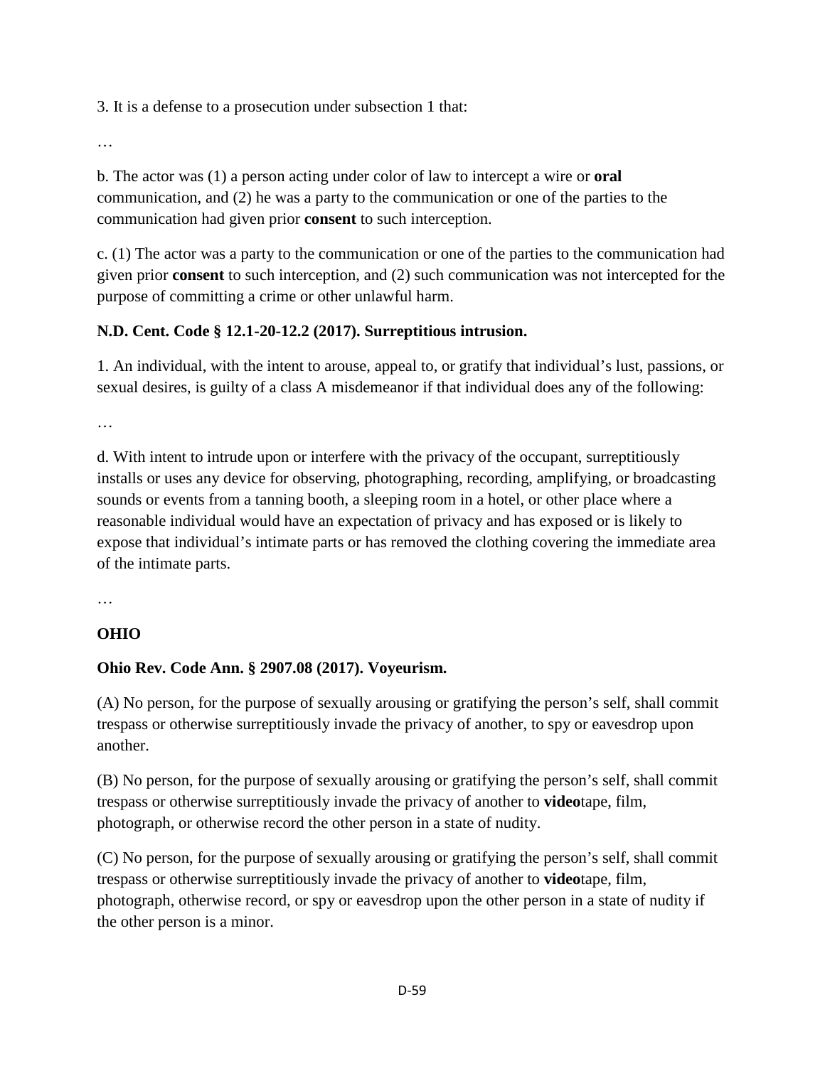3. It is a defense to a prosecution under subsection 1 that:

…

b. The actor was (1) a person acting under color of law to intercept a wire or **oral** communication, and (2) he was a party to the communication or one of the parties to the communication had given prior **consent** to such interception.

c. (1) The actor was a party to the communication or one of the parties to the communication had given prior **consent** to such interception, and (2) such communication was not intercepted for the purpose of committing a crime or other unlawful harm.

**N.D. Cent. Code § 12.1-20-12.2 (2017). Surreptitious intrusion.**

1. An individual, with the intent to arouse, appeal to, or gratify that individual's lust, passions, or sexual desires, is guilty of a class A misdemeanor if that individual does any of the following:

…

d. With intent to intrude upon or interfere with the privacy of the occupant, surreptitiously installs or uses any device for observing, photographing, recording, amplifying, or broadcasting sounds or events from a tanning booth, a sleeping room in a hotel, or other place where a reasonable individual would have an expectation of privacy and has exposed or is likely to expose that individual's intimate parts or has removed the clothing covering the immediate area of the intimate parts.

…

**OHIO**

**Ohio Rev. Code Ann. § 2907.08 (2017). Voyeurism.**

(A) No person, for the purpose of sexually arousing or gratifying the person's self, shall commit trespass or otherwise surreptitiously invade the privacy of another, to spy or eavesdrop upon another.

(B) No person, for the purpose of sexually arousing or gratifying the person's self, shall commit trespass or otherwise surreptitiously invade the privacy of another to **video**tape, film, photograph, or otherwise record the other person in a state of nudity.

(C) No person, for the purpose of sexually arousing or gratifying the person's self, shall commit trespass or otherwise surreptitiously invade the privacy of another to **video**tape, film, photograph, otherwise record, or spy or eavesdrop upon the other person in a state of nudity if the other person is a minor.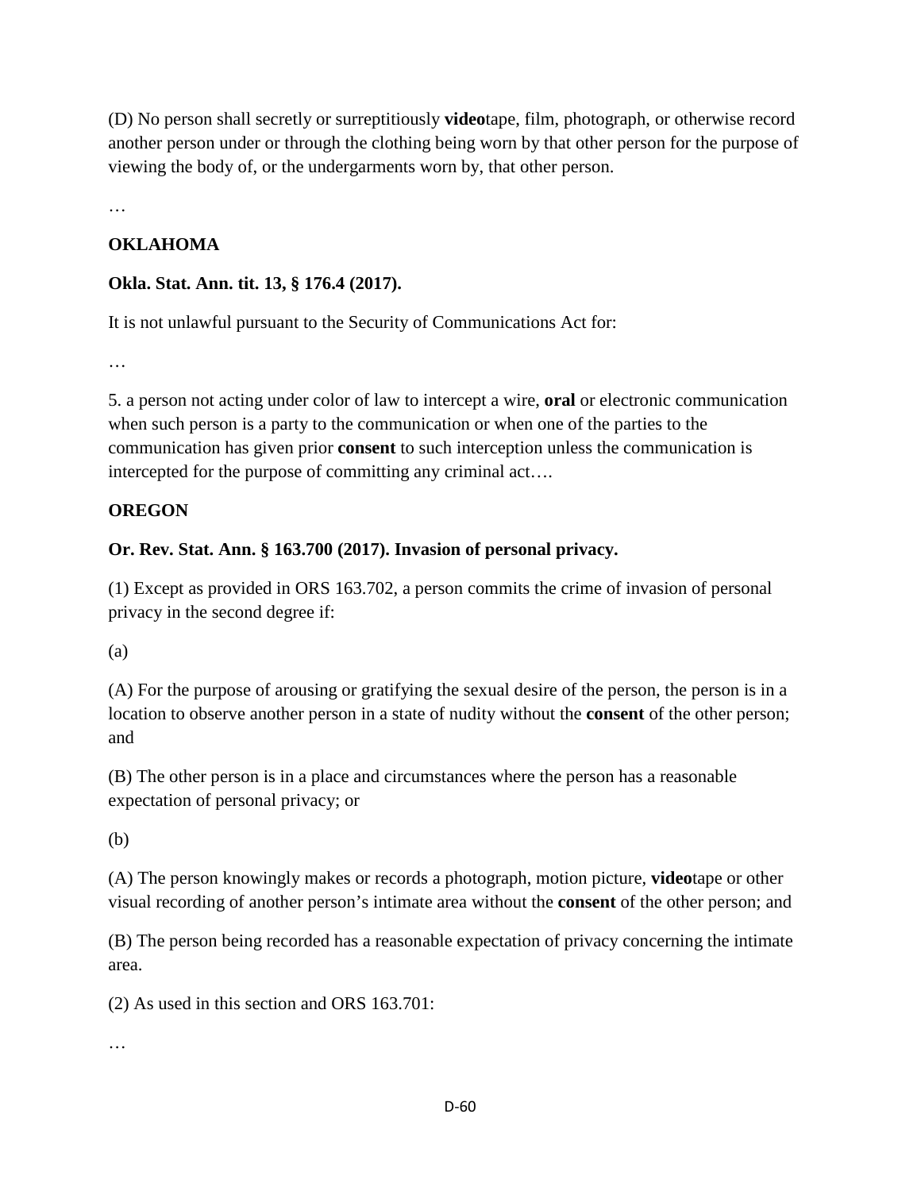(D) No person shall secretly or surreptitiously **video**tape, film, photograph, or otherwise record another person under or through the clothing being worn by that other person for the purpose of viewing the body of, or the undergarments worn by, that other person.

…

**OKLAHOMA**

**Okla. Stat. Ann. tit. 13, § 176.4 (2017).**

It is not unlawful pursuant to the Security of Communications Act for:

…

5. a person not acting under color of law to intercept a wire, **oral** or electronic communication when such person is a party to the communication or when one of the parties to the communication has given prior **consent** to such interception unless the communication is intercepted for the purpose of committing any criminal act….

**OREGON**

**Or. Rev. Stat. Ann. § 163.700 (2017). Invasion of personal privacy.**

(1) Except as provided in ORS 163.702, a person commits the crime of invasion of personal privacy in the second degree if:

(a)

(A) For the purpose of arousing or gratifying the sexual desire of the person, the person is in a location to observe another person in a state of nudity without the **consent** of the other person; and

(B) The other person is in a place and circumstances where the person has a reasonable expectation of personal privacy; or

(b)

(A) The person knowingly makes or records a photograph, motion picture, **video**tape or other visual recording of another person's intimate area without the **consent** of the other person; and

(B) The person being recorded has a reasonable expectation of privacy concerning the intimate area.

(2) As used in this section and ORS 163.701:

…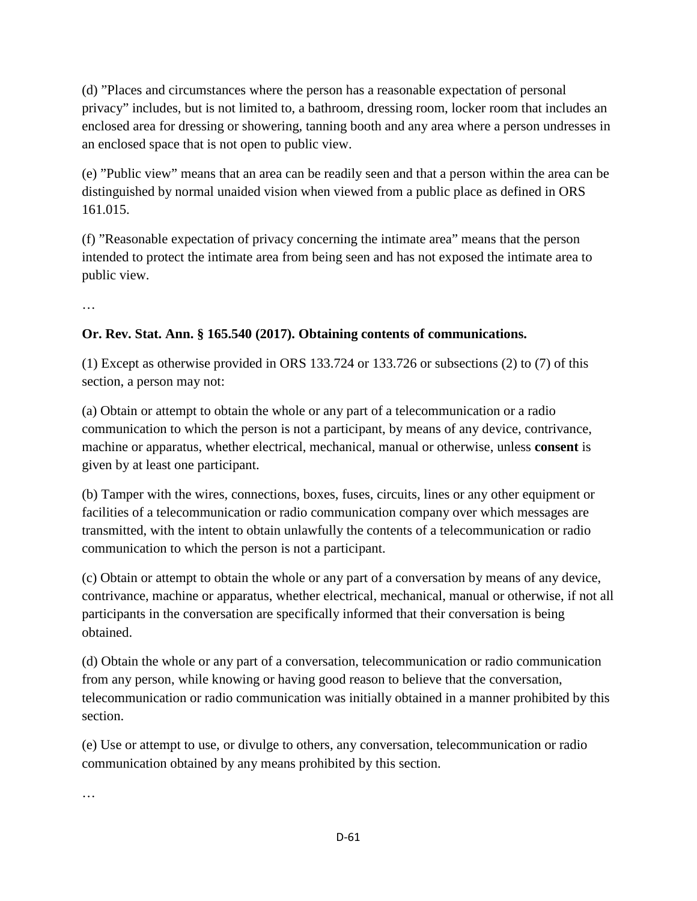(d) "Places and circumstances where the person has a reasonable expectation of personal privacy" includes, but is not limited to, a bathroom, dressing room, locker room that includes an enclosed area for dressing or showering, tanning booth and any area where a person undresses in an enclosed space that is not open to public view.

(e) "Public view" means that an area can be readily seen and that a person within the area can be distinguished by normal unaided vision when viewed from a public place as defined in ORS 161.015.

(f) "Reasonable expectation of privacy concerning the intimate area" means that the person intended to protect the intimate area from being seen and has not exposed the intimate area to public view.

…

**Or. Rev. Stat. Ann. § 165.540 (2017). Obtaining contents of communications.**

(1) Except as otherwise provided in ORS 133.724 or 133.726 or subsections (2) to (7) of this section, a person may not:

(a) Obtain or attempt to obtain the whole or any part of a telecommunication or a radio communication to which the person is not a participant, by means of any device, contrivance, machine or apparatus, whether electrical, mechanical, manual or otherwise, unless **consent** is given by at least one participant.

(b) Tamper with the wires, connections, boxes, fuses, circuits, lines or any other equipment or facilities of a telecommunication or radio communication company over which messages are transmitted, with the intent to obtain unlawfully the contents of a telecommunication or radio communication to which the person is not a participant.

(c) Obtain or attempt to obtain the whole or any part of a conversation by means of any device, contrivance, machine or apparatus, whether electrical, mechanical, manual or otherwise, if not all participants in the conversation are specifically informed that their conversation is being obtained.

(d) Obtain the whole or any part of a conversation, telecommunication or radio communication from any person, while knowing or having good reason to believe that the conversation, telecommunication or radio communication was initially obtained in a manner prohibited by this section.

(e) Use or attempt to use, or divulge to others, any conversation, telecommunication or radio communication obtained by any means prohibited by this section.

…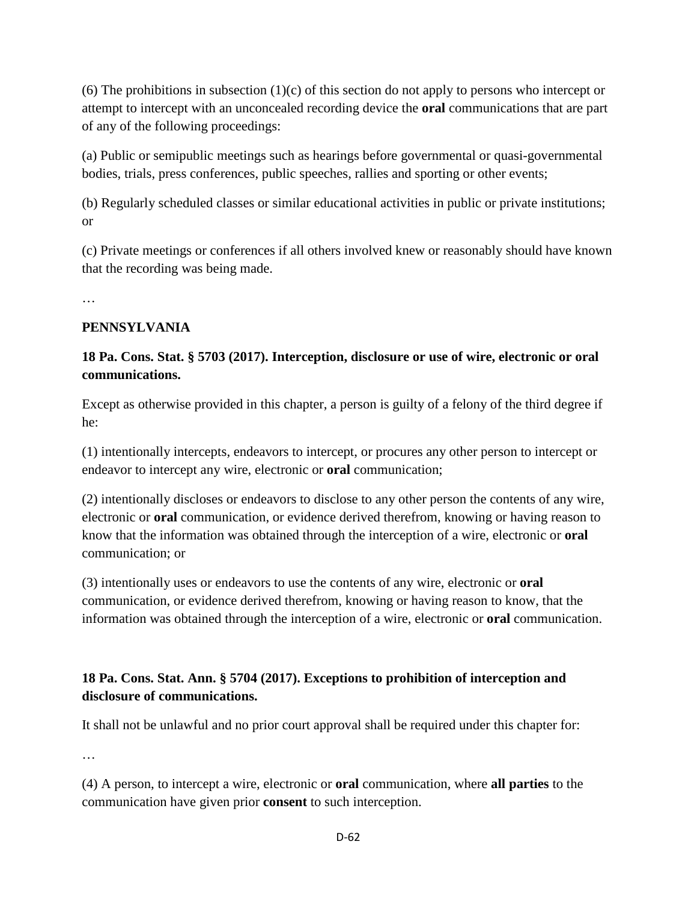(6) The prohibitions in subsection (1)(c) of this section do not apply to persons who intercept or attempt to intercept with an unconcealed recording device the **oral** communications that are part of any of the following proceedings:

(a) Public or semipublic meetings such as hearings before governmental or quasi-governmental bodies, trials, press conferences, public speeches, rallies and sporting or other events;

(b) Regularly scheduled classes or similar educational activities in public or private institutions; or

(c) Private meetings or conferences if all others involved knew or reasonably should have known that the recording was being made.

…

**PENNSYLVANIA**

**18 Pa. Cons. Stat. § 5703 (2017). Interception, disclosure or use of wire, electronic or oral communications.**

Except as otherwise provided in this chapter, a person is guilty of a felony of the third degree if he:

(1) intentionally intercepts, endeavors to intercept, or procures any other person to intercept or endeavor to intercept any wire, electronic or **oral** communication;

(2) intentionally discloses or endeavors to disclose to any other person the contents of any wire, electronic or **oral** communication, or evidence derived therefrom, knowing or having reason to know that the information was obtained through the interception of a wire, electronic or **oral** communication; or

(3) intentionally uses or endeavors to use the contents of any wire, electronic or **oral** communication, or evidence derived therefrom, knowing or having reason to know, that the information was obtained through the interception of a wire, electronic or **oral** communication.

**18 Pa. Cons. Stat. Ann. § 5704 (2017). Exceptions to prohibition of interception and disclosure of communications.**

It shall not be unlawful and no prior court approval shall be required under this chapter for:

…

(4) A person, to intercept a wire, electronic or **oral** communication, where **all parties** to the communication have given prior **consent** to such interception.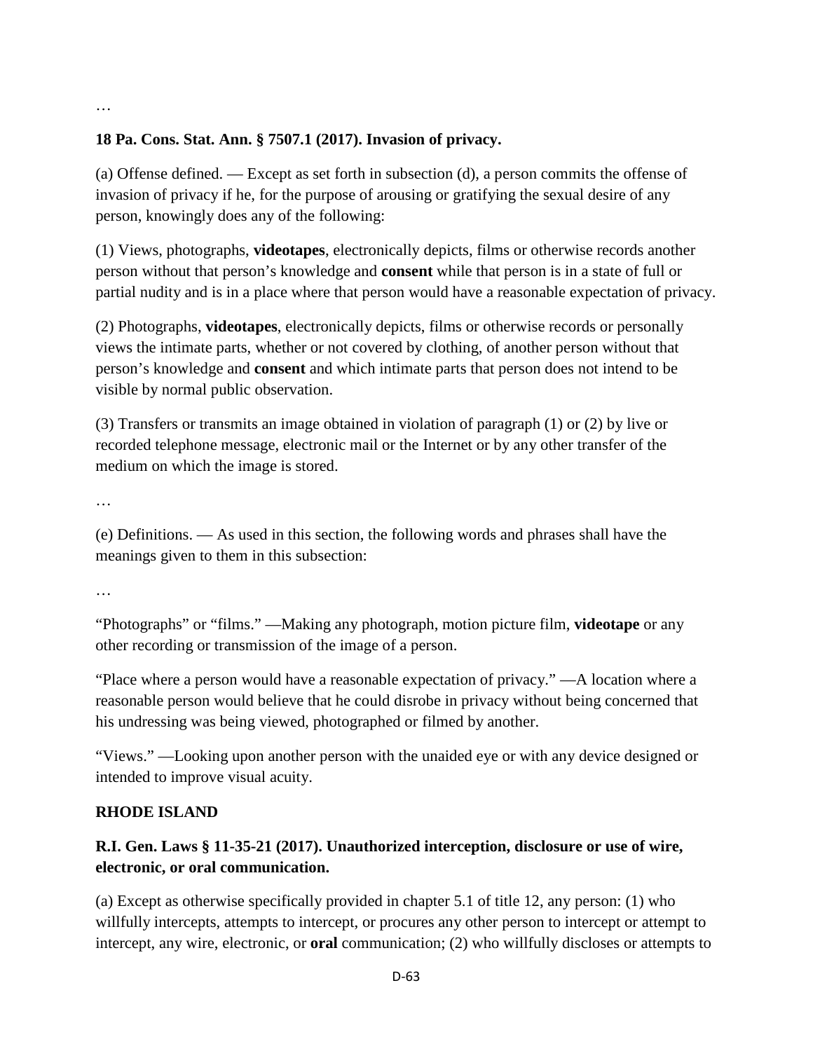…

**18 Pa. Cons. Stat. Ann. § 7507.1 (2017). Invasion of privacy.**

(a) Offense defined. — Except as set forth in subsection (d), a person commits the offense of invasion of privacy if he, for the purpose of arousing or gratifying the sexual desire of any person, knowingly does any of the following:

(1) Views, photographs, **videotapes**, electronically depicts, films or otherwise records another person without that person's knowledge and **consent** while that person is in a state of full or partial nudity and is in a place where that person would have a reasonable expectation of privacy.

(2) Photographs, **videotapes**, electronically depicts, films or otherwise records or personally views the intimate parts, whether or not covered by clothing, of another person without that person's knowledge and **consent** and which intimate parts that person does not intend to be visible by normal public observation.

(3) Transfers or transmits an image obtained in violation of paragraph (1) or (2) by live or recorded telephone message, electronic mail or the Internet or by any other transfer of the medium on which the image is stored.

…

(e) Definitions. — As used in this section, the following words and phrases shall have the meanings given to them in this subsection:

…

"Photographs" or "films." —Making any photograph, motion picture film, **videotape** or any other recording or transmission of the image of a person.

"Place where a person would have a reasonable expectation of privacy." —A location where a reasonable person would believe that he could disrobe in privacy without being concerned that his undressing was being viewed, photographed or filmed by another.

"Views." —Looking upon another person with the unaided eye or with any device designed or intended to improve visual acuity.

## RHODE ISLAND

**R.I. Gen. Laws § 11-35-21 (2017). Unauthorized interception, disclosure or use of wire, electronic, or oral communication.**

(a) Except as otherwise specifically provided in chapter 5.1 of title 12, any person: (1) who willfully intercepts, attempts to intercept, or procures any other person to intercept or attempt to intercept, any wire, electronic, or **oral** communication; (2) who willfully discloses or attempts to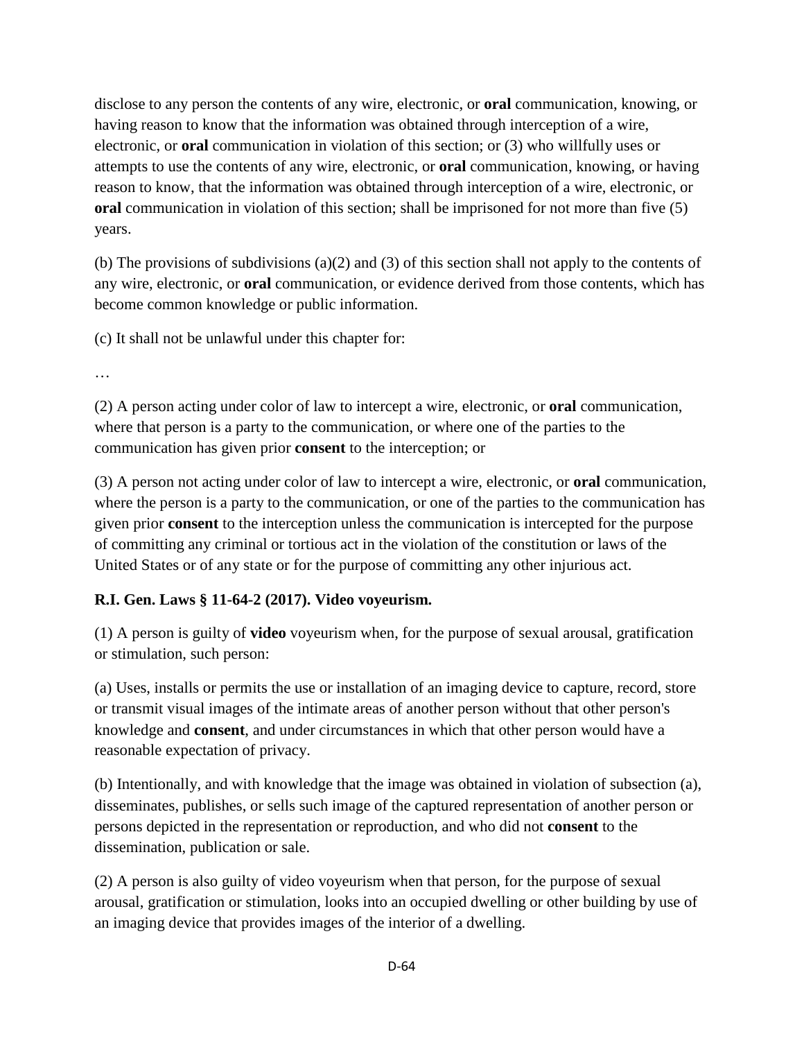disclose to any person the contents of any wire, electronic, or **oral** communication, knowing, or having reason to know that the information was obtained through interception of a wire, electronic, or **oral** communication in violation of this section; or (3) who willfully uses or attempts to use the contents of any wire, electronic, or **oral** communication, knowing, or having reason to know, that the information was obtained through interception of a wire, electronic, or **oral** communication in violation of this section; shall be imprisoned for not more than five (5) years.

(b) The provisions of subdivisions (a)(2) and (3) of this section shall not apply to the contents of any wire, electronic, or **oral** communication, or evidence derived from those contents, which has become common knowledge or public information.

(c) It shall not be unlawful under this chapter for:

…

(2) A person acting under color of law to intercept a wire, electronic, or **oral** communication, where that person is a party to the communication, or where one of the parties to the communication has given prior **consent** to the interception; or

(3) A person not acting under color of law to intercept a wire, electronic, or **oral** communication, where the person is a party to the communication, or one of the parties to the communication has given prior **consent** to the interception unless the communication is intercepted for the purpose of committing any criminal or tortious act in the violation of the constitution or laws of the United States or of any state or for the purpose of committing any other injurious act.

**R.I. Gen. Laws § 11-64-2 (2017). Video voyeurism.**

(1) A person is guilty of **video** voyeurism when, for the purpose of sexual arousal, gratification or stimulation, such person:

(a) Uses, installs or permits the use or installation of an imaging device to capture, record, store or transmit visual images of the intimate areas of another person without that other person's knowledge and **consent**, and under circumstances in which that other person would have a reasonable expectation of privacy.

(b) Intentionally, and with knowledge that the image was obtained in violation of subsection (a), disseminates, publishes, or sells such image of the captured representation of another person or persons depicted in the representation or reproduction, and who did not **consent** to the dissemination, publication or sale.

(2) A person is also guilty of video voyeurism when that person, for the purpose of sexual arousal, gratification or stimulation, looks into an occupied dwelling or other building by use of an imaging device that provides images of the interior of a dwelling.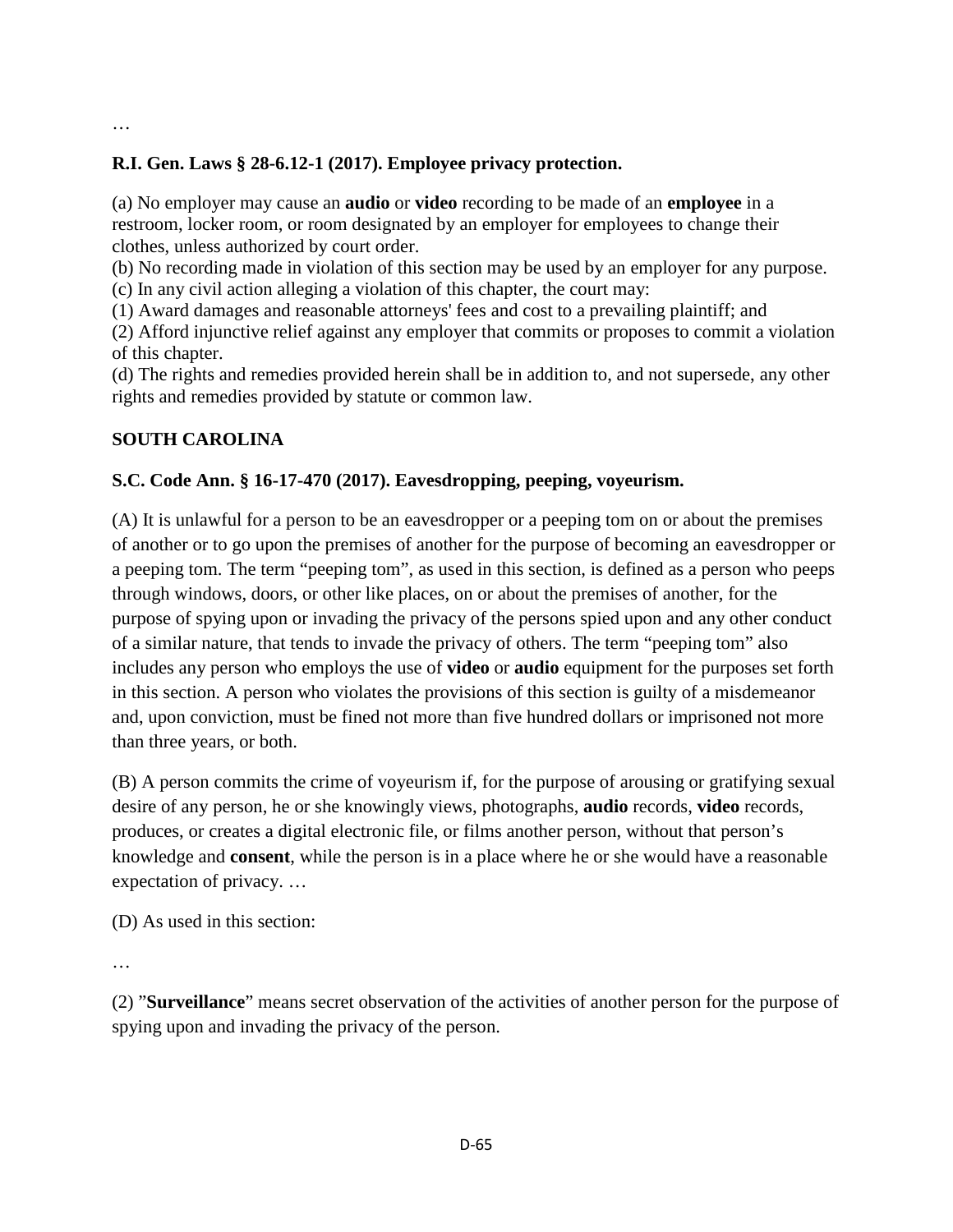…

**R.I. Gen. Laws § 28-6.12-1 (2017). Employee privacy protection.**

(a) No employer may cause an **audio** or **video** recording to be made of an **employee** in a restroom, locker room, or room designated by an employer for employees to change their clothes, unless authorized by court order.
(b) No recording made in violation of this section may be used by an employer for any purpose.
(c) In any civil action alleging a violation of this chapter, the court may:
(1) Award damages and reasonable attorneys' fees and cost to a prevailing plaintiff; and
(2) Afford injunctive relief against any employer that commits or proposes to commit a violation of this chapter.
(d) The rights and remedies provided herein shall be in addition to, and not supersede, any other rights and remedies provided by statute or common law.

**SOUTH CAROLINA**

**S.C. Code Ann. § 16-17-470 (2017). Eavesdropping, peeping, voyeurism.**

(A) It is unlawful for a person to be an eavesdropper or a peeping tom on or about the premises of another or to go upon the premises of another for the purpose of becoming an eavesdropper or a peeping tom. The term "peeping tom", as used in this section, is defined as a person who peeps through windows, doors, or other like places, on or about the premises of another, for the purpose of spying upon or invading the privacy of the persons spied upon and any other conduct of a similar nature, that tends to invade the privacy of others. The term "peeping tom" also includes any person who employs the use of **video** or **audio** equipment for the purposes set forth in this section. A person who violates the provisions of this section is guilty of a misdemeanor and, upon conviction, must be fined not more than five hundred dollars or imprisoned not more than three years, or both.

(B) A person commits the crime of voyeurism if, for the purpose of arousing or gratifying sexual desire of any person, he or she knowingly views, photographs, **audio** records, **video** records, produces, or creates a digital electronic file, or films another person, without that person's knowledge and **consent**, while the person is in a place where he or she would have a reasonable expectation of privacy. …

(D) As used in this section:

…

(2) "**Surveillance**" means secret observation of the activities of another person for the purpose of spying upon and invading the privacy of the person.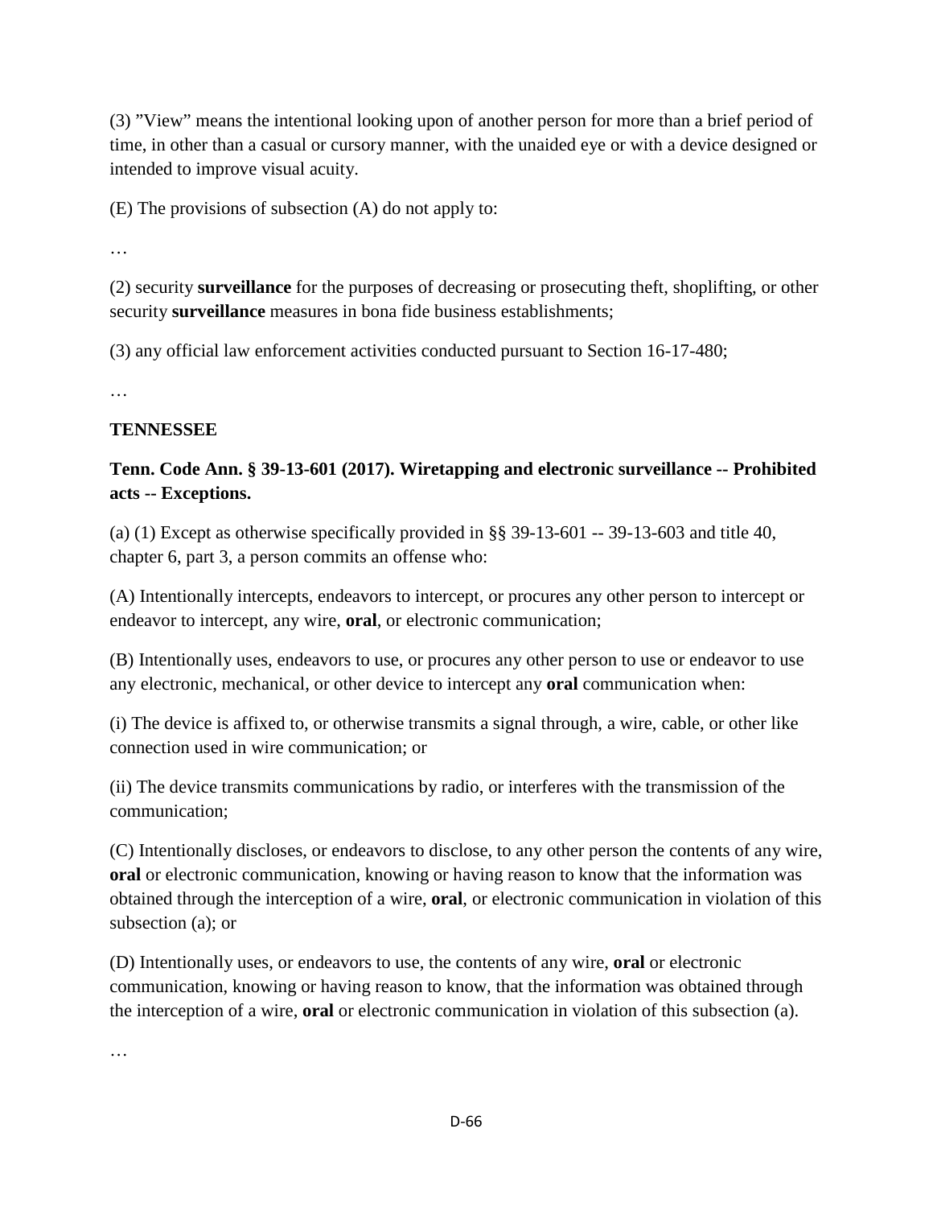(3) ”View” means the intentional looking upon of another person for more than a brief period of time, in other than a casual or cursory manner, with the unaided eye or with a device designed or intended to improve visual acuity.

(E) The provisions of subsection (A) do not apply to:

…

(2) security **surveillance** for the purposes of decreasing or prosecuting theft, shoplifting, or other security **surveillance** measures in bona fide business establishments;

(3) any official law enforcement activities conducted pursuant to Section 16-17-480;

…

**TENNESSEE**

**Tenn. Code Ann. § 39-13-601 (2017). Wiretapping and electronic surveillance -- Prohibited acts -- Exceptions.**

(a) (1) Except as otherwise specifically provided in §§ 39-13-601 -- 39-13-603 and title 40, chapter 6, part 3, a person commits an offense who:

(A) Intentionally intercepts, endeavors to intercept, or procures any other person to intercept or endeavor to intercept, any wire, **oral**, or electronic communication;

(B) Intentionally uses, endeavors to use, or procures any other person to use or endeavor to use any electronic, mechanical, or other device to intercept any **oral** communication when:

(i) The device is affixed to, or otherwise transmits a signal through, a wire, cable, or other like connection used in wire communication; or

(ii) The device transmits communications by radio, or interferes with the transmission of the communication;

(C) Intentionally discloses, or endeavors to disclose, to any other person the contents of any wire, **oral** or electronic communication, knowing or having reason to know that the information was obtained through the interception of a wire, **oral**, or electronic communication in violation of this subsection (a); or

(D) Intentionally uses, or endeavors to use, the contents of any wire, **oral** or electronic communication, knowing or having reason to know, that the information was obtained through the interception of a wire, **oral** or electronic communication in violation of this subsection (a).

…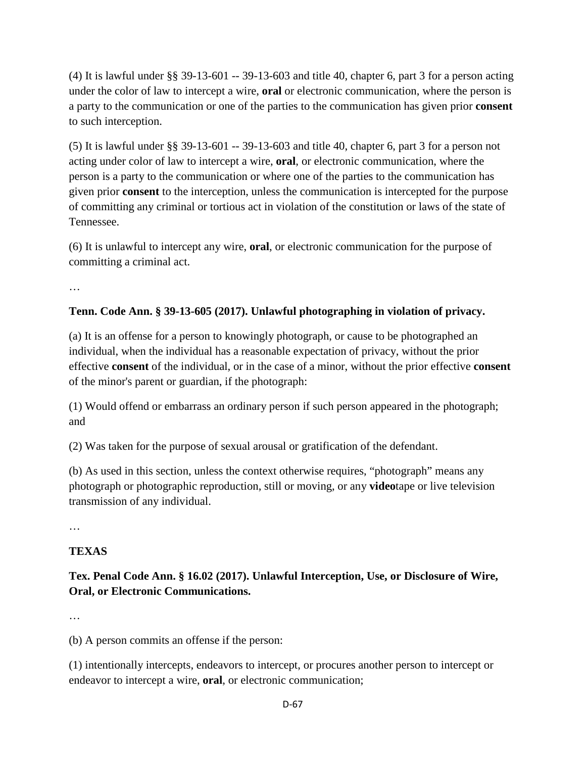(4) It is lawful under §§ 39-13-601 -- 39-13-603 and title 40, chapter 6, part 3 for a person acting under the color of law to intercept a wire, **oral** or electronic communication, where the person is a party to the communication or one of the parties to the communication has given prior **consent** to such interception.

(5) It is lawful under §§ 39-13-601 -- 39-13-603 and title 40, chapter 6, part 3 for a person not acting under color of law to intercept a wire, **oral**, or electronic communication, where the person is a party to the communication or where one of the parties to the communication has given prior **consent** to the interception, unless the communication is intercepted for the purpose of committing any criminal or tortious act in violation of the constitution or laws of the state of Tennessee.

(6) It is unlawful to intercept any wire, **oral**, or electronic communication for the purpose of committing a criminal act.

…

**Tenn. Code Ann. § 39-13-605 (2017). Unlawful photographing in violation of privacy.**

(a) It is an offense for a person to knowingly photograph, or cause to be photographed an individual, when the individual has a reasonable expectation of privacy, without the prior effective **consent** of the individual, or in the case of a minor, without the prior effective **consent** of the minor's parent or guardian, if the photograph:

(1) Would offend or embarrass an ordinary person if such person appeared in the photograph; and

(2) Was taken for the purpose of sexual arousal or gratification of the defendant.

(b) As used in this section, unless the context otherwise requires, "photograph" means any photograph or photographic reproduction, still or moving, or any **video**tape or live television transmission of any individual.

…

**TEXAS**

**Tex. Penal Code Ann. § 16.02 (2017). Unlawful Interception, Use, or Disclosure of Wire, Oral, or Electronic Communications.**

…

(b) A person commits an offense if the person:

(1) intentionally intercepts, endeavors to intercept, or procures another person to intercept or endeavor to intercept a wire, **oral**, or electronic communication;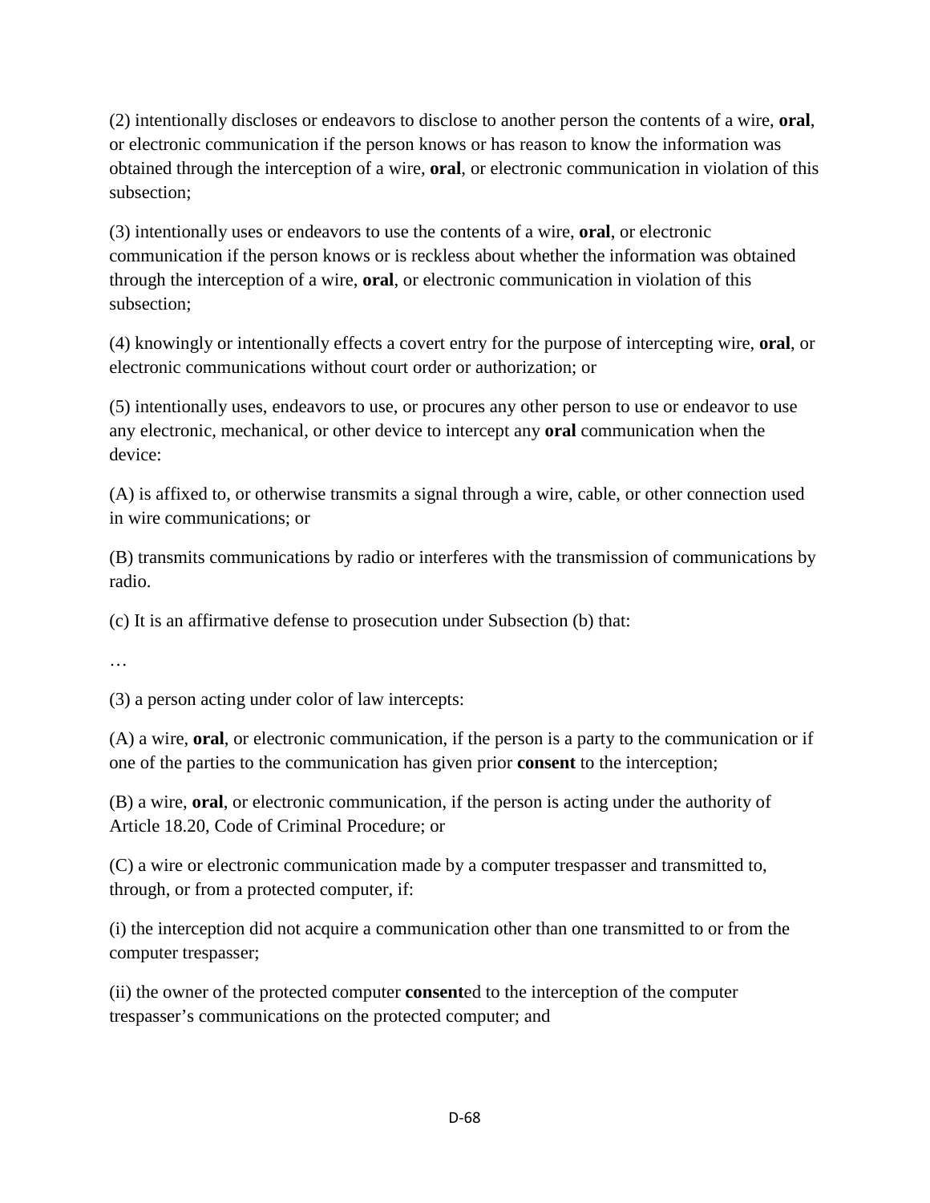(2) intentionally discloses or endeavors to disclose to another person the contents of a wire, **oral**, or electronic communication if the person knows or has reason to know the information was obtained through the interception of a wire, **oral**, or electronic communication in violation of this subsection;

(3) intentionally uses or endeavors to use the contents of a wire, **oral**, or electronic communication if the person knows or is reckless about whether the information was obtained through the interception of a wire, **oral**, or electronic communication in violation of this subsection;

(4) knowingly or intentionally effects a covert entry for the purpose of intercepting wire, **oral**, or electronic communications without court order or authorization; or

(5) intentionally uses, endeavors to use, or procures any other person to use or endeavor to use any electronic, mechanical, or other device to intercept any **oral** communication when the device:

(A) is affixed to, or otherwise transmits a signal through a wire, cable, or other connection used in wire communications; or

(B) transmits communications by radio or interferes with the transmission of communications by radio.

(c) It is an affirmative defense to prosecution under Subsection (b) that:

…

(3) a person acting under color of law intercepts:

(A) a wire, **oral**, or electronic communication, if the person is a party to the communication or if one of the parties to the communication has given prior **consent** to the interception;

(B) a wire, **oral**, or electronic communication, if the person is acting under the authority of Article 18.20, Code of Criminal Procedure; or

(C) a wire or electronic communication made by a computer trespasser and transmitted to, through, or from a protected computer, if:

(i) the interception did not acquire a communication other than one transmitted to or from the computer trespasser;

(ii) the owner of the protected computer **consent**ed to the interception of the computer trespasser's communications on the protected computer; and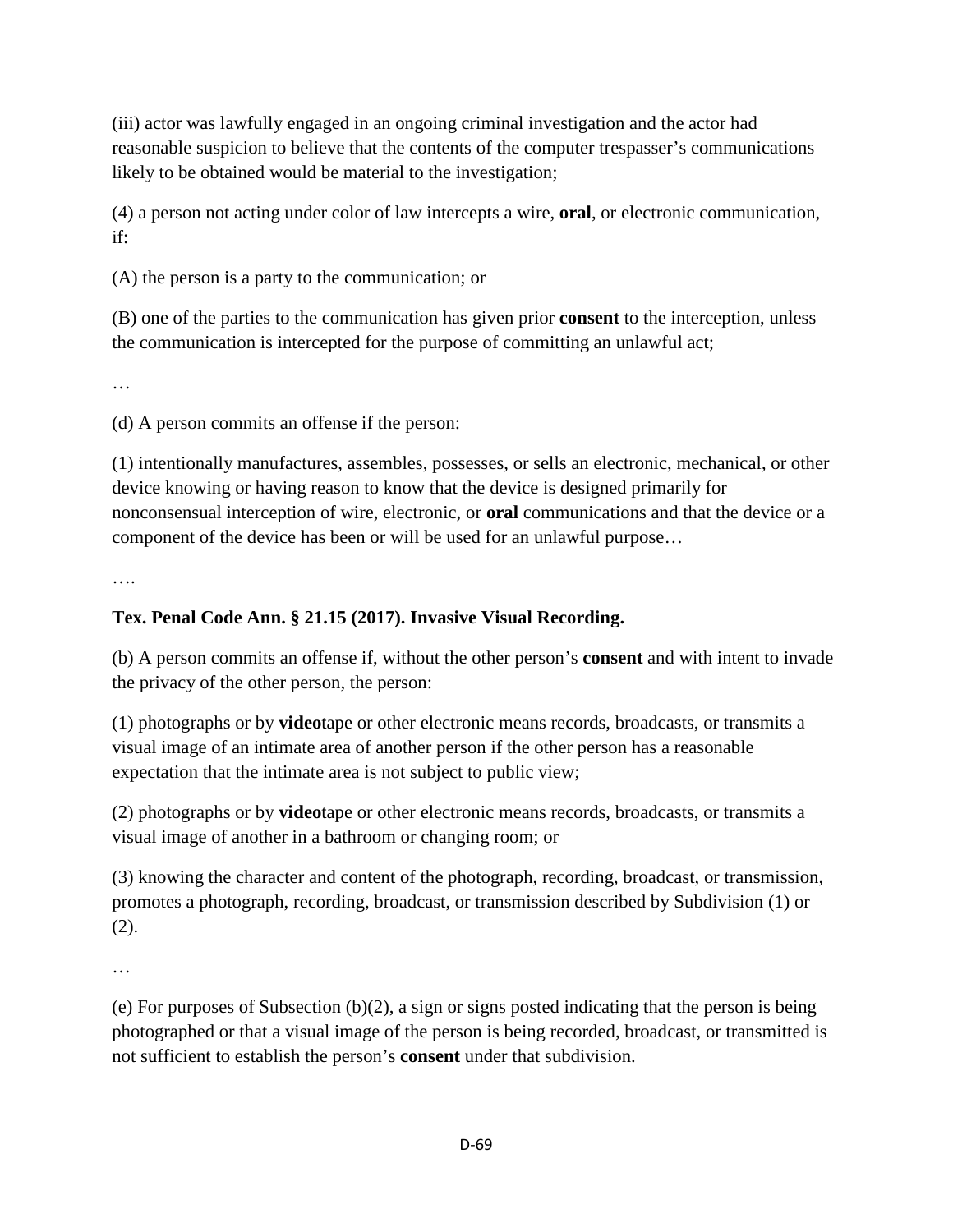(iii) actor was lawfully engaged in an ongoing criminal investigation and the actor had reasonable suspicion to believe that the contents of the computer trespasser's communications likely to be obtained would be material to the investigation;

(4) a person not acting under color of law intercepts a wire, **oral**, or electronic communication, if:

(A) the person is a party to the communication; or

(B) one of the parties to the communication has given prior **consent** to the interception, unless the communication is intercepted for the purpose of committing an unlawful act;

…

(d) A person commits an offense if the person:

(1) intentionally manufactures, assembles, possesses, or sells an electronic, mechanical, or other device knowing or having reason to know that the device is designed primarily for nonconsensual interception of wire, electronic, or **oral** communications and that the device or a component of the device has been or will be used for an unlawful purpose…

….

**Tex. Penal Code Ann. § 21.15 (2017). Invasive Visual Recording.**

(b) A person commits an offense if, without the other person's **consent** and with intent to invade the privacy of the other person, the person:

(1) photographs or by **video**tape or other electronic means records, broadcasts, or transmits a visual image of an intimate area of another person if the other person has a reasonable expectation that the intimate area is not subject to public view;

(2) photographs or by **video**tape or other electronic means records, broadcasts, or transmits a visual image of another in a bathroom or changing room; or

(3) knowing the character and content of the photograph, recording, broadcast, or transmission, promotes a photograph, recording, broadcast, or transmission described by Subdivision (1) or (2).

…

(e) For purposes of Subsection (b)(2), a sign or signs posted indicating that the person is being photographed or that a visual image of the person is being recorded, broadcast, or transmitted is not sufficient to establish the person's **consent** under that subdivision.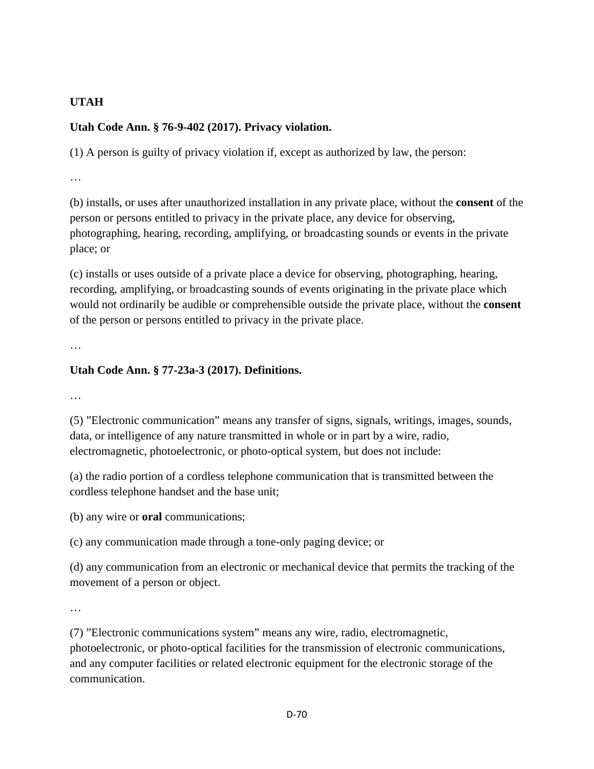**UTAH**

**Utah Code Ann. § 76-9-402 (2017). Privacy violation.**

(1) A person is guilty of privacy violation if, except as authorized by law, the person:

…

(b) installs, or uses after unauthorized installation in any private place, without the **consent** of the person or persons entitled to privacy in the private place, any device for observing, photographing, hearing, recording, amplifying, or broadcasting sounds or events in the private place; or

(c) installs or uses outside of a private place a device for observing, photographing, hearing, recording, amplifying, or broadcasting sounds of events originating in the private place which would not ordinarily be audible or comprehensible outside the private place, without the **consent** of the person or persons entitled to privacy in the private place.

…

**Utah Code Ann. § 77-23a-3 (2017). Definitions.**

…

(5) "Electronic communication" means any transfer of signs, signals, writings, images, sounds, data, or intelligence of any nature transmitted in whole or in part by a wire, radio, electromagnetic, photoelectronic, or photo-optical system, but does not include:

(a) the radio portion of a cordless telephone communication that is transmitted between the cordless telephone handset and the base unit;

(b) any wire or **oral** communications;

(c) any communication made through a tone-only paging device; or

(d) any communication from an electronic or mechanical device that permits the tracking of the movement of a person or object.

…

(7) "Electronic communications system" means any wire, radio, electromagnetic, photoelectronic, or photo-optical facilities for the transmission of electronic communications, and any computer facilities or related electronic equipment for the electronic storage of the communication.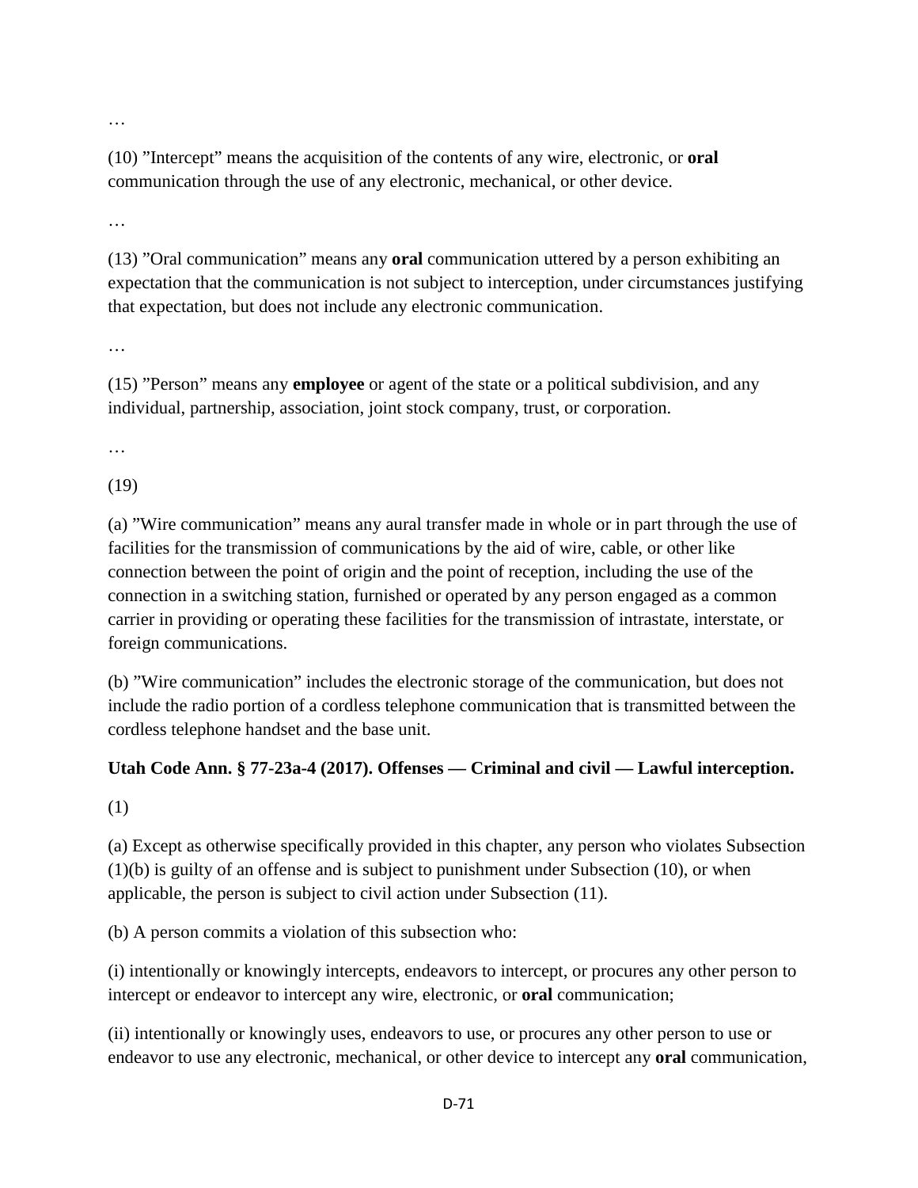…

(10) ”Intercept” means the acquisition of the contents of any wire, electronic, or **oral** communication through the use of any electronic, mechanical, or other device.

…

(13) ”Oral communication” means any **oral** communication uttered by a person exhibiting an expectation that the communication is not subject to interception, under circumstances justifying that expectation, but does not include any electronic communication.

…

(15) ”Person” means any **employee** or agent of the state or a political subdivision, and any individual, partnership, association, joint stock company, trust, or corporation.

…

(19)

(a) ”Wire communication” means any aural transfer made in whole or in part through the use of facilities for the transmission of communications by the aid of wire, cable, or other like connection between the point of origin and the point of reception, including the use of the connection in a switching station, furnished or operated by any person engaged as a common carrier in providing or operating these facilities for the transmission of intrastate, interstate, or foreign communications.

(b) ”Wire communication” includes the electronic storage of the communication, but does not include the radio portion of a cordless telephone communication that is transmitted between the cordless telephone handset and the base unit.

**Utah Code Ann. § 77-23a-4 (2017). Offenses — Criminal and civil — Lawful interception.**

(1)

(a) Except as otherwise specifically provided in this chapter, any person who violates Subsection (1)(b) is guilty of an offense and is subject to punishment under Subsection (10), or when applicable, the person is subject to civil action under Subsection (11).

(b) A person commits a violation of this subsection who:

(i) intentionally or knowingly intercepts, endeavors to intercept, or procures any other person to intercept or endeavor to intercept any wire, electronic, or **oral** communication;

(ii) intentionally or knowingly uses, endeavors to use, or procures any other person to use or endeavor to use any electronic, mechanical, or other device to intercept any **oral** communication,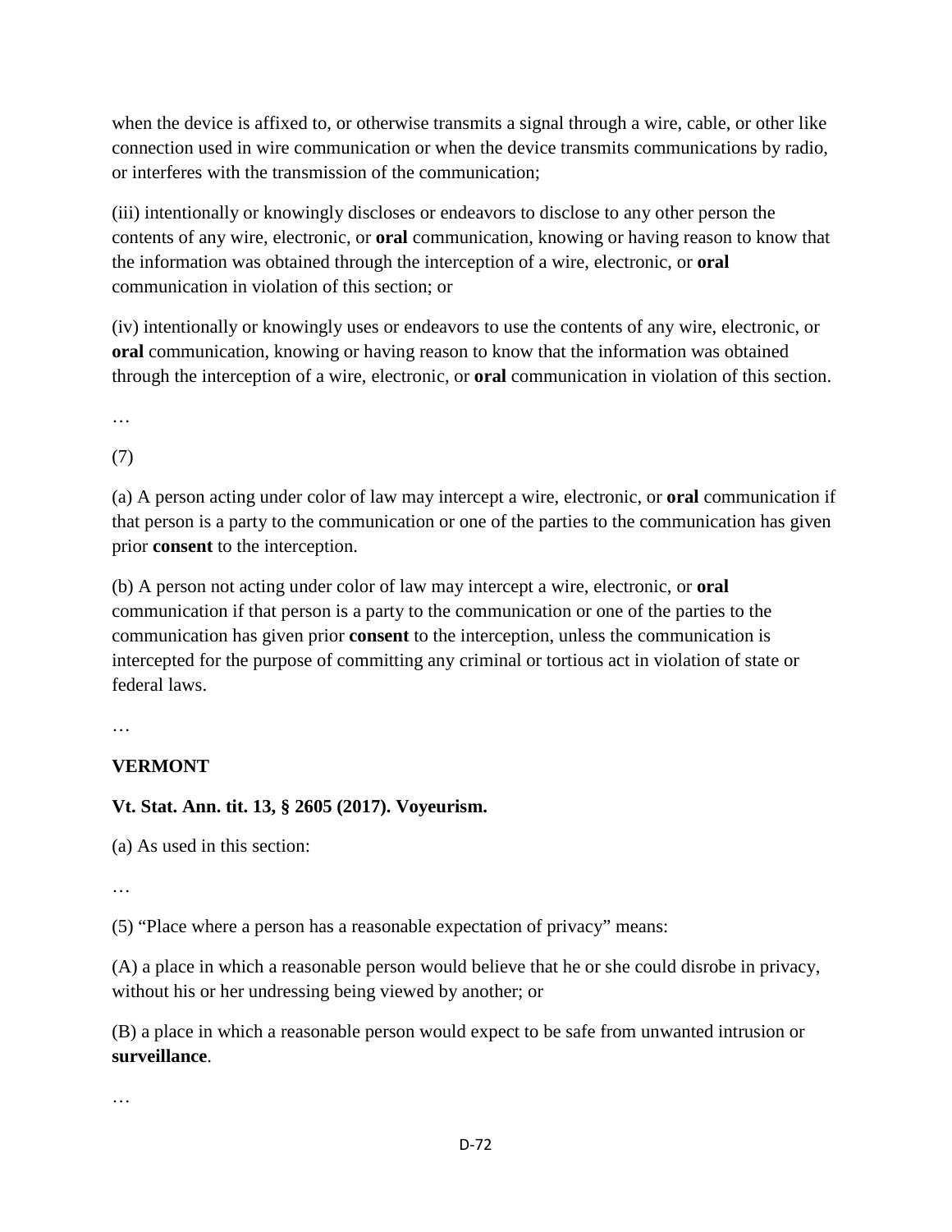when the device is affixed to, or otherwise transmits a signal through a wire, cable, or other like connection used in wire communication or when the device transmits communications by radio, or interferes with the transmission of the communication;

(iii) intentionally or knowingly discloses or endeavors to disclose to any other person the contents of any wire, electronic, or **oral** communication, knowing or having reason to know that the information was obtained through the interception of a wire, electronic, or **oral** communication in violation of this section; or

(iv) intentionally or knowingly uses or endeavors to use the contents of any wire, electronic, or **oral** communication, knowing or having reason to know that the information was obtained through the interception of a wire, electronic, or **oral** communication in violation of this section.

…

(7)

(a) A person acting under color of law may intercept a wire, electronic, or **oral** communication if that person is a party to the communication or one of the parties to the communication has given prior **consent** to the interception.

(b) A person not acting under color of law may intercept a wire, electronic, or **oral** communication if that person is a party to the communication or one of the parties to the communication has given prior **consent** to the interception, unless the communication is intercepted for the purpose of committing any criminal or tortious act in violation of state or federal laws.

…

**VERMONT**

**Vt. Stat. Ann. tit. 13, § 2605 (2017). Voyeurism.**

(a) As used in this section:

…

(5) "Place where a person has a reasonable expectation of privacy" means:

(A) a place in which a reasonable person would believe that he or she could disrobe in privacy, without his or her undressing being viewed by another; or

(B) a place in which a reasonable person would expect to be safe from unwanted intrusion or **surveillance**.

…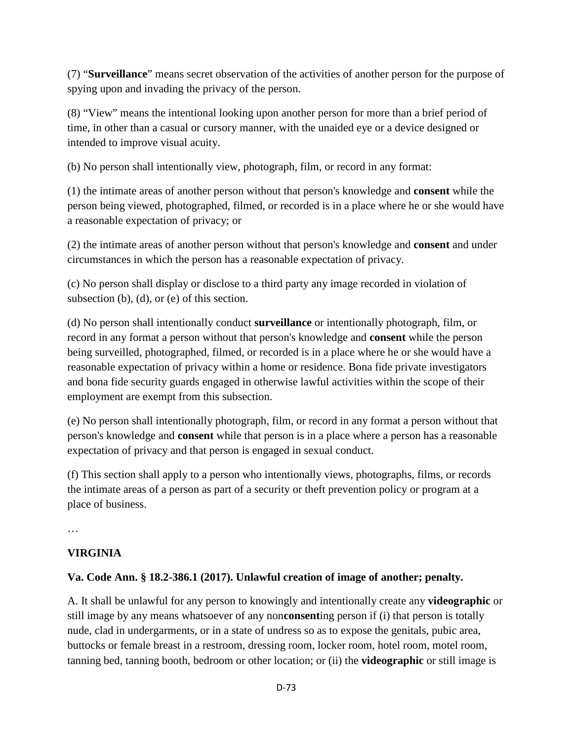(7) "**Surveillance**" means secret observation of the activities of another person for the purpose of spying upon and invading the privacy of the person.

(8) "View" means the intentional looking upon another person for more than a brief period of time, in other than a casual or cursory manner, with the unaided eye or a device designed or intended to improve visual acuity.

(b) No person shall intentionally view, photograph, film, or record in any format:

(1) the intimate areas of another person without that person's knowledge and **consent** while the person being viewed, photographed, filmed, or recorded is in a place where he or she would have a reasonable expectation of privacy; or

(2) the intimate areas of another person without that person's knowledge and **consent** and under circumstances in which the person has a reasonable expectation of privacy.

(c) No person shall display or disclose to a third party any image recorded in violation of subsection (b), (d), or (e) of this section.

(d) No person shall intentionally conduct **surveillance** or intentionally photograph, film, or record in any format a person without that person's knowledge and **consent** while the person being surveilled, photographed, filmed, or recorded is in a place where he or she would have a reasonable expectation of privacy within a home or residence. Bona fide private investigators and bona fide security guards engaged in otherwise lawful activities within the scope of their employment are exempt from this subsection.

(e) No person shall intentionally photograph, film, or record in any format a person without that person's knowledge and **consent** while that person is in a place where a person has a reasonable expectation of privacy and that person is engaged in sexual conduct.

(f) This section shall apply to a person who intentionally views, photographs, films, or records the intimate areas of a person as part of a security or theft prevention policy or program at a place of business.

…

**VIRGINIA**

**Va. Code Ann. § 18.2-386.1 (2017). Unlawful creation of image of another; penalty.**

A. It shall be unlawful for any person to knowingly and intentionally create any **videographic** or still image by any means whatsoever of any non**consent**ing person if (i) that person is totally nude, clad in undergarments, or in a state of undress so as to expose the genitals, pubic area, buttocks or female breast in a restroom, dressing room, locker room, hotel room, motel room, tanning bed, tanning booth, bedroom or other location; or (ii) the **videographic** or still image is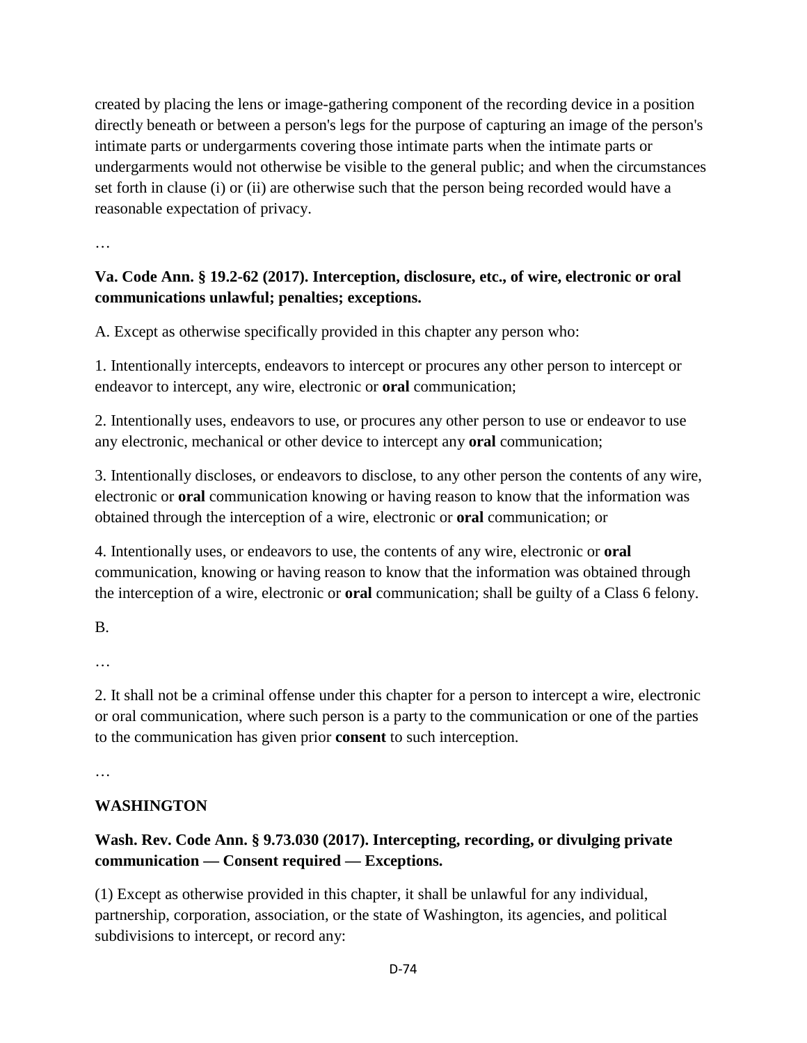created by placing the lens or image-gathering component of the recording device in a position directly beneath or between a person's legs for the purpose of capturing an image of the person's intimate parts or undergarments covering those intimate parts when the intimate parts or undergarments would not otherwise be visible to the general public; and when the circumstances set forth in clause (i) or (ii) are otherwise such that the person being recorded would have a reasonable expectation of privacy.

…

**Va. Code Ann. § 19.2-62 (2017). Interception, disclosure, etc., of wire, electronic or oral communications unlawful; penalties; exceptions.**

A. Except as otherwise specifically provided in this chapter any person who:

1. Intentionally intercepts, endeavors to intercept or procures any other person to intercept or endeavor to intercept, any wire, electronic or **oral** communication;

2. Intentionally uses, endeavors to use, or procures any other person to use or endeavor to use any electronic, mechanical or other device to intercept any **oral** communication;

3. Intentionally discloses, or endeavors to disclose, to any other person the contents of any wire, electronic or **oral** communication knowing or having reason to know that the information was obtained through the interception of a wire, electronic or **oral** communication; or

4. Intentionally uses, or endeavors to use, the contents of any wire, electronic or **oral** communication, knowing or having reason to know that the information was obtained through the interception of a wire, electronic or **oral** communication; shall be guilty of a Class 6 felony.

B.

…

2. It shall not be a criminal offense under this chapter for a person to intercept a wire, electronic or oral communication, where such person is a party to the communication or one of the parties to the communication has given prior **consent** to such interception.

…

**WASHINGTON**

**Wash. Rev. Code Ann. § 9.73.030 (2017). Intercepting, recording, or divulging private communication — Consent required — Exceptions.**

(1) Except as otherwise provided in this chapter, it shall be unlawful for any individual, partnership, corporation, association, or the state of Washington, its agencies, and political subdivisions to intercept, or record any: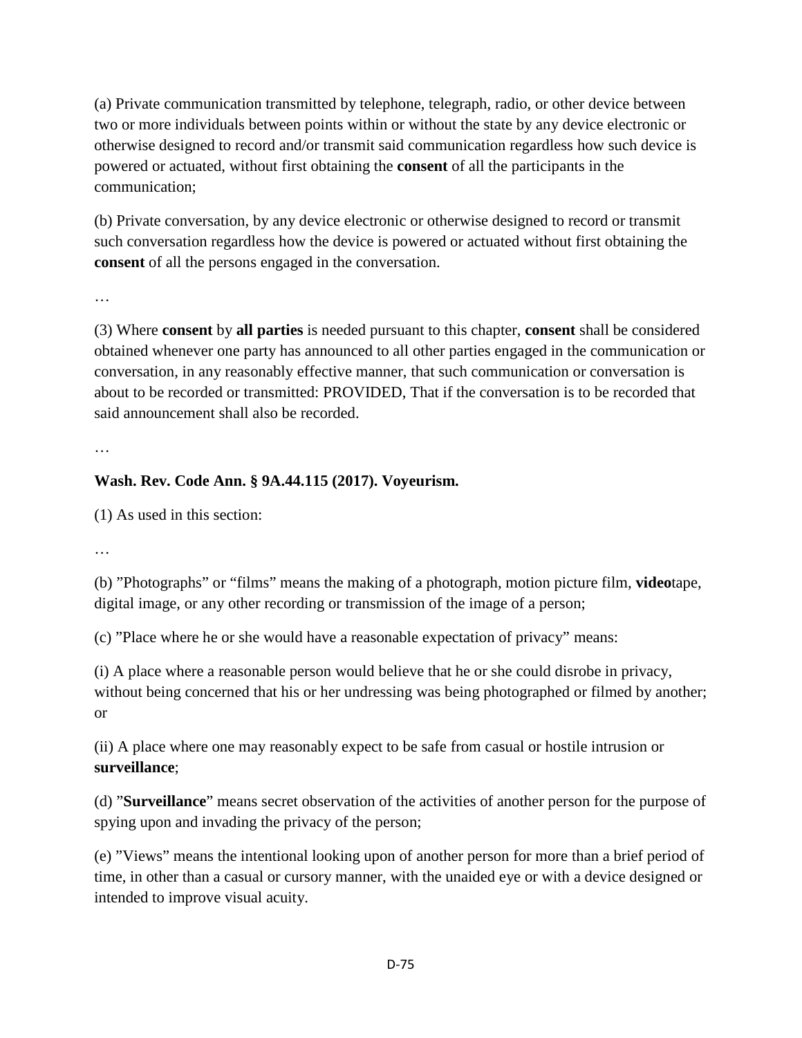(a) Private communication transmitted by telephone, telegraph, radio, or other device between two or more individuals between points within or without the state by any device electronic or otherwise designed to record and/or transmit said communication regardless how such device is powered or actuated, without first obtaining the **consent** of all the participants in the communication;

(b) Private conversation, by any device electronic or otherwise designed to record or transmit such conversation regardless how the device is powered or actuated without first obtaining the **consent** of all the persons engaged in the conversation.

…

(3) Where **consent** by **all parties** is needed pursuant to this chapter, **consent** shall be considered obtained whenever one party has announced to all other parties engaged in the communication or conversation, in any reasonably effective manner, that such communication or conversation is about to be recorded or transmitted: PROVIDED, That if the conversation is to be recorded that said announcement shall also be recorded.

…

**Wash. Rev. Code Ann. § 9A.44.115 (2017). Voyeurism.**

(1) As used in this section:

…

(b) "Photographs" or "films" means the making of a photograph, motion picture film, **video**tape, digital image, or any other recording or transmission of the image of a person;

(c) "Place where he or she would have a reasonable expectation of privacy" means:

(i) A place where a reasonable person would believe that he or she could disrobe in privacy, without being concerned that his or her undressing was being photographed or filmed by another; or

(ii) A place where one may reasonably expect to be safe from casual or hostile intrusion or **surveillance**;

(d) "**Surveillance**" means secret observation of the activities of another person for the purpose of spying upon and invading the privacy of the person;

(e) "Views" means the intentional looking upon of another person for more than a brief period of time, in other than a casual or cursory manner, with the unaided eye or with a device designed or intended to improve visual acuity.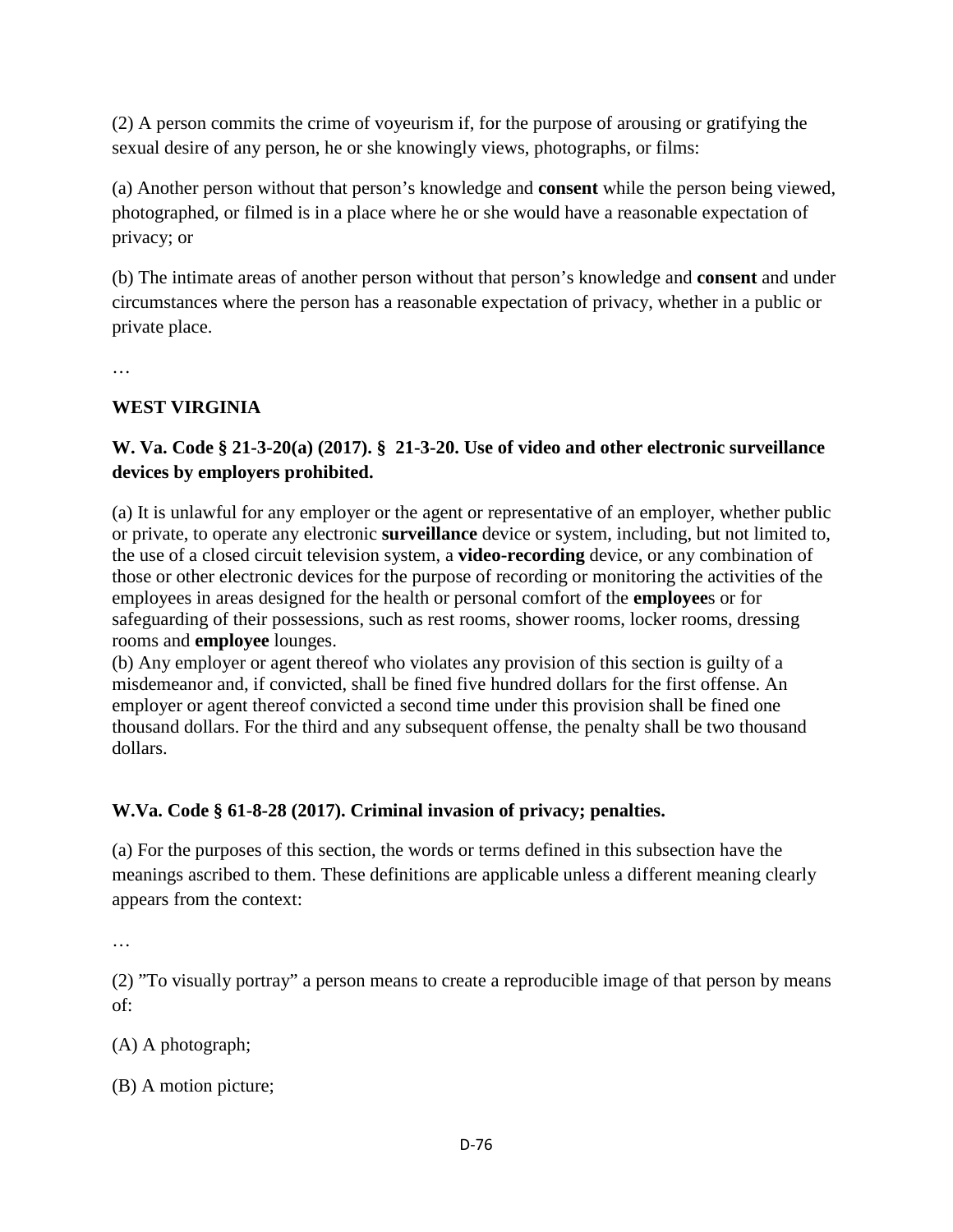(2) A person commits the crime of voyeurism if, for the purpose of arousing or gratifying the sexual desire of any person, he or she knowingly views, photographs, or films:

(a) Another person without that person's knowledge and **consent** while the person being viewed, photographed, or filmed is in a place where he or she would have a reasonable expectation of privacy; or

(b) The intimate areas of another person without that person's knowledge and **consent** and under circumstances where the person has a reasonable expectation of privacy, whether in a public or private place.

…

## WEST VIRGINIA

### W. Va. Code § 21-3-20(a) (2017). § 21-3-20. Use of video and other electronic surveillance devices by employers prohibited.

(a) It is unlawful for any employer or the agent or representative of an employer, whether public or private, to operate any electronic **surveillance** device or system, including, but not limited to, the use of a closed circuit television system, a **video-recording** device, or any combination of those or other electronic devices for the purpose of recording or monitoring the activities of the employees in areas designed for the health or personal comfort of the **employee**s or for safeguarding of their possessions, such as rest rooms, shower rooms, locker rooms, dressing rooms and **employee** lounges.
(b) Any employer or agent thereof who violates any provision of this section is guilty of a misdemeanor and, if convicted, shall be fined five hundred dollars for the first offense. An employer or agent thereof convicted a second time under this provision shall be fined one thousand dollars. For the third and any subsequent offense, the penalty shall be two thousand dollars.

### W.Va. Code § 61-8-28 (2017). Criminal invasion of privacy; penalties.

(a) For the purposes of this section, the words or terms defined in this subsection have the meanings ascribed to them. These definitions are applicable unless a different meaning clearly appears from the context:

…

(2) "To visually portray" a person means to create a reproducible image of that person by means of:

(A) A photograph;

(B) A motion picture;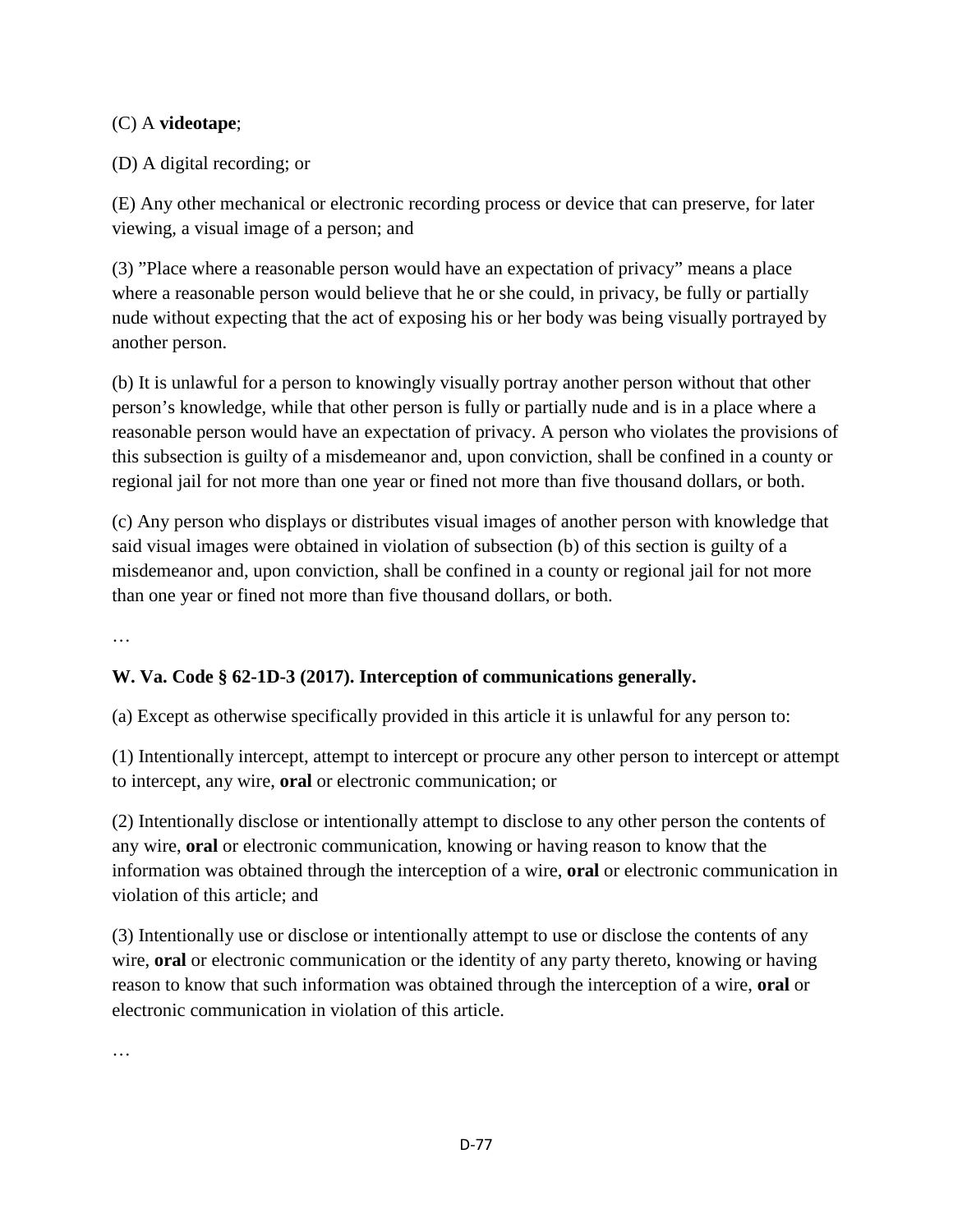(C) A **videotape**;

(D) A digital recording; or

(E) Any other mechanical or electronic recording process or device that can preserve, for later viewing, a visual image of a person; and

(3) "Place where a reasonable person would have an expectation of privacy" means a place where a reasonable person would believe that he or she could, in privacy, be fully or partially nude without expecting that the act of exposing his or her body was being visually portrayed by another person.

(b) It is unlawful for a person to knowingly visually portray another person without that other person's knowledge, while that other person is fully or partially nude and is in a place where a reasonable person would have an expectation of privacy. A person who violates the provisions of this subsection is guilty of a misdemeanor and, upon conviction, shall be confined in a county or regional jail for not more than one year or fined not more than five thousand dollars, or both.

(c) Any person who displays or distributes visual images of another person with knowledge that said visual images were obtained in violation of subsection (b) of this section is guilty of a misdemeanor and, upon conviction, shall be confined in a county or regional jail for not more than one year or fined not more than five thousand dollars, or both.

…

**W. Va. Code § 62-1D-3 (2017). Interception of communications generally.**

(a) Except as otherwise specifically provided in this article it is unlawful for any person to:

(1) Intentionally intercept, attempt to intercept or procure any other person to intercept or attempt to intercept, any wire, **oral** or electronic communication; or

(2) Intentionally disclose or intentionally attempt to disclose to any other person the contents of any wire, **oral** or electronic communication, knowing or having reason to know that the information was obtained through the interception of a wire, **oral** or electronic communication in violation of this article; and

(3) Intentionally use or disclose or intentionally attempt to use or disclose the contents of any wire, **oral** or electronic communication or the identity of any party thereto, knowing or having reason to know that such information was obtained through the interception of a wire, **oral** or electronic communication in violation of this article.

…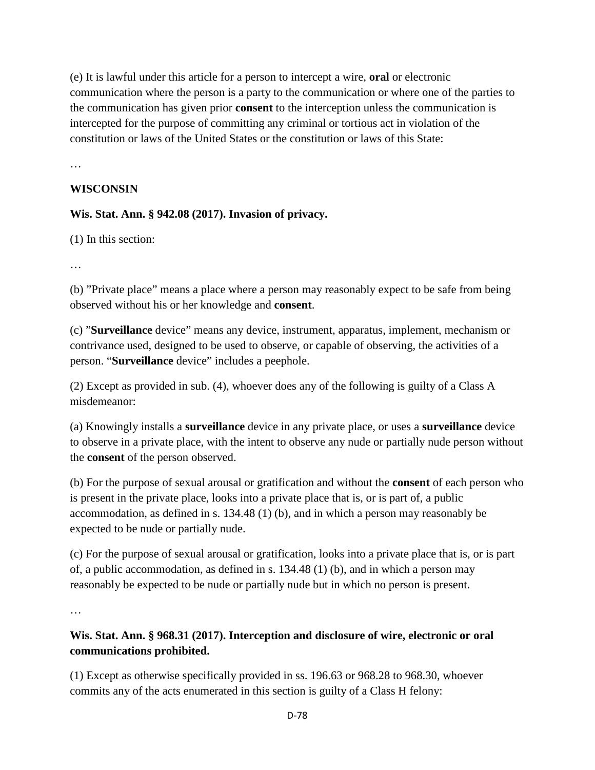(e) It is lawful under this article for a person to intercept a wire, **oral** or electronic communication where the person is a party to the communication or where one of the parties to the communication has given prior **consent** to the interception unless the communication is intercepted for the purpose of committing any criminal or tortious act in violation of the constitution or laws of the United States or the constitution or laws of this State:

…

**WISCONSIN**

**Wis. Stat. Ann. § 942.08 (2017). Invasion of privacy.**

(1) In this section:

…

(b) ”Private place” means a place where a person may reasonably expect to be safe from being observed without his or her knowledge and **consent**.

(c) ”**Surveillance** device” means any device, instrument, apparatus, implement, mechanism or contrivance used, designed to be used to observe, or capable of observing, the activities of a person. “**Surveillance** device” includes a peephole.

(2) Except as provided in sub. (4), whoever does any of the following is guilty of a Class A misdemeanor:

(a) Knowingly installs a **surveillance** device in any private place, or uses a **surveillance** device to observe in a private place, with the intent to observe any nude or partially nude person without the **consent** of the person observed.

(b) For the purpose of sexual arousal or gratification and without the **consent** of each person who is present in the private place, looks into a private place that is, or is part of, a public accommodation, as defined in s. 134.48 (1) (b), and in which a person may reasonably be expected to be nude or partially nude.

(c) For the purpose of sexual arousal or gratification, looks into a private place that is, or is part of, a public accommodation, as defined in s. 134.48 (1) (b), and in which a person may reasonably be expected to be nude or partially nude but in which no person is present.

…

**Wis. Stat. Ann. § 968.31 (2017). Interception and disclosure of wire, electronic or oral communications prohibited.**

(1) Except as otherwise specifically provided in ss. 196.63 or 968.28 to 968.30, whoever commits any of the acts enumerated in this section is guilty of a Class H felony: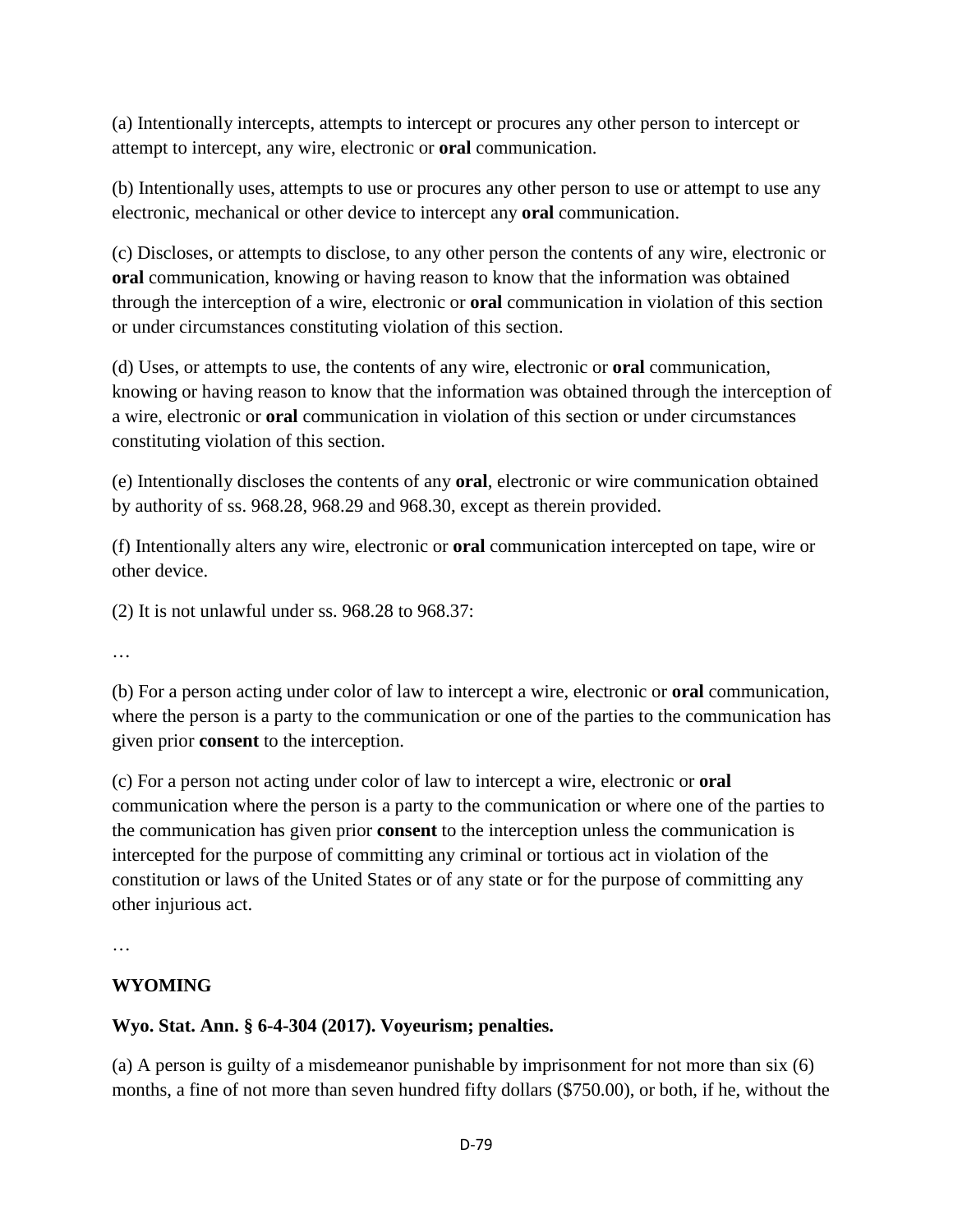(a) Intentionally intercepts, attempts to intercept or procures any other person to intercept or attempt to intercept, any wire, electronic or **oral** communication.

(b) Intentionally uses, attempts to use or procures any other person to use or attempt to use any electronic, mechanical or other device to intercept any **oral** communication.

(c) Discloses, or attempts to disclose, to any other person the contents of any wire, electronic or **oral** communication, knowing or having reason to know that the information was obtained through the interception of a wire, electronic or **oral** communication in violation of this section or under circumstances constituting violation of this section.

(d) Uses, or attempts to use, the contents of any wire, electronic or **oral** communication, knowing or having reason to know that the information was obtained through the interception of a wire, electronic or **oral** communication in violation of this section or under circumstances constituting violation of this section.

(e) Intentionally discloses the contents of any **oral**, electronic or wire communication obtained by authority of ss. 968.28, 968.29 and 968.30, except as therein provided.

(f) Intentionally alters any wire, electronic or **oral** communication intercepted on tape, wire or other device.

(2) It is not unlawful under ss. 968.28 to 968.37:

…

(b) For a person acting under color of law to intercept a wire, electronic or **oral** communication, where the person is a party to the communication or one of the parties to the communication has given prior **consent** to the interception.

(c) For a person not acting under color of law to intercept a wire, electronic or **oral** communication where the person is a party to the communication or where one of the parties to the communication has given prior **consent** to the interception unless the communication is intercepted for the purpose of committing any criminal or tortious act in violation of the constitution or laws of the United States or of any state or for the purpose of committing any other injurious act.

…

**WYOMING**

**Wyo. Stat. Ann. § 6-4-304 (2017). Voyeurism; penalties.**

(a) A person is guilty of a misdemeanor punishable by imprisonment for not more than six (6) months, a fine of not more than seven hundred fifty dollars ($750.00), or both, if he, without the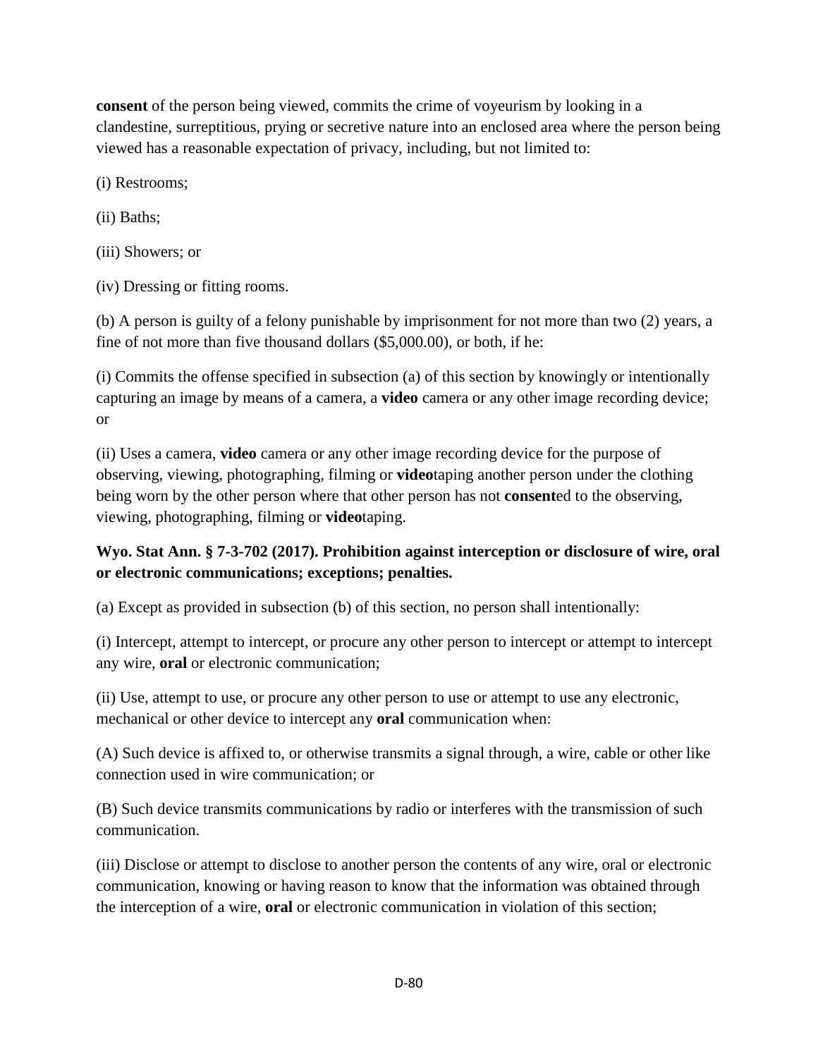**consent** of the person being viewed, commits the crime of voyeurism by looking in a clandestine, surreptitious, prying or secretive nature into an enclosed area where the person being viewed has a reasonable expectation of privacy, including, but not limited to:

(i) Restrooms;

(ii) Baths;

(iii) Showers; or

(iv) Dressing or fitting rooms.

(b) A person is guilty of a felony punishable by imprisonment for not more than two (2) years, a fine of not more than five thousand dollars ($5,000.00), or both, if he:

(i) Commits the offense specified in subsection (a) of this section by knowingly or intentionally capturing an image by means of a camera, a **video** camera or any other image recording device; or

(ii) Uses a camera, **video** camera or any other image recording device for the purpose of observing, viewing, photographing, filming or **video**taping another person under the clothing being worn by the other person where that other person has not **consent**ed to the observing, viewing, photographing, filming or **video**taping.

**Wyo. Stat Ann. § 7-3-702 (2017). Prohibition against interception or disclosure of wire, oral or electronic communications; exceptions; penalties.**

(a) Except as provided in subsection (b) of this section, no person shall intentionally:

(i) Intercept, attempt to intercept, or procure any other person to intercept or attempt to intercept any wire, **oral** or electronic communication;

(ii) Use, attempt to use, or procure any other person to use or attempt to use any electronic, mechanical or other device to intercept any **oral** communication when:

(A) Such device is affixed to, or otherwise transmits a signal through, a wire, cable or other like connection used in wire communication; or

(B) Such device transmits communications by radio or interferes with the transmission of such communication.

(iii) Disclose or attempt to disclose to another person the contents of any wire, oral or electronic communication, knowing or having reason to know that the information was obtained through the interception of a wire, **oral** or electronic communication in violation of this section;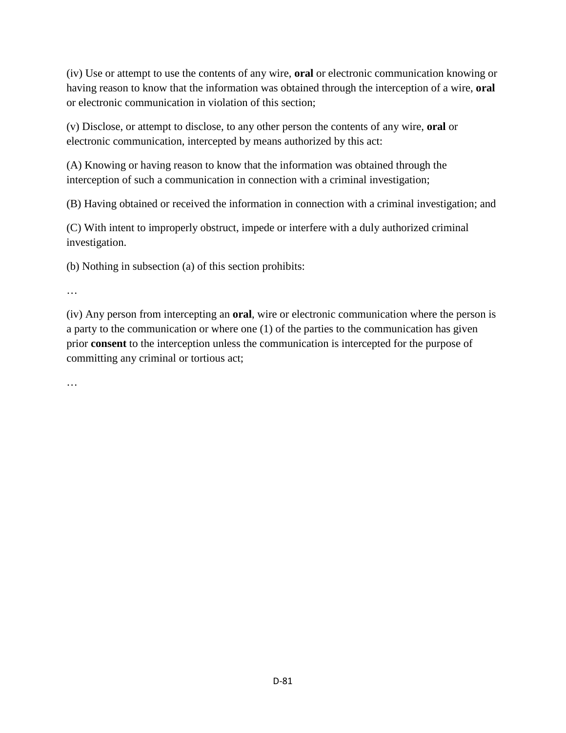(iv) Use or attempt to use the contents of any wire, **oral** or electronic communication knowing or having reason to know that the information was obtained through the interception of a wire, **oral** or electronic communication in violation of this section;

(v) Disclose, or attempt to disclose, to any other person the contents of any wire, **oral** or electronic communication, intercepted by means authorized by this act:

(A) Knowing or having reason to know that the information was obtained through the interception of such a communication in connection with a criminal investigation;

(B) Having obtained or received the information in connection with a criminal investigation; and

(C) With intent to improperly obstruct, impede or interfere with a duly authorized criminal investigation.

(b) Nothing in subsection (a) of this section prohibits:

…

(iv) Any person from intercepting an **oral**, wire or electronic communication where the person is a party to the communication or where one (1) of the parties to the communication has given prior **consent** to the interception unless the communication is intercepted for the purpose of committing any criminal or tortious act;

…